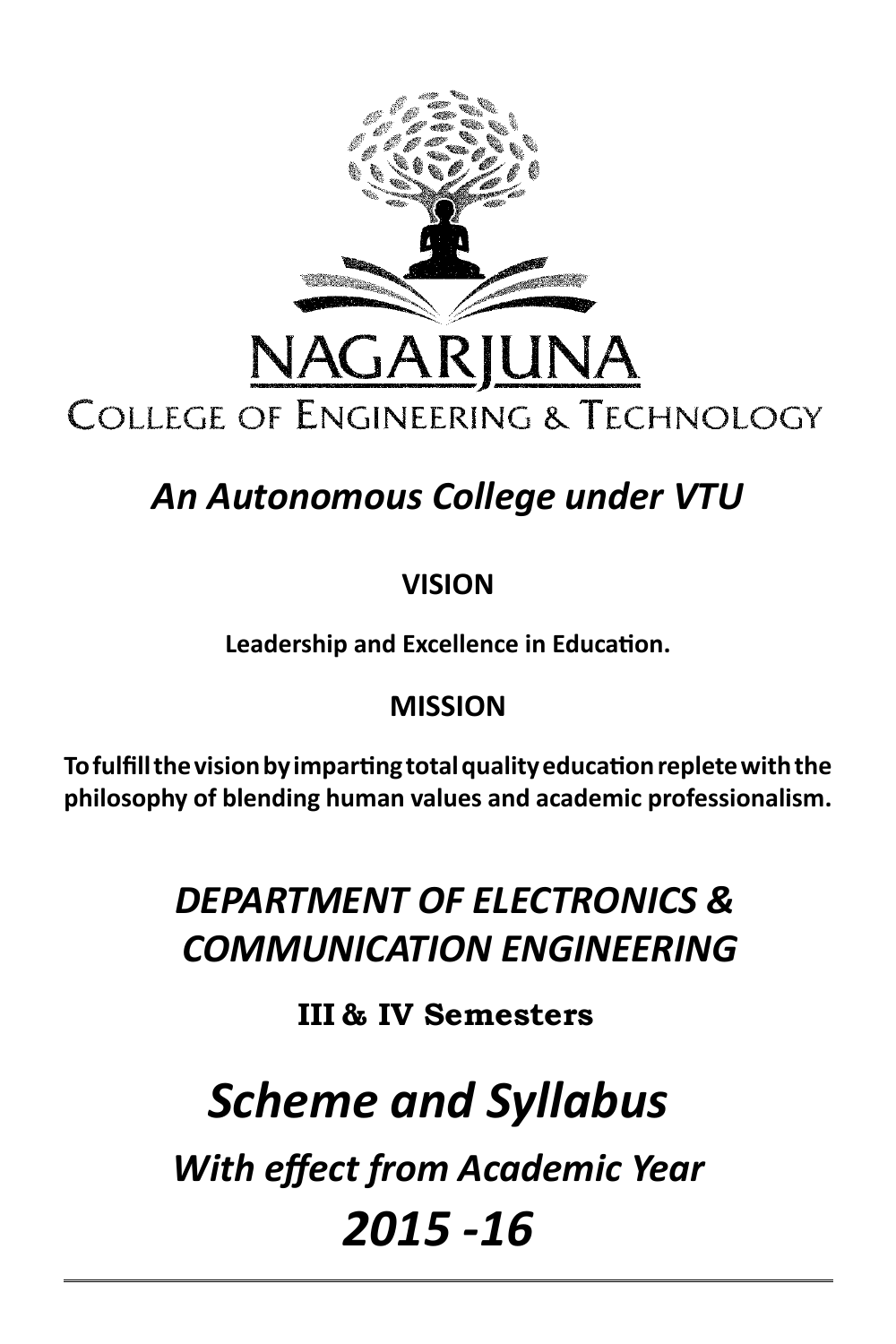# NAGARJUNA

## COLLEGE OF ENGINEERING & TECHNOLOGY

***An Autonomous College under VTU***

**VISION**

**Leadership and Excellence in Education.**

**MISSION**

**To fulfill the vision by imparting total quality education replete with the philosophy of blending human values and academic professionalism.**

## *DEPARTMENT OF ELECTRONICS & COMMUNICATION ENGINEERING*

**III & IV Semesters**

# *Scheme and Syllabus*

## *With effect from Academic Year*

# *2015 -16*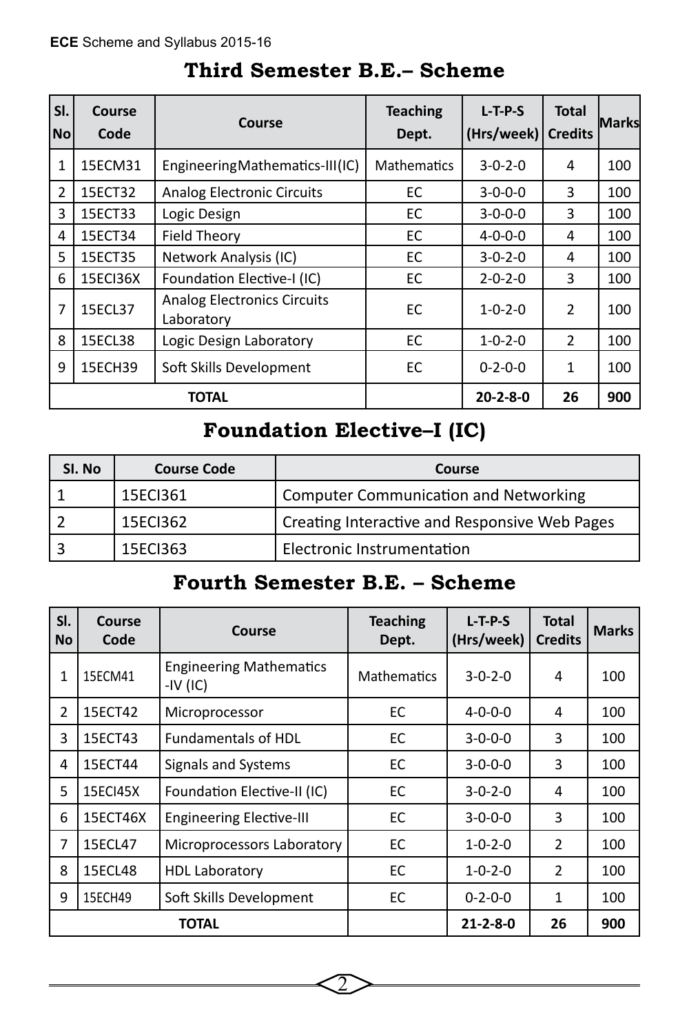## Third Semester B.E.– Scheme

| Sl. No | Course Code | Course | Teaching Dept. | L-T-P-S (Hrs/week) | Total Credits | Marks |
|---|---|---|---|---|---|---|
| 1 | 15ECM31 | EngineeringMathematics-III(IC) | Mathematics | 3-0-2-0 | 4 | 100 |
| 2 | 15ECT32 | Analog Electronic Circuits | EC | 3-0-0-0 | 3 | 100 |
| 3 | 15ECT33 | Logic Design | EC | 3-0-0-0 | 3 | 100 |
| 4 | 15ECT34 | Field Theory | EC | 4-0-0-0 | 4 | 100 |
| 5 | 15ECT35 | Network Analysis (IC) | EC | 3-0-2-0 | 4 | 100 |
| 6 | 15ECI36X | Foundation Elective-I (IC) | EC | 2-0-2-0 | 3 | 100 |
| 7 | 15ECL37 | Analog Electronics Circuits Laboratory | EC | 1-0-2-0 | 2 | 100 |
| 8 | 15ECL38 | Logic Design Laboratory | EC | 1-0-2-0 | 2 | 100 |
| 9 | 15ECH39 | Soft Skills Development | EC | 0-2-0-0 | 1 | 100 |
| TOTAL | | | | 20-2-8-0 | 26 | 900 |

## Foundation Elective–I (IC)

| Sl. No | Course Code | Course |
|---|---|---|
| 1 | 15ECI361 | Computer Communication and Networking |
| 2 | 15ECI362 | Creating Interactive and Responsive Web Pages |
| 3 | 15ECI363 | Electronic Instrumentation |

## Fourth Semester B.E. – Scheme

| Sl. No | Course Code | Course | Teaching Dept. | L-T-P-S (Hrs/week) | Total Credits | Marks |
|---|---|---|---|---|---|---|
| 1 | 15ECM41 | Engineering Mathematics -IV (IC) | Mathematics | 3-0-2-0 | 4 | 100 |
| 2 | 15ECT42 | Microprocessor | EC | 4-0-0-0 | 4 | 100 |
| 3 | 15ECT43 | Fundamentals of HDL | EC | 3-0-0-0 | 3 | 100 |
| 4 | 15ECT44 | Signals and Systems | EC | 3-0-0-0 | 3 | 100 |
| 5 | 15ECI45X | Foundation Elective-II (IC) | EC | 3-0-2-0 | 4 | 100 |
| 6 | 15ECT46X | Engineering Elective-III | EC | 3-0-0-0 | 3 | 100 |
| 7 | 15ECL47 | Microprocessors Laboratory | EC | 1-0-2-0 | 2 | 100 |
| 8 | 15ECL48 | HDL Laboratory | EC | 1-0-2-0 | 2 | 100 |
| 9 | 15ECH49 | Soft Skills Development | EC | 0-2-0-0 | 1 | 100 |
| TOTAL | | | | 21-2-8-0 | 26 | 900 |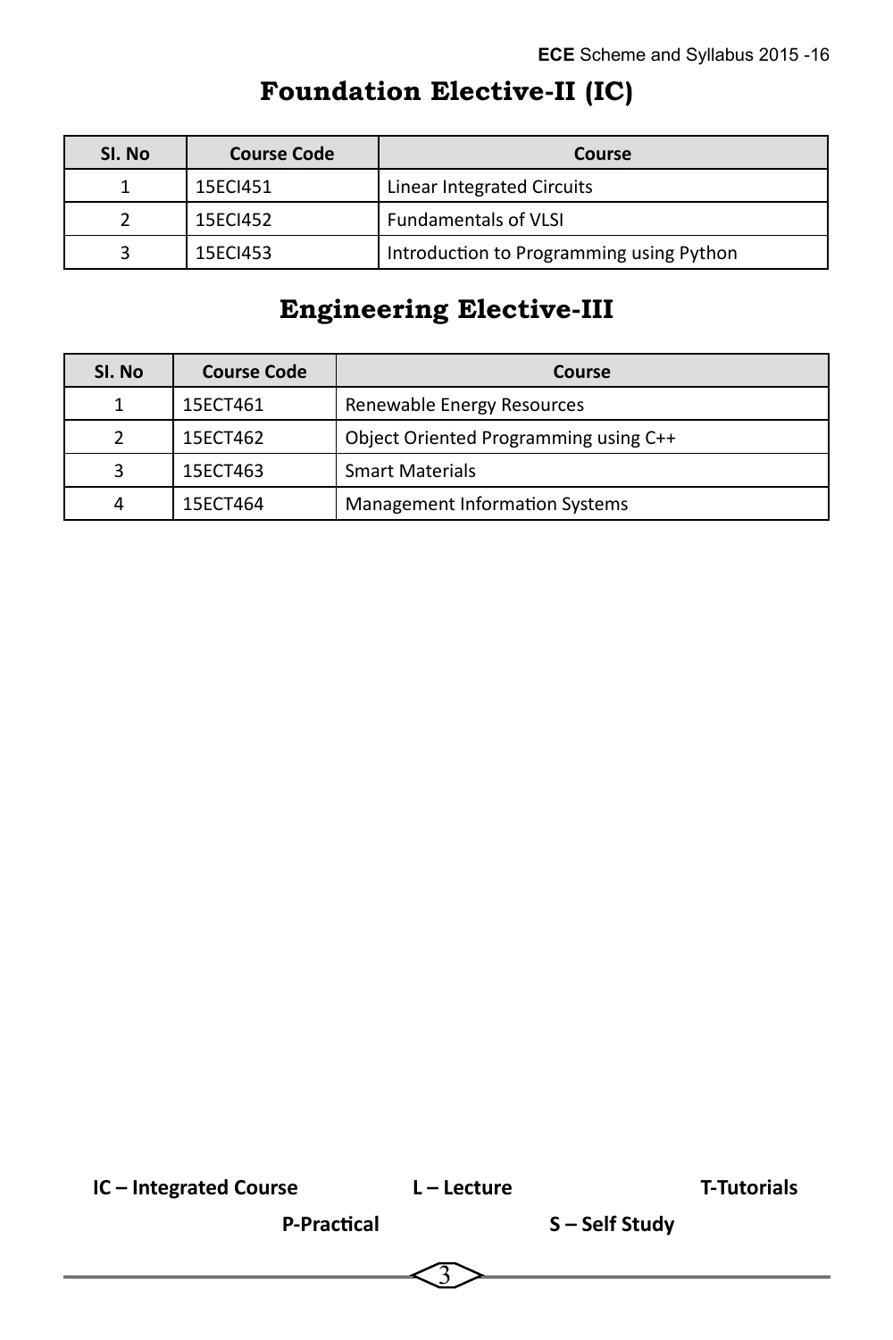## Foundation Elective-II (IC)

| Sl. No | Course Code | Course |
|---|---|---|
| 1 | 15ECI451 | Linear Integrated Circuits |
| 2 | 15ECI452 | Fundamentals of VLSI |
| 3 | 15ECI453 | Introduction to Programming using Python |

## Engineering Elective-III

| Sl. No | Course Code | Course |
|---|---|---|
| 1 | 15ECT461 | Renewable Energy Resources |
| 2 | 15ECT462 | Object Oriented Programming using C++ |
| 3 | 15ECT463 | Smart Materials |
| 4 | 15ECT464 | Management Information Systems |

**IC – Integrated Course** **L – Lecture** **T-Tutorials**

**P-Practical** **S – Self Study**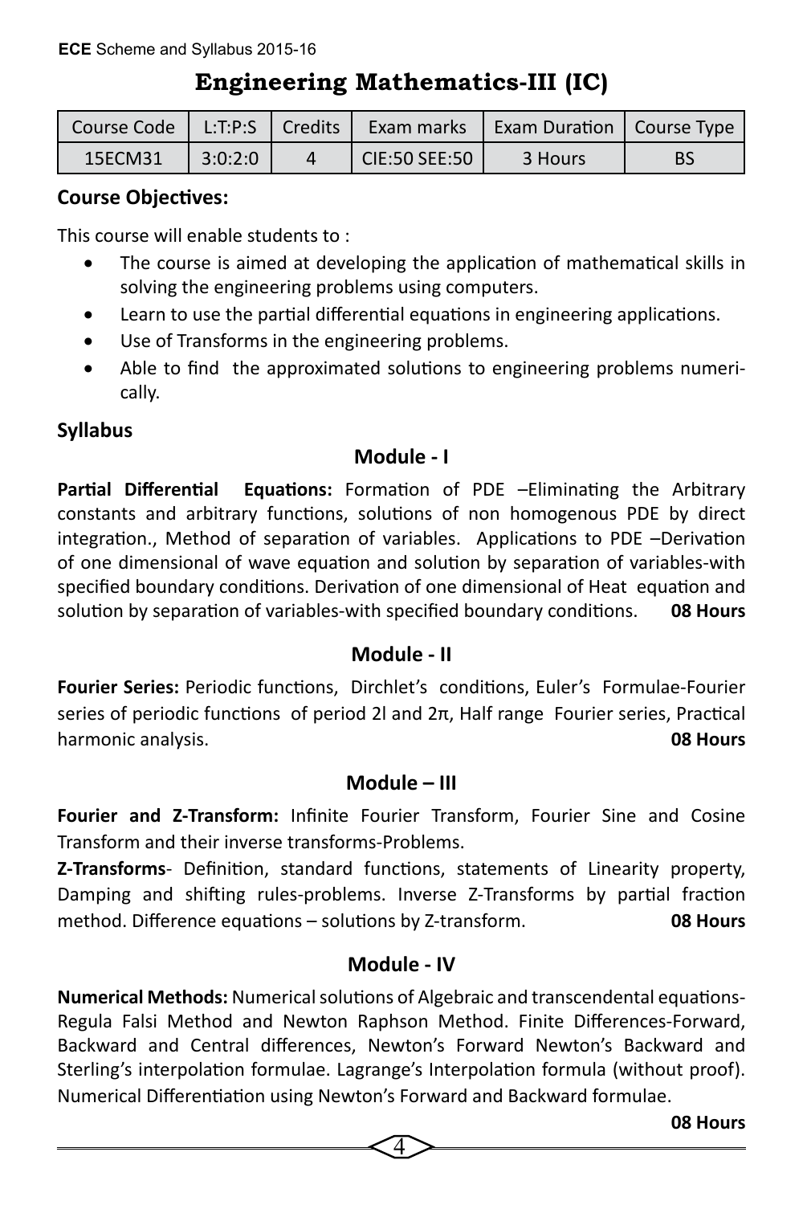# Engineering Mathematics-III (IC)

| Course Code | L:T:P:S | Credits | Exam marks | Exam Duration | Course Type |
|---|---|---|---|---|---|
| 15ECM31 | 3:0:2:0 | 4 | CIE:50 SEE:50 | 3 Hours | BS |

**Course Objectives:**

This course will enable students to :

- The course is aimed at developing the application of mathematical skills in solving the engineering problems using computers.
- Learn to use the partial differential equations in engineering applications.
- Use of Transforms in the engineering problems.
- Able to find the approximated solutions to engineering problems numerically.

**Syllabus**

### Module - I

**Partial Differential Equations:** Formation of PDE –Eliminating the Arbitrary constants and arbitrary functions, solutions of non homogenous PDE by direct integration., Method of separation of variables. Applications to PDE –Derivation of one dimensional of wave equation and solution by separation of variables-with specified boundary conditions. Derivation of one dimensional of Heat equation and solution by separation of variables-with specified boundary conditions. **08 Hours**

### Module - II

**Fourier Series:** Periodic functions, Dirchlet's conditions, Euler's Formulae-Fourier series of periodic functions of period $2l$ and $2\pi$, Half range Fourier series, Practical harmonic analysis. **08 Hours**

### Module – III

**Fourier and Z-Transform:** Infinite Fourier Transform, Fourier Sine and Cosine Transform and their inverse transforms-Problems.

**Z-Transforms**- Definition, standard functions, statements of Linearity property, Damping and shifting rules-problems. Inverse Z-Transforms by partial fraction method. Difference equations – solutions by Z-transform. **08 Hours**

### Module - IV

**Numerical Methods:** Numerical solutions of Algebraic and transcendental equations-Regula Falsi Method and Newton Raphson Method. Finite Differences-Forward, Backward and Central differences, Newton's Forward Newton's Backward and Sterling's interpolation formulae. Lagrange's Interpolation formula (without proof). Numerical Differentiation using Newton's Forward and Backward formulae.

**08 Hours**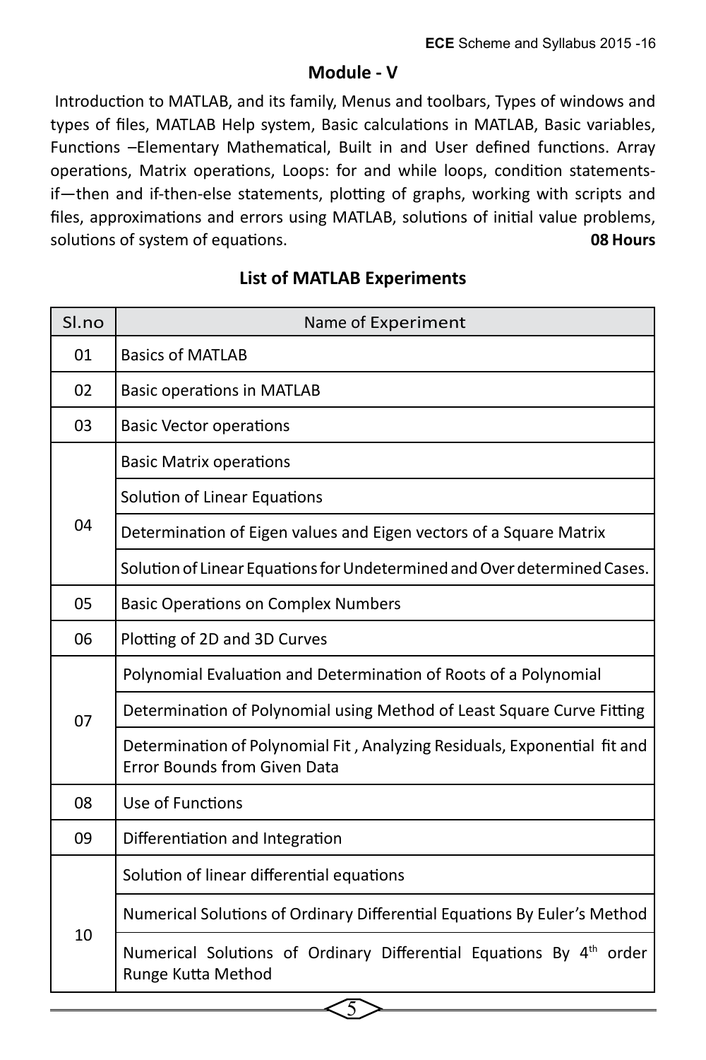## Module - V

Introduction to MATLAB, and its family, Menus and toolbars, Types of windows and types of files, MATLAB Help system, Basic calculations in MATLAB, Basic variables, Functions –Elementary Mathematical, Built in and User defined functions. Array operations, Matrix operations, Loops: for and while loops, condition statements- if—then and if-then-else statements, plotting of graphs, working with scripts and files, approximations and errors using MATLAB, solutions of initial value problems, solutions of system of equations. **08 Hours**

## List of MATLAB Experiments

| Sl.no | Name of Experiment |
|---|---|
| 01 | Basics of MATLAB |
| 02 | Basic operations in MATLAB |
| 03 | Basic Vector operations |
| 04 | Basic Matrix operations |
| | Solution of Linear Equations |
| | Determination of Eigen values and Eigen vectors of a Square Matrix |
| | Solution of Linear Equations for Undetermined and Over determined Cases. |
| 05 | Basic Operations on Complex Numbers |
| 06 | Plotting of 2D and 3D Curves |
| 07 | Polynomial Evaluation and Determination of Roots of a Polynomial |
| | Determination of Polynomial using Method of Least Square Curve Fitting |
| | Determination of Polynomial Fit , Analyzing Residuals, Exponential fit and Error Bounds from Given Data |
| 08 | Use of Functions |
| 09 | Differentiation and Integration |
| 10 | Solution of linear differential equations |
| | Numerical Solutions of Ordinary Differential Equations By Euler's Method |
| | Numerical Solutions of Ordinary Differential Equations By 4th order Runge Kutta Method |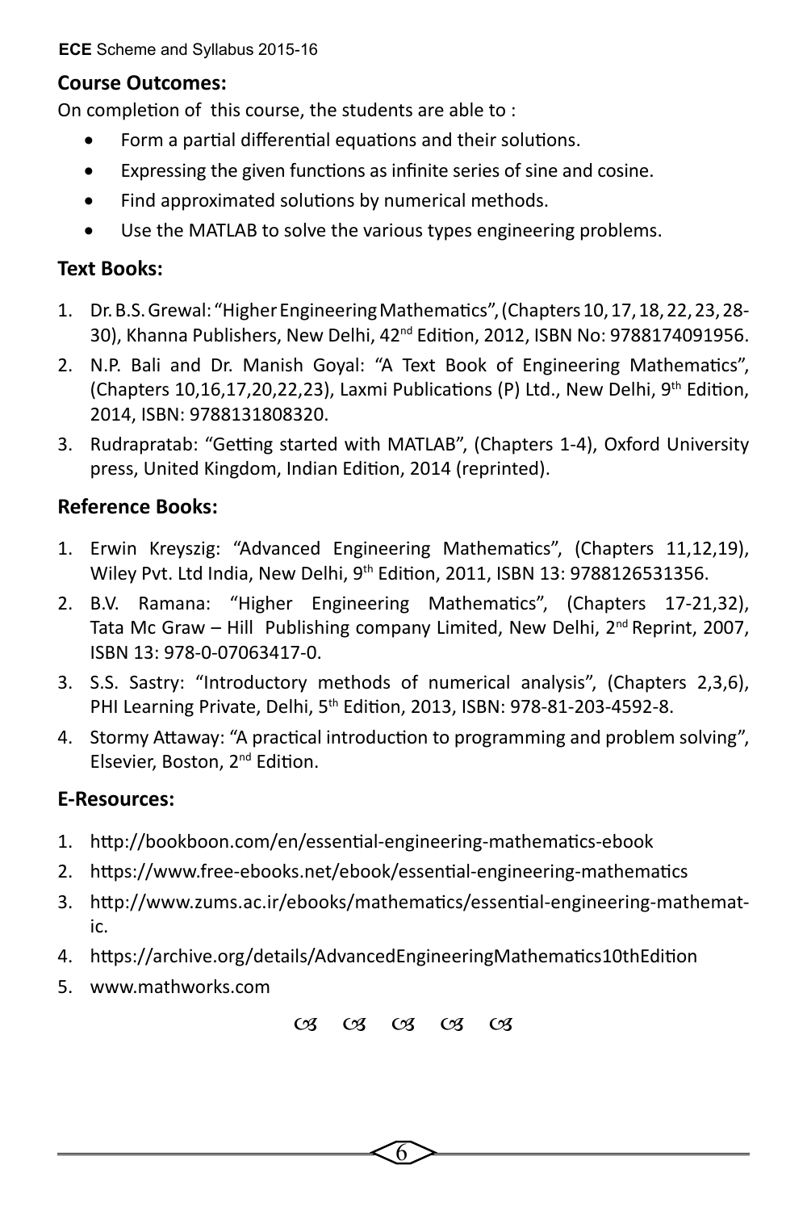### Course Outcomes:

On completion of this course, the students are able to :

- Form a partial differential equations and their solutions.
- Expressing the given functions as infinite series of sine and cosine.
- Find approximated solutions by numerical methods.
- Use the MATLAB to solve the various types engineering problems.

### Text Books:

1. Dr. B.S. Grewal: "Higher Engineering Mathematics", (Chapters 10, 17, 18, 22, 23, 28-30), Khanna Publishers, New Delhi, 42nd Edition, 2012, ISBN No: 9788174091956.
2. N.P. Bali and Dr. Manish Goyal: "A Text Book of Engineering Mathematics", (Chapters 10,16,17,20,22,23), Laxmi Publications (P) Ltd., New Delhi, 9th Edition, 2014, ISBN: 9788131808320.
3. Rudrapratab: "Getting started with MATLAB", (Chapters 1-4), Oxford University press, United Kingdom, Indian Edition, 2014 (reprinted).

### Reference Books:

1. Erwin Kreyszig: "Advanced Engineering Mathematics", (Chapters 11,12,19), Wiley Pvt. Ltd India, New Delhi, 9th Edition, 2011, ISBN 13: 9788126531356.
2. B.V. Ramana: "Higher Engineering Mathematics", (Chapters 17-21,32), Tata Mc Graw – Hill Publishing company Limited, New Delhi, 2nd Reprint, 2007, ISBN 13: 978-0-07063417-0.
3. S.S. Sastry: "Introductory methods of numerical analysis", (Chapters 2,3,6), PHI Learning Private, Delhi, 5th Edition, 2013, ISBN: 978-81-203-4592-8.
4. Stormy Attaway: "A practical introduction to programming and problem solving", Elsevier, Boston, 2nd Edition.

### E-Resources:

1. http://bookboon.com/en/essential-engineering-mathematics-ebook
2. https://www.free-ebooks.net/ebook/essential-engineering-mathematics
3. http://www.zums.ac.ir/ebooks/mathematics/essential-engineering-mathematic.
4. https://archive.org/details/AdvancedEngineeringMathematics10thEdition
5. www.mathworks.com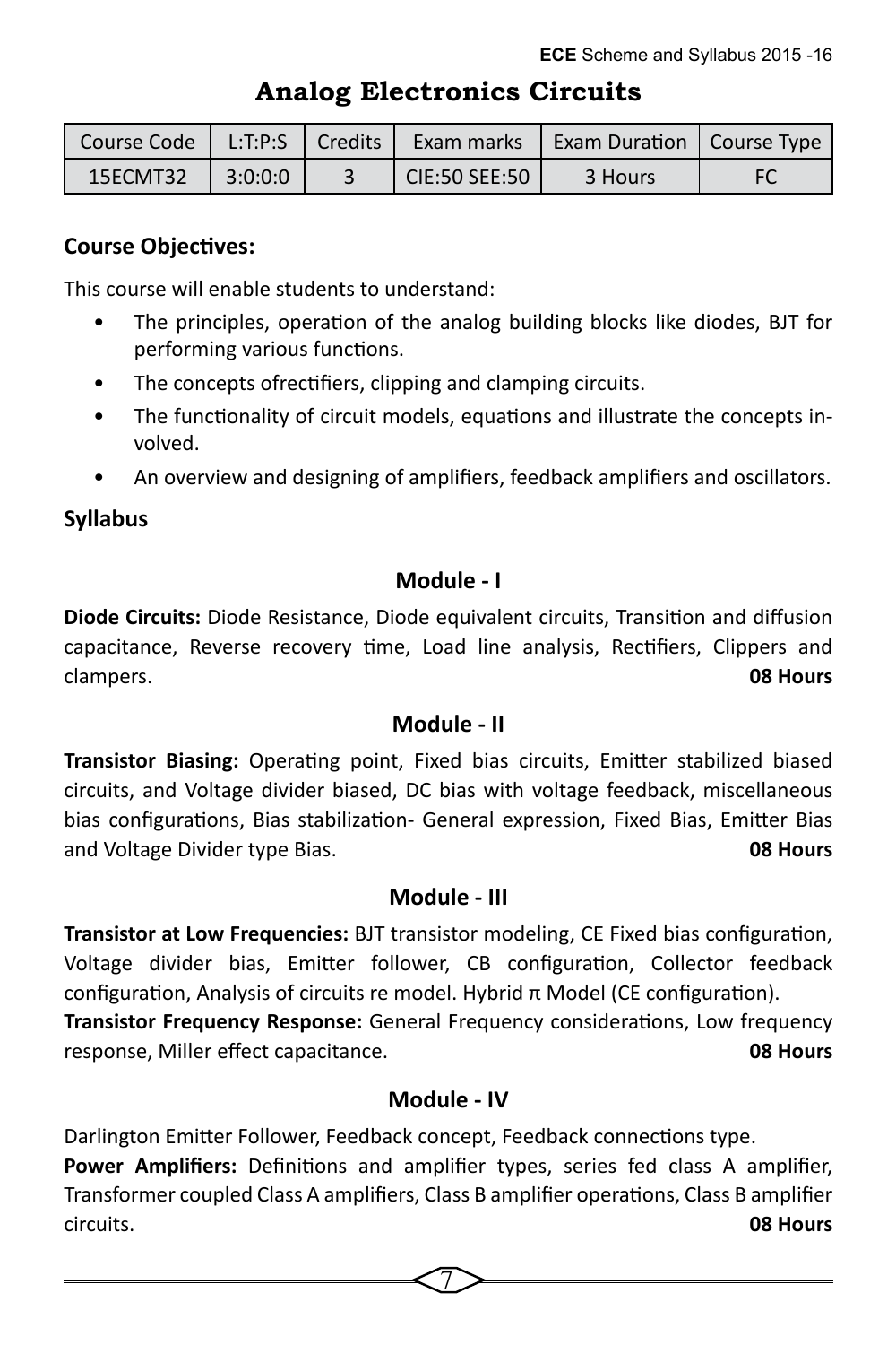# Analog Electronics Circuits

| Course Code | L:T:P:S | Credits | Exam marks | Exam Duration | Course Type |
|---|---|---|---|---|---|
| 15ECMT32 | 3:0:0:0 | 3 | CIE:50 SEE:50 | 3 Hours | FC |

**Course Objectives:**

This course will enable students to understand:

- The principles, operation of the analog building blocks like diodes, BJT for performing various functions.
- The concepts ofrectifiers, clipping and clamping circuits.
- The functionality of circuit models, equations and illustrate the concepts involved.
- An overview and designing of amplifiers, feedback amplifiers and oscillators.

**Syllabus**

### Module - I

**Diode Circuits:** Diode Resistance, Diode equivalent circuits, Transition and diffusion capacitance, Reverse recovery time, Load line analysis, Rectifiers, Clippers and clampers. **08 Hours**

### Module - II

**Transistor Biasing:** Operating point, Fixed bias circuits, Emitter stabilized biased circuits, and Voltage divider biased, DC bias with voltage feedback, miscellaneous bias configurations, Bias stabilization- General expression, Fixed Bias, Emitter Bias and Voltage Divider type Bias. **08 Hours**

### Module - III

**Transistor at Low Frequencies:** BJT transistor modeling, CE Fixed bias configuration, Voltage divider bias, Emitter follower, CB configuration, Collector feedback configuration, Analysis of circuits re model. Hybrid π Model (CE configuration).

**Transistor Frequency Response:** General Frequency considerations, Low frequency response, Miller effect capacitance. **08 Hours**

### Module - IV

Darlington Emitter Follower, Feedback concept, Feedback connections type.

**Power Amplifiers:** Definitions and amplifier types, series fed class A amplifier, Transformer coupled Class A amplifiers, Class B amplifier operations, Class B amplifier circuits. **08 Hours**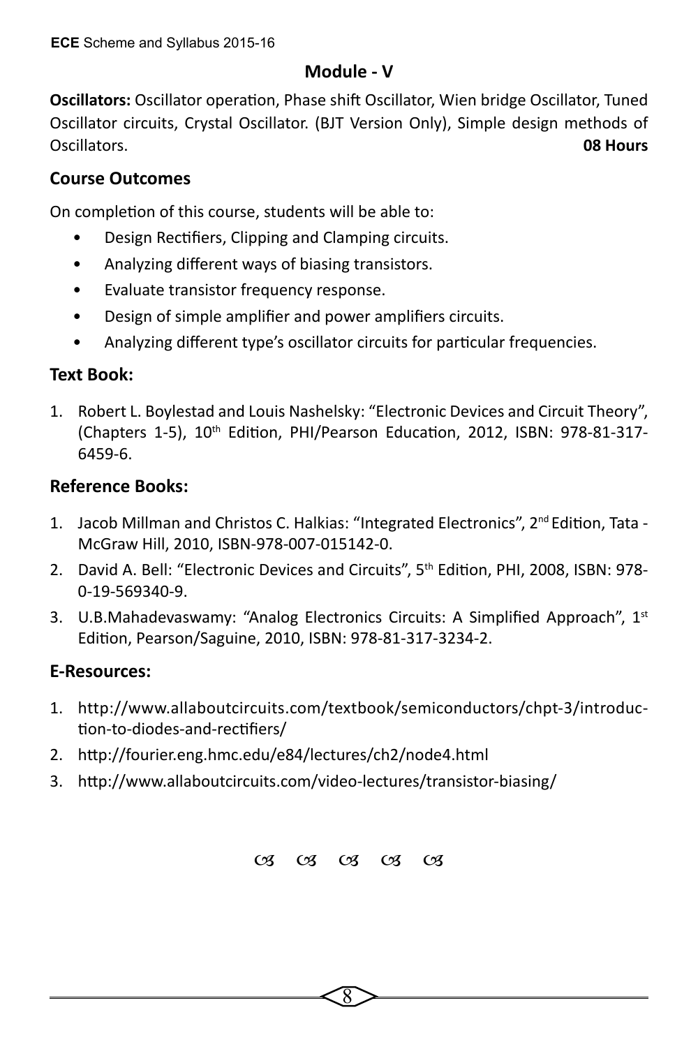## Module - V

**Oscillators:** Oscillator operation, Phase shift Oscillator, Wien bridge Oscillator, Tuned Oscillator circuits, Crystal Oscillator. (BJT Version Only), Simple design methods of Oscillators. **08 Hours**

## Course Outcomes

On completion of this course, students will be able to:

- Design Rectifiers, Clipping and Clamping circuits.
- Analyzing different ways of biasing transistors.
- Evaluate transistor frequency response.
- Design of simple amplifier and power amplifiers circuits.
- Analyzing different type's oscillator circuits for particular frequencies.

## Text Book:

1. Robert L. Boylestad and Louis Nashelsky: "Electronic Devices and Circuit Theory", (Chapters 1-5), 10th Edition, PHI/Pearson Education, 2012, ISBN: 978-81-317-6459-6.

## Reference Books:

1. Jacob Millman and Christos C. Halkias: "Integrated Electronics", 2nd Edition, Tata - McGraw Hill, 2010, ISBN-978-007-015142-0.
2. David A. Bell: "Electronic Devices and Circuits", 5th Edition, PHI, 2008, ISBN: 978-0-19-569340-9.
3. U.B.Mahadevaswamy: "Analog Electronics Circuits: A Simplified Approach", 1st Edition, Pearson/Saguine, 2010, ISBN: 978-81-317-3234-2.

## E-Resources:

1. http://www.allaboutcircuits.com/textbook/semiconductors/chpt-3/introduction-to-diodes-and-rectifiers/
2. http://fourier.eng.hmc.edu/e84/lectures/ch2/node4.html
3. http://www.allaboutcircuits.com/video-lectures/transistor-biasing/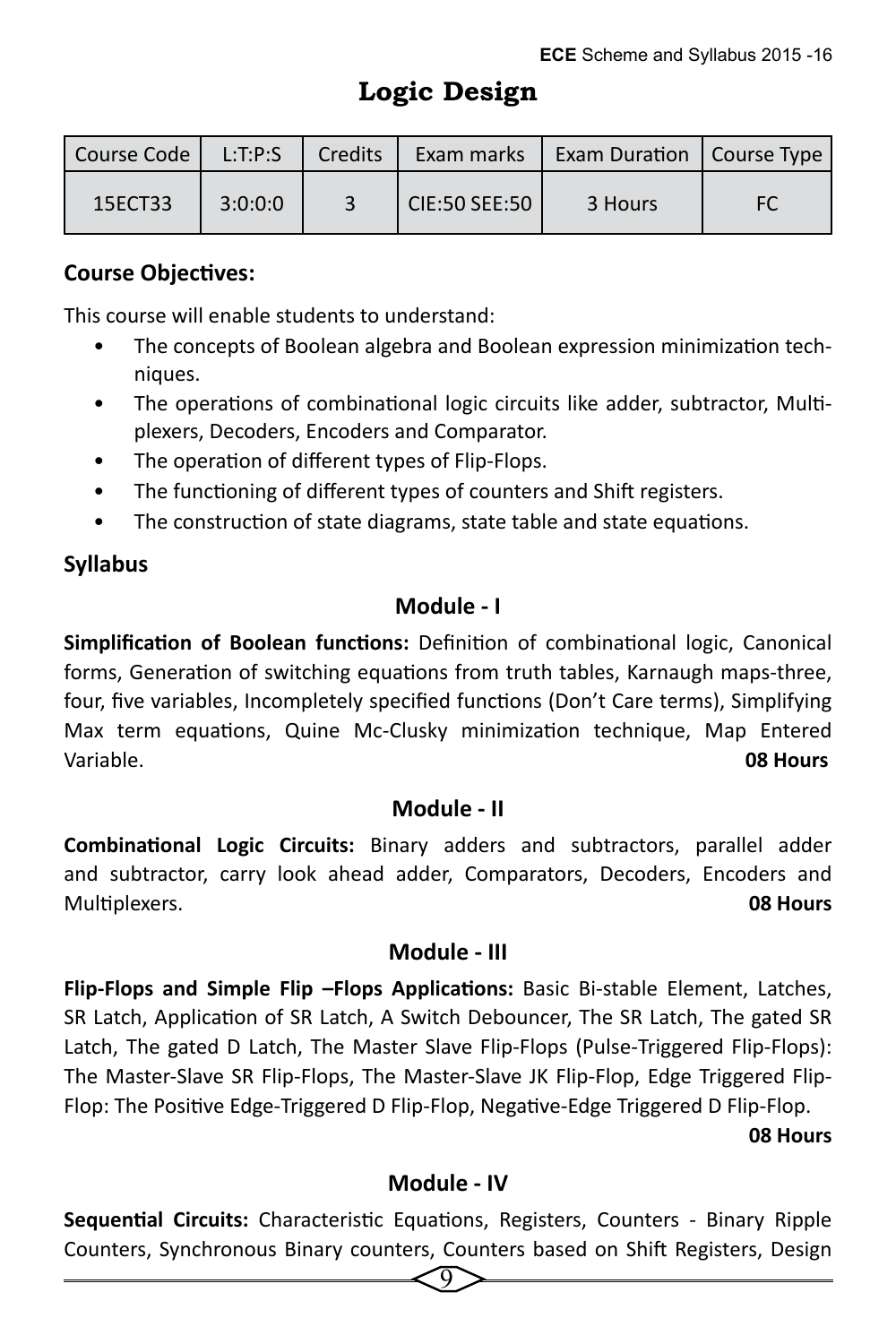# Logic Design

| Course Code | L:T:P:S | Credits | Exam marks | Exam Duration | Course Type |
|---|---|---|---|---|---|
| 15ECT33 | 3:0:0:0 | 3 | CIE:50 SEE:50 | 3 Hours | FC |

**Course Objectives:**

This course will enable students to understand:

- The concepts of Boolean algebra and Boolean expression minimization techniques.
- The operations of combinational logic circuits like adder, subtractor, Multiplexers, Decoders, Encoders and Comparator.
- The operation of different types of Flip-Flops.
- The functioning of different types of counters and Shift registers.
- The construction of state diagrams, state table and state equations.

**Syllabus**

**Module - I**

**Simplification of Boolean functions:** Definition of combinational logic, Canonical forms, Generation of switching equations from truth tables, Karnaugh maps-three, four, five variables, Incompletely specified functions (Don't Care terms), Simplifying Max term equations, Quine Mc-Clusky minimization technique, Map Entered Variable. **08 Hours**

**Module - II**

**Combinational Logic Circuits:** Binary adders and subtractors, parallel adder and subtractor, carry look ahead adder, Comparators, Decoders, Encoders and Multiplexers. **08 Hours**

**Module - III**

**Flip-Flops and Simple Flip –Flops Applications:** Basic Bi-stable Element, Latches, SR Latch, Application of SR Latch, A Switch Debouncer, The SR Latch, The gated SR Latch, The gated D Latch, The Master Slave Flip-Flops (Pulse-Triggered Flip-Flops): The Master-Slave SR Flip-Flops, The Master-Slave JK Flip-Flop, Edge Triggered Flip-Flop: The Positive Edge-Triggered D Flip-Flop, Negative-Edge Triggered D Flip-Flop.

**08 Hours**

**Module - IV**

**Sequential Circuits:** Characteristic Equations, Registers, Counters - Binary Ripple Counters, Synchronous Binary counters, Counters based on Shift Registers, Design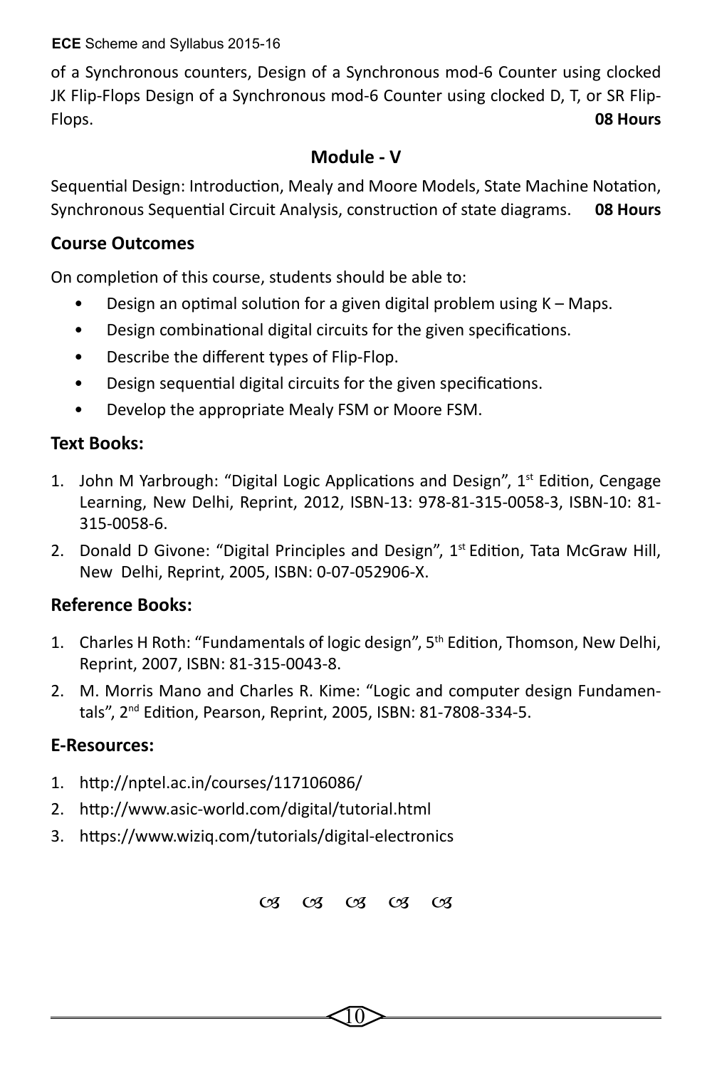of a Synchronous counters, Design of a Synchronous mod-6 Counter using clocked JK Flip-Flops Design of a Synchronous mod-6 Counter using clocked D, T, or SR Flip-Flops. **08 Hours**

## Module - V

Sequential Design: Introduction, Mealy and Moore Models, State Machine Notation, Synchronous Sequential Circuit Analysis, construction of state diagrams. **08 Hours**

### Course Outcomes

On completion of this course, students should be able to:

- Design an optimal solution for a given digital problem using K – Maps.
- Design combinational digital circuits for the given specifications.
- Describe the different types of Flip-Flop.
- Design sequential digital circuits for the given specifications.
- Develop the appropriate Mealy FSM or Moore FSM.

### Text Books:

1. John M Yarbrough: "Digital Logic Applications and Design", 1st Edition, Cengage Learning, New Delhi, Reprint, 2012, ISBN-13: 978-81-315-0058-3, ISBN-10: 81-315-0058-6.
2. Donald D Givone: "Digital Principles and Design", 1st Edition, Tata McGraw Hill, New Delhi, Reprint, 2005, ISBN: 0-07-052906-X.

### Reference Books:

1. Charles H Roth: "Fundamentals of logic design", 5th Edition, Thomson, New Delhi, Reprint, 2007, ISBN: 81-315-0043-8.
2. M. Morris Mano and Charles R. Kime: "Logic and computer design Fundamentals", 2nd Edition, Pearson, Reprint, 2005, ISBN: 81-7808-334-5.

### E-Resources:

1. http://nptel.ac.in/courses/117106086/
2. http://www.asic-world.com/digital/tutorial.html
3. https://www.wiziq.com/tutorials/digital-electronics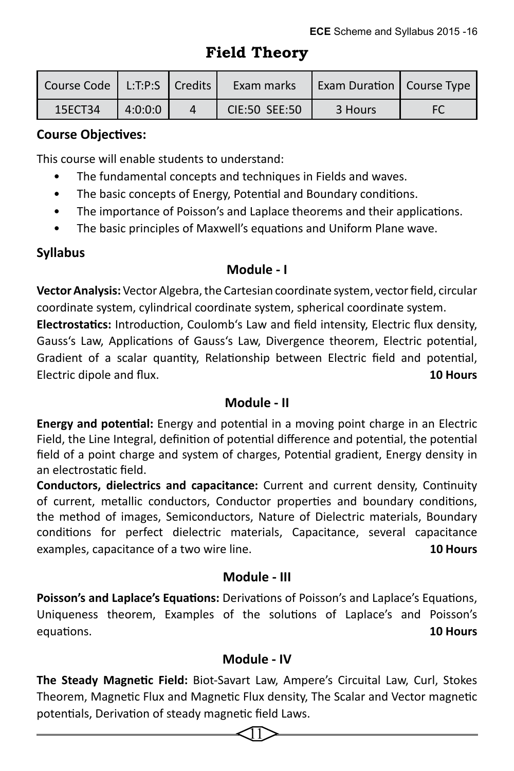# Field Theory

| Course Code | L:T:P:S | Credits | Exam marks | Exam Duration | Course Type |
|---|---|---|---|---|---|
| 15ECT34 | 4:0:0:0 | 4 | CIE:50 SEE:50 | 3 Hours | FC |

### Course Objectives:

This course will enable students to understand:

- The fundamental concepts and techniques in Fields and waves.
- The basic concepts of Energy, Potential and Boundary conditions.
- The importance of Poisson's and Laplace theorems and their applications.
- The basic principles of Maxwell's equations and Uniform Plane wave.

### Syllabus

#### Module - I

**Vector Analysis:** Vector Algebra, the Cartesian coordinate system, vector field, circular coordinate system, cylindrical coordinate system, spherical coordinate system.

**Electrostatics:** Introduction, Coulomb's Law and field intensity, Electric flux density, Gauss's Law, Applications of Gauss's Law, Divergence theorem, Electric potential, Gradient of a scalar quantity, Relationship between Electric field and potential, Electric dipole and flux. **10 Hours**

#### Module - II

**Energy and potential:** Energy and potential in a moving point charge in an Electric Field, the Line Integral, definition of potential difference and potential, the potential field of a point charge and system of charges, Potential gradient, Energy density in an electrostatic field.

**Conductors, dielectrics and capacitance:** Current and current density, Continuity of current, metallic conductors, Conductor properties and boundary conditions, the method of images, Semiconductors, Nature of Dielectric materials, Boundary conditions for perfect dielectric materials, Capacitance, several capacitance examples, capacitance of a two wire line. **10 Hours**

#### Module - III

**Poisson's and Laplace's Equations:** Derivations of Poisson's and Laplace's Equations, Uniqueness theorem, Examples of the solutions of Laplace's and Poisson's equations. **10 Hours**

#### Module - IV

**The Steady Magnetic Field:** Biot-Savart Law, Ampere's Circuital Law, Curl, Stokes Theorem, Magnetic Flux and Magnetic Flux density, The Scalar and Vector magnetic potentials, Derivation of steady magnetic field Laws.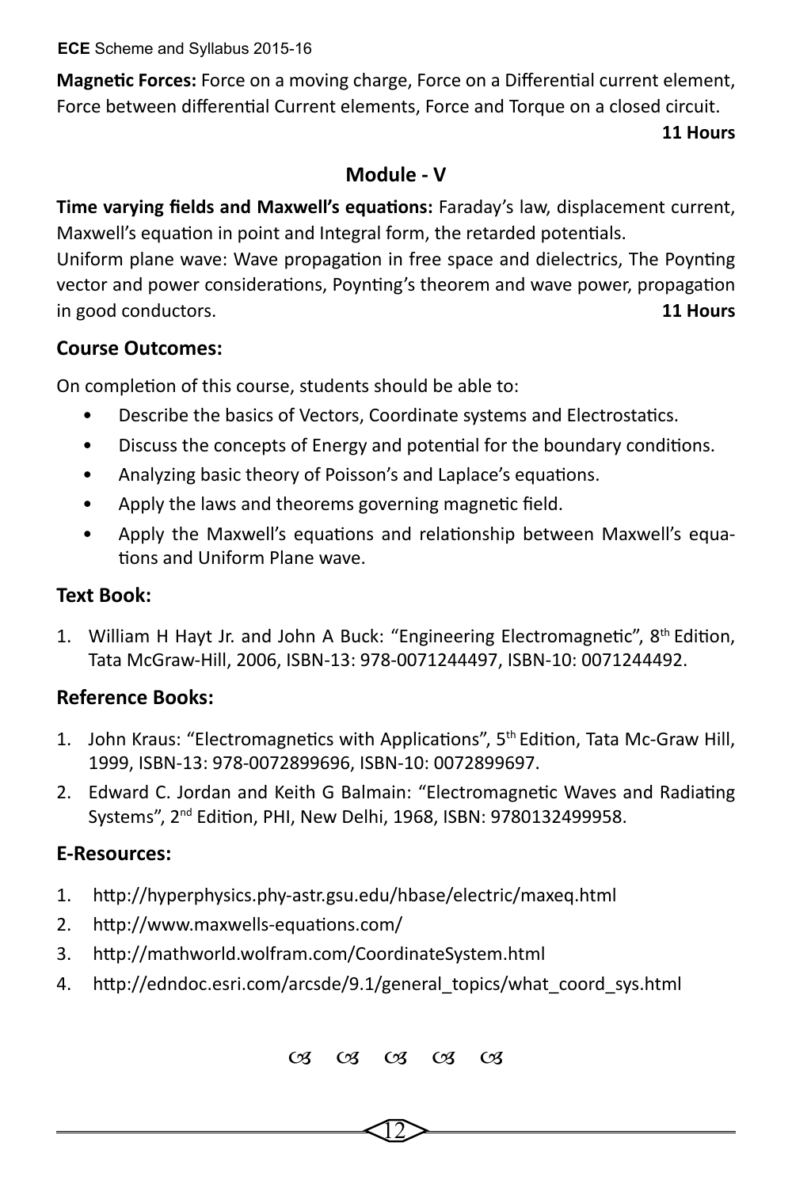**Magnetic Forces:** Force on a moving charge, Force on a Differential current element, Force between differential Current elements, Force and Torque on a closed circuit.

**11 Hours**

## Module - V

**Time varying fields and Maxwell's equations:** Faraday's law, displacement current, Maxwell's equation in point and Integral form, the retarded potentials.

Uniform plane wave: Wave propagation in free space and dielectrics, The Poynting vector and power considerations, Poynting's theorem and wave power, propagation in good conductors. **11 Hours**

### Course Outcomes:

On completion of this course, students should be able to:

- Describe the basics of Vectors, Coordinate systems and Electrostatics.
- Discuss the concepts of Energy and potential for the boundary conditions.
- Analyzing basic theory of Poisson's and Laplace's equations.
- Apply the laws and theorems governing magnetic field.
- Apply the Maxwell's equations and relationship between Maxwell's equations and Uniform Plane wave.

### Text Book:

1. William H Hayt Jr. and John A Buck: "Engineering Electromagnetic", 8th Edition, Tata McGraw-Hill, 2006, ISBN-13: 978-0071244497, ISBN-10: 0071244492.

### Reference Books:

1. John Kraus: "Electromagnetics with Applications", 5th Edition, Tata Mc-Graw Hill, 1999, ISBN-13: 978-0072899696, ISBN-10: 0072899697.
2. Edward C. Jordan and Keith G Balmain: "Electromagnetic Waves and Radiating Systems", 2nd Edition, PHI, New Delhi, 1968, ISBN: 9780132499958.

### E-Resources:

1. http://hyperphysics.phy-astr.gsu.edu/hbase/electric/maxeq.html
2. http://www.maxwells-equations.com/
3. http://mathworld.wolfram.com/CoordinateSystem.html
4. http://edndoc.esri.com/arcsde/9.1/general_topics/what_coord_sys.html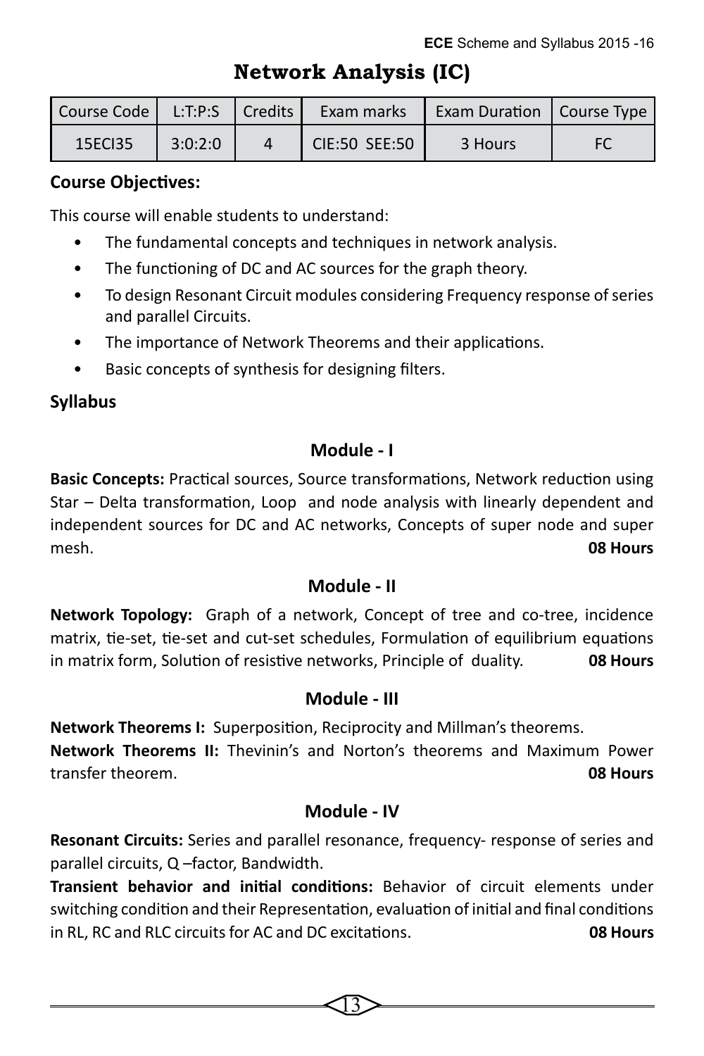# Network Analysis (IC)

| Course Code | L:T:P:S | Credits | Exam marks | Exam Duration | Course Type |
|---|---|---|---|---|---|
| 15ECI35 | 3:0:2:0 | 4 | CIE:50 SEE:50 | 3 Hours | FC |

**Course Objectives:**

This course will enable students to understand:

- The fundamental concepts and techniques in network analysis.
- The functioning of DC and AC sources for the graph theory.
- To design Resonant Circuit modules considering Frequency response of series and parallel Circuits.
- The importance of Network Theorems and their applications.
- Basic concepts of synthesis for designing filters.

**Syllabus**

### Module - I

**Basic Concepts:** Practical sources, Source transformations, Network reduction using Star – Delta transformation, Loop and node analysis with linearly dependent and independent sources for DC and AC networks, Concepts of super node and super mesh. **08 Hours**

### Module - II

**Network Topology:** Graph of a network, Concept of tree and co-tree, incidence matrix, tie-set, tie-set and cut-set schedules, Formulation of equilibrium equations in matrix form, Solution of resistive networks, Principle of duality. **08 Hours**

### Module - III

**Network Theorems I:** Superposition, Reciprocity and Millman's theorems.

**Network Theorems II:** Thevinin's and Norton's theorems and Maximum Power transfer theorem. **08 Hours**

### Module - IV

**Resonant Circuits:** Series and parallel resonance, frequency- response of series and parallel circuits, Q –factor, Bandwidth.

**Transient behavior and initial conditions:** Behavior of circuit elements under switching condition and their Representation, evaluation of initial and final conditions in RL, RC and RLC circuits for AC and DC excitations. **08 Hours**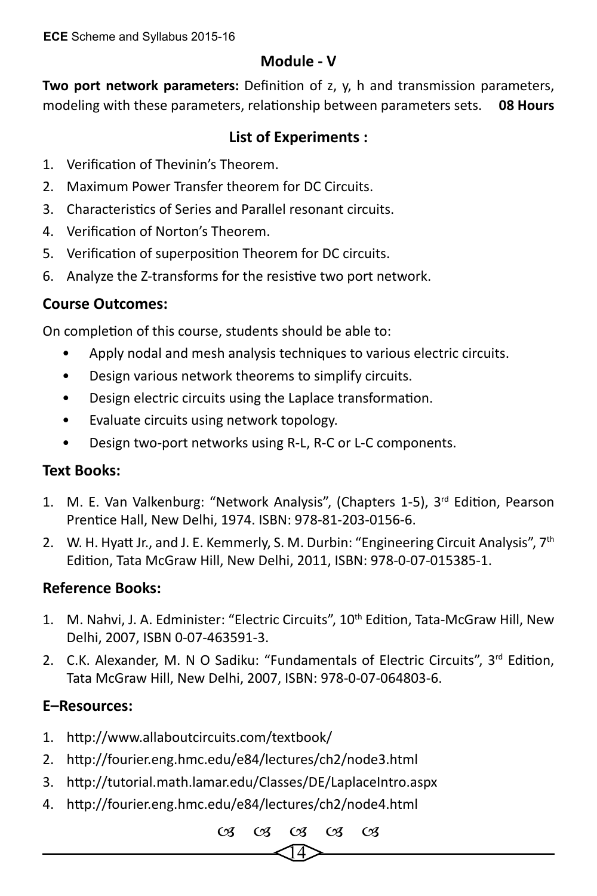## Module - V

**Two port network parameters:** Definition of z, y, h and transmission parameters, modeling with these parameters, relationship between parameters sets. **08 Hours**

## List of Experiments :

1. Verification of Thevinin's Theorem.
2. Maximum Power Transfer theorem for DC Circuits.
3. Characteristics of Series and Parallel resonant circuits.
4. Verification of Norton's Theorem.
5. Verification of superposition Theorem for DC circuits.
6. Analyze the Z-transforms for the resistive two port network.

### Course Outcomes:

On completion of this course, students should be able to:

- Apply nodal and mesh analysis techniques to various electric circuits.
- Design various network theorems to simplify circuits.
- Design electric circuits using the Laplace transformation.
- Evaluate circuits using network topology.
- Design two-port networks using R-L, R-C or L-C components.

### Text Books:

1. M. E. Van Valkenburg: "Network Analysis", (Chapters 1-5), 3rd Edition, Pearson Prentice Hall, New Delhi, 1974. ISBN: 978-81-203-0156-6.
2. W. H. Hyatt Jr., and J. E. Kemmerly, S. M. Durbin: "Engineering Circuit Analysis", 7th Edition, Tata McGraw Hill, New Delhi, 2011, ISBN: 978-0-07-015385-1.

### Reference Books:

1. M. Nahvi, J. A. Edminister: "Electric Circuits", 10th Edition, Tata-McGraw Hill, New Delhi, 2007, ISBN 0-07-463591-3.
2. C.K. Alexander, M. N O Sadiku: "Fundamentals of Electric Circuits", 3rd Edition, Tata McGraw Hill, New Delhi, 2007, ISBN: 978-0-07-064803-6.

### E–Resources:

1. http://www.allaboutcircuits.com/textbook/
2. http://fourier.eng.hmc.edu/e84/lectures/ch2/node3.html
3. http://tutorial.math.lamar.edu/Classes/DE/LaplaceIntro.aspx
4. http://fourier.eng.hmc.edu/e84/lectures/ch2/node4.html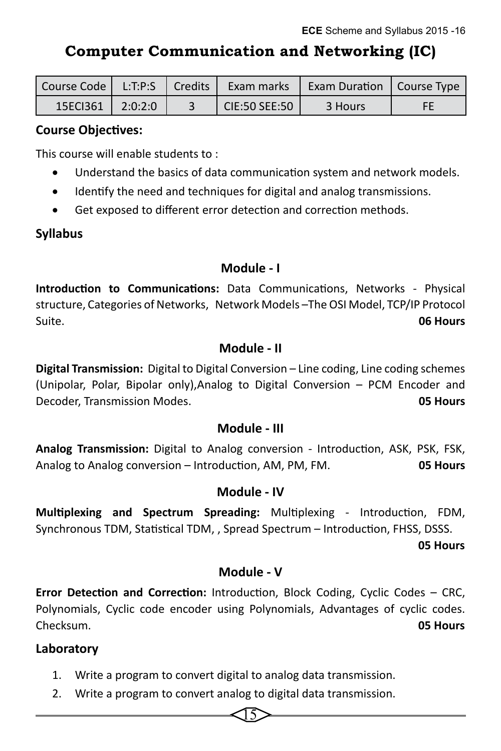# Computer Communication and Networking (IC)

| Course Code | L:T:P:S | Credits | Exam marks | Exam Duration | Course Type |
|---|---|---|---|---|---|
| 15ECI361 | 2:0:2:0 | 3 | CIE:50 SEE:50 | 3 Hours | FE |

**Course Objectives:**

This course will enable students to :

- Understand the basics of data communication system and network models.
- Identify the need and techniques for digital and analog transmissions.
- Get exposed to different error detection and correction methods.

**Syllabus**

### Module - I

**Introduction to Communications:** Data Communications, Networks - Physical structure, Categories of Networks, Network Models –The OSI Model, TCP/IP Protocol Suite. **06 Hours**

### Module - II

**Digital Transmission:** Digital to Digital Conversion – Line coding, Line coding schemes (Unipolar, Polar, Bipolar only),Analog to Digital Conversion – PCM Encoder and Decoder, Transmission Modes. **05 Hours**

### Module - III

**Analog Transmission:** Digital to Analog conversion - Introduction, ASK, PSK, FSK, Analog to Analog conversion – Introduction, AM, PM, FM. **05 Hours**

### Module - IV

**Multiplexing and Spectrum Spreading:** Multiplexing - Introduction, FDM, Synchronous TDM, Statistical TDM, , Spread Spectrum – Introduction, FHSS, DSSS. **05 Hours**

### Module - V

**Error Detection and Correction:** Introduction, Block Coding, Cyclic Codes – CRC, Polynomials, Cyclic code encoder using Polynomials, Advantages of cyclic codes. Checksum. **05 Hours**

**Laboratory**

1. Write a program to convert digital to analog data transmission.
2. Write a program to convert analog to digital data transmission.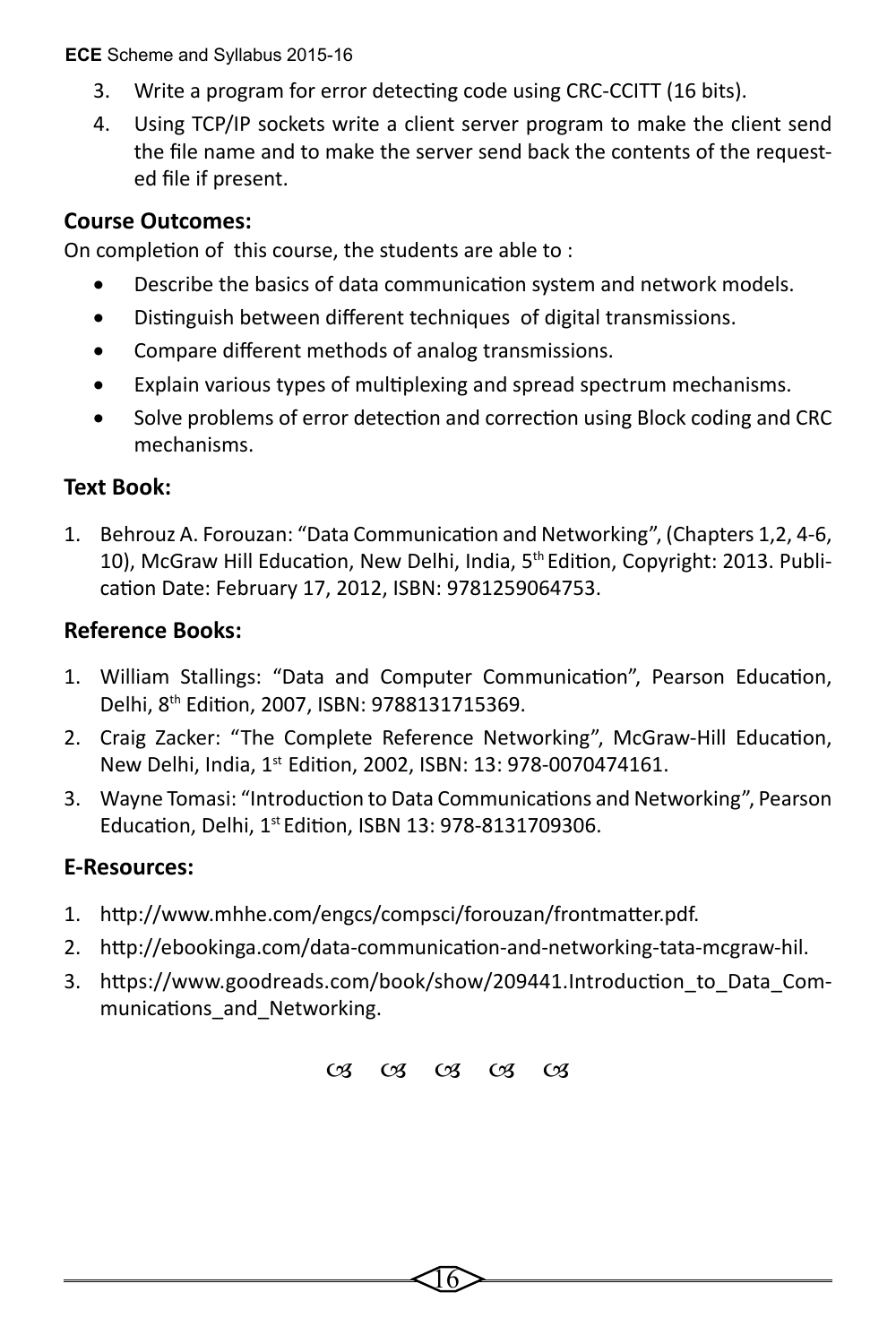3. Write a program for error detecting code using CRC-CCITT (16 bits).
4. Using TCP/IP sockets write a client server program to make the client send the file name and to make the server send back the contents of the requested file if present.

**Course Outcomes:**

On completion of this course, the students are able to :

- Describe the basics of data communication system and network models.
- Distinguish between different techniques of digital transmissions.
- Compare different methods of analog transmissions.
- Explain various types of multiplexing and spread spectrum mechanisms.
- Solve problems of error detection and correction using Block coding and CRC mechanisms.

**Text Book:**

1. Behrouz A. Forouzan: "Data Communication and Networking", (Chapters 1,2, 4-6, 10), McGraw Hill Education, New Delhi, India, 5th Edition, Copyright: 2013. Publication Date: February 17, 2012, ISBN: 9781259064753.

**Reference Books:**

1. William Stallings: "Data and Computer Communication", Pearson Education, Delhi, 8th Edition, 2007, ISBN: 9788131715369.
2. Craig Zacker: "The Complete Reference Networking", McGraw-Hill Education, New Delhi, India, 1st Edition, 2002, ISBN: 13: 978-0070474161.
3. Wayne Tomasi: "Introduction to Data Communications and Networking", Pearson Education, Delhi, 1st Edition, ISBN 13: 978-8131709306.

**E-Resources:**

1. http://www.mhhe.com/engcs/compsci/forouzan/frontmatter.pdf.
2. http://ebookinga.com/data-communication-and-networking-tata-mcgraw-hil.
3. https://www.goodreads.com/book/show/209441.Introduction_to_Data_Communications_and_Networking.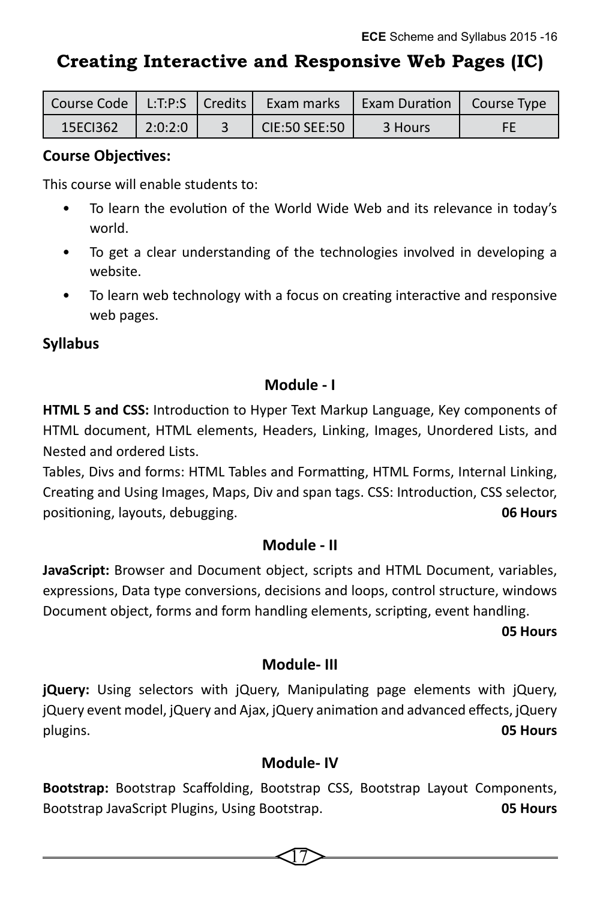# Creating Interactive and Responsive Web Pages (IC)

| Course Code | L:T:P:S | Credits | Exam marks | Exam Duration | Course Type |
| --- | --- | --- | --- | --- | --- |
| 15ECI362 | 2:0:2:0 | 3 | CIE:50 SEE:50 | 3 Hours | FE |

**Course Objectives:**

This course will enable students to:

- To learn the evolution of the World Wide Web and its relevance in today's world.
- To get a clear understanding of the technologies involved in developing a website.
- To learn web technology with a focus on creating interactive and responsive web pages.

**Syllabus**

### Module - I

**HTML 5 and CSS:** Introduction to Hyper Text Markup Language, Key components of HTML document, HTML elements, Headers, Linking, Images, Unordered Lists, and Nested and ordered Lists.

Tables, Divs and forms: HTML Tables and Formatting, HTML Forms, Internal Linking, Creating and Using Images, Maps, Div and span tags. CSS: Introduction, CSS selector, positioning, layouts, debugging. **06 Hours**

### Module - II

**JavaScript:** Browser and Document object, scripts and HTML Document, variables, expressions, Data type conversions, decisions and loops, control structure, windows Document object, forms and form handling elements, scripting, event handling.

**05 Hours**

### Module- III

**jQuery:** Using selectors with jQuery, Manipulating page elements with jQuery, jQuery event model, jQuery and Ajax, jQuery animation and advanced effects, jQuery plugins. **05 Hours**

### Module- IV

**Bootstrap:** Bootstrap Scaffolding, Bootstrap CSS, Bootstrap Layout Components, Bootstrap JavaScript Plugins, Using Bootstrap. **05 Hours**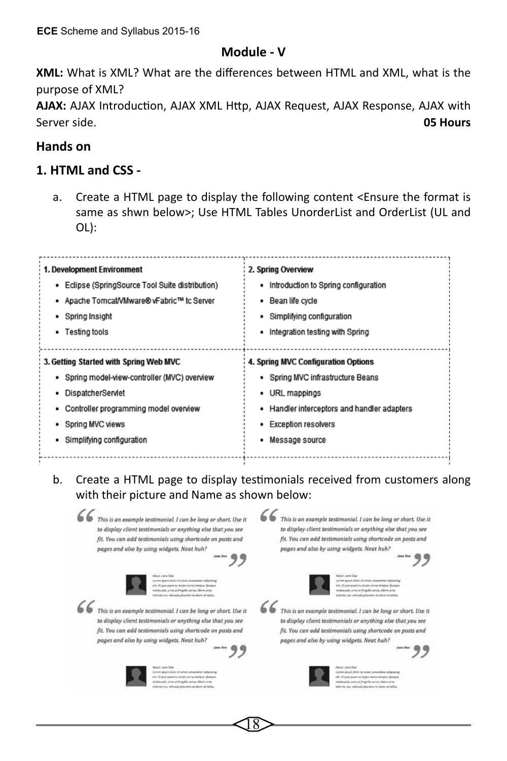## Module - V

**XML:** What is XML? What are the differences between HTML and XML, what is the purpose of XML?

**AJAX:** AJAX Introduction, AJAX XML Http, AJAX Request, AJAX Response, AJAX with Server side. **05 Hours**

## Hands on

### 1. HTML and CSS -

a. Create a HTML page to display the following content <Ensure the format is same as shwn below>; Use HTML Tables UnorderList and OrderList (UL and OL):

| 1. Development Environment | 2. Spring Overview |
| --- | --- |
| • Eclipse (SpringSource Tool Suite distribution)<br>• Apache Tomcat/VMware® vFabric™ tc Server<br>• Spring Insight<br>• Testing tools | • Introduction to Spring configuration<br>• Bean life cycle<br>• Simplifying configuration<br>• Integration testing with Spring |
| **3. Getting Started with Spring Web MVC** | **4. Spring MVC Configuration Options** |
| • Spring model-view-controller (MVC) overview<br>• DispatcherServlet<br>• Controller programming model overview<br>• Spring MVC views<br>• Simplifying configuration | • Spring MVC infrastructure Beans<br>• URL mappings<br>• Handler interceptors and handler adapters<br>• Exception resolvers<br>• Message source |

b. Create a HTML page to display testimonials received from customers along with their picture and Name as shown below:

| | |
| --- | --- |
| *This is an example testimonial. I can be long or short. Use it to display client testimonials or anything else that you see fit. You can add testimonials using shortcode on posts and pages and also by using widgets. Neat huh?* — Jane Doe | *This is an example testimonial. I can be long or short. Use it to display client testimonials or anything else that you see fit. You can add testimonials using shortcode on posts and pages and also by using widgets. Neat huh?* — Jane Doe |
| *This is an example testimonial. I can be long or short. Use it to display client testimonials or anything else that you see fit. You can add testimonials using shortcode on posts and pages and also by using widgets. Neat huh?* — Jane Doe | *This is an example testimonial. I can be long or short. Use it to display client testimonials or anything else that you see fit. You can add testimonials using shortcode on posts and pages and also by using widgets. Neat huh?* — Jane Doe |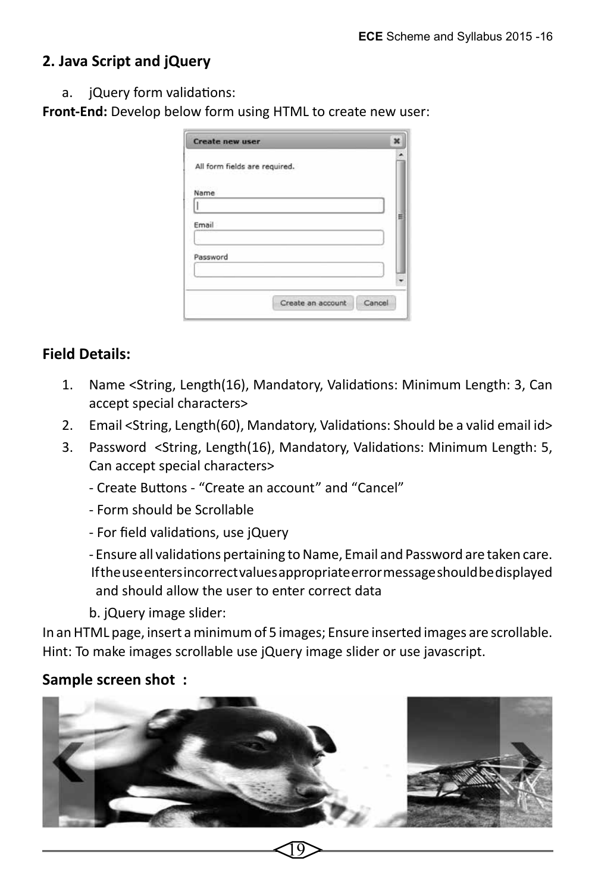## 2. Java Script and jQuery

a. jQuery form validations:

**Front-End:** Develop below form using HTML to create new user:

## Field Details:

1. Name <String, Length(16), Mandatory, Validations: Minimum Length: 3, Can accept special characters>
2. Email <String, Length(60), Mandatory, Validations: Should be a valid email id>
3. Password <String, Length(16), Mandatory, Validations: Minimum Length: 5, Can accept special characters>

   - Create Buttons - "Create an account" and "Cancel"
   - Form should be Scrollable
   - For field validations, use jQuery
   - Ensure all validations pertaining to Name, Email and Password are taken care. If the use enters incorrect values appropriate error message should be displayed and should allow the user to enter correct data

b. jQuery image slider:

In an HTML page, insert a minimum of 5 images; Ensure inserted images are scrollable. Hint: To make images scrollable use jQuery image slider or use javascript.

## Sample screen shot :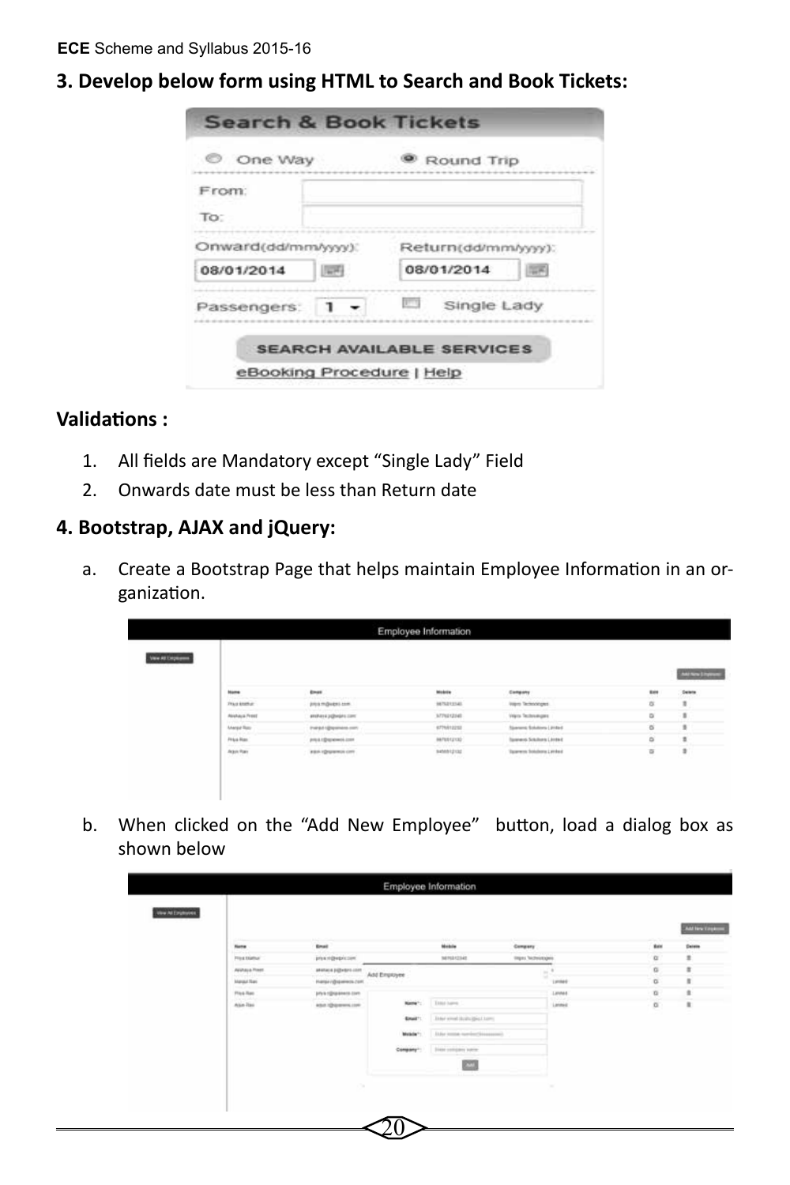### 3. Develop below form using HTML to Search and Book Tickets:

**Validations :**

1. All fields are Mandatory except "Single Lady" Field
2. Onwards date must be less than Return date

### 4. Bootstrap, AJAX and jQuery:

a. Create a Bootstrap Page that helps maintain Employee Information in an organization.

b. When clicked on the "Add New Employee" button, load a dialog box as shown below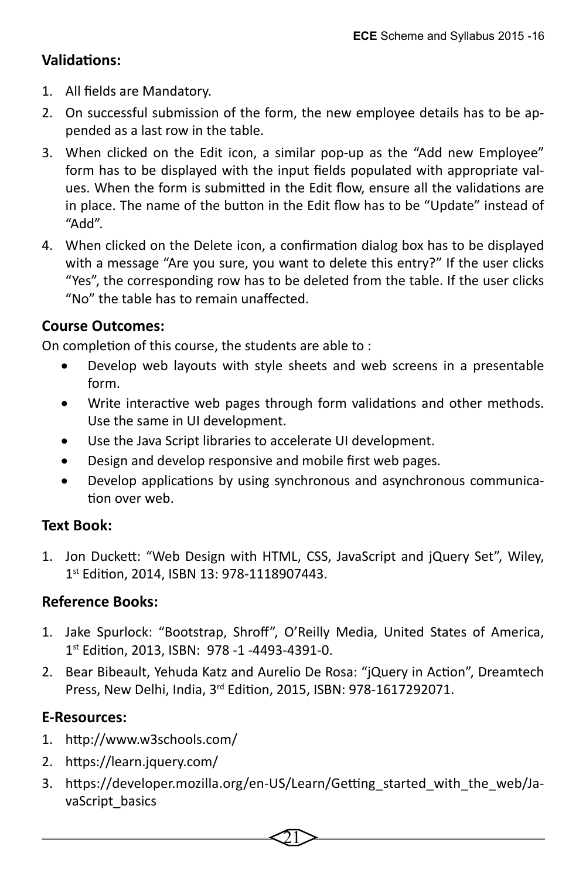## Validations:

1. All fields are Mandatory.
2. On successful submission of the form, the new employee details has to be appended as a last row in the table.
3. When clicked on the Edit icon, a similar pop-up as the "Add new Employee" form has to be displayed with the input fields populated with appropriate values. When the form is submitted in the Edit flow, ensure all the validations are in place. The name of the button in the Edit flow has to be "Update" instead of "Add".
4. When clicked on the Delete icon, a confirmation dialog box has to be displayed with a message "Are you sure, you want to delete this entry?" If the user clicks "Yes", the corresponding row has to be deleted from the table. If the user clicks "No" the table has to remain unaffected.

## Course Outcomes:

On completion of this course, the students are able to :

- Develop web layouts with style sheets and web screens in a presentable form.
- Write interactive web pages through form validations and other methods. Use the same in UI development.
- Use the Java Script libraries to accelerate UI development.
- Design and develop responsive and mobile first web pages.
- Develop applications by using synchronous and asynchronous communication over web.

## Text Book:

1. Jon Duckett: "Web Design with HTML, CSS, JavaScript and jQuery Set", Wiley, 1st Edition, 2014, ISBN 13: 978-1118907443.

## Reference Books:

1. Jake Spurlock: "Bootstrap, Shroff", O'Reilly Media, United States of America, 1st Edition, 2013, ISBN: 978 -1 -4493-4391-0.
2. Bear Bibeault, Yehuda Katz and Aurelio De Rosa: "jQuery in Action", Dreamtech Press, New Delhi, India, 3rd Edition, 2015, ISBN: 978-1617292071.

## E-Resources:

1. http://www.w3schools.com/
2. https://learn.jquery.com/
3. https://developer.mozilla.org/en-US/Learn/Getting_started_with_the_web/JavaScript_basics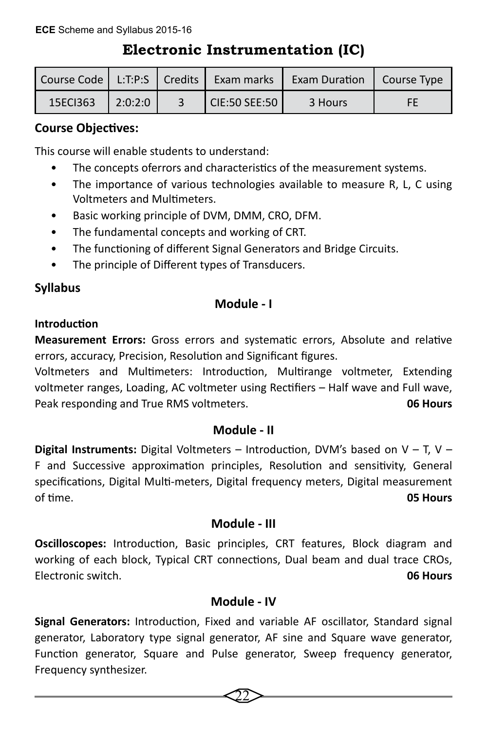# Electronic Instrumentation (IC)

| Course Code | L:T:P:S | Credits | Exam marks | Exam Duration | Course Type |
|---|---|---|---|---|---|
| 15ECI363 | 2:0:2:0 | 3 | CIE:50 SEE:50 | 3 Hours | FE |

**Course Objectives:**

This course will enable students to understand:

- The concepts oferrors and characteristics of the measurement systems.
- The importance of various technologies available to measure R, L, C using Voltmeters and Multimeters.
- Basic working principle of DVM, DMM, CRO, DFM.
- The fundamental concepts and working of CRT.
- The functioning of different Signal Generators and Bridge Circuits.
- The principle of Different types of Transducers.

**Syllabus**

**Module - I**

**Introduction**

**Measurement Errors:** Gross errors and systematic errors, Absolute and relative errors, accuracy, Precision, Resolution and Significant figures.

Voltmeters and Multimeters: Introduction, Multirange voltmeter, Extending voltmeter ranges, Loading, AC voltmeter using Rectifiers – Half wave and Full wave, Peak responding and True RMS voltmeters. **06 Hours**

**Module - II**

**Digital Instruments:** Digital Voltmeters – Introduction, DVM's based on V – T, V – F and Successive approximation principles, Resolution and sensitivity, General specifications, Digital Multi-meters, Digital frequency meters, Digital measurement of time. **05 Hours**

**Module - III**

**Oscilloscopes:** Introduction, Basic principles, CRT features, Block diagram and working of each block, Typical CRT connections, Dual beam and dual trace CROs, Electronic switch. **06 Hours**

**Module - IV**

**Signal Generators:** Introduction, Fixed and variable AF oscillator, Standard signal generator, Laboratory type signal generator, AF sine and Square wave generator, Function generator, Square and Pulse generator, Sweep frequency generator, Frequency synthesizer.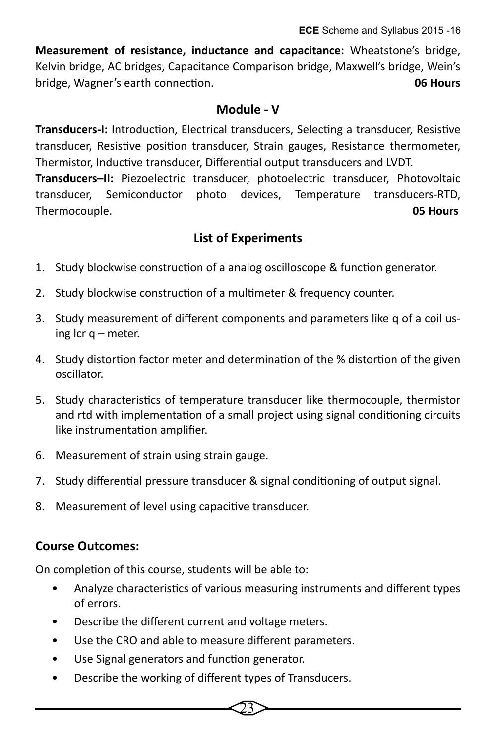**Measurement of resistance, inductance and capacitance:** Wheatstone's bridge, Kelvin bridge, AC bridges, Capacitance Comparison bridge, Maxwell's bridge, Wein's bridge, Wagner's earth connection. **06 Hours**

## Module - V

**Transducers-I:** Introduction, Electrical transducers, Selecting a transducer, Resistive transducer, Resistive position transducer, Strain gauges, Resistance thermometer, Thermistor, Inductive transducer, Differential output transducers and LVDT.

**Transducers–II:** Piezoelectric transducer, photoelectric transducer, Photovoltaic transducer, Semiconductor photo devices, Temperature transducers-RTD, Thermocouple. **05 Hours**

## List of Experiments

1. Study blockwise construction of a analog oscilloscope & function generator.
2. Study blockwise construction of a multimeter & frequency counter.
3. Study measurement of different components and parameters like q of a coil using lcr q – meter.
4. Study distortion factor meter and determination of the % distortion of the given oscillator.
5. Study characteristics of temperature transducer like thermocouple, thermistor and rtd with implementation of a small project using signal conditioning circuits like instrumentation amplifier.
6. Measurement of strain using strain gauge.
7. Study differential pressure transducer & signal conditioning of output signal.
8. Measurement of level using capacitive transducer.

### Course Outcomes:

On completion of this course, students will be able to:

- Analyze characteristics of various measuring instruments and different types of errors.
- Describe the different current and voltage meters.
- Use the CRO and able to measure different parameters.
- Use Signal generators and function generator.
- Describe the working of different types of Transducers.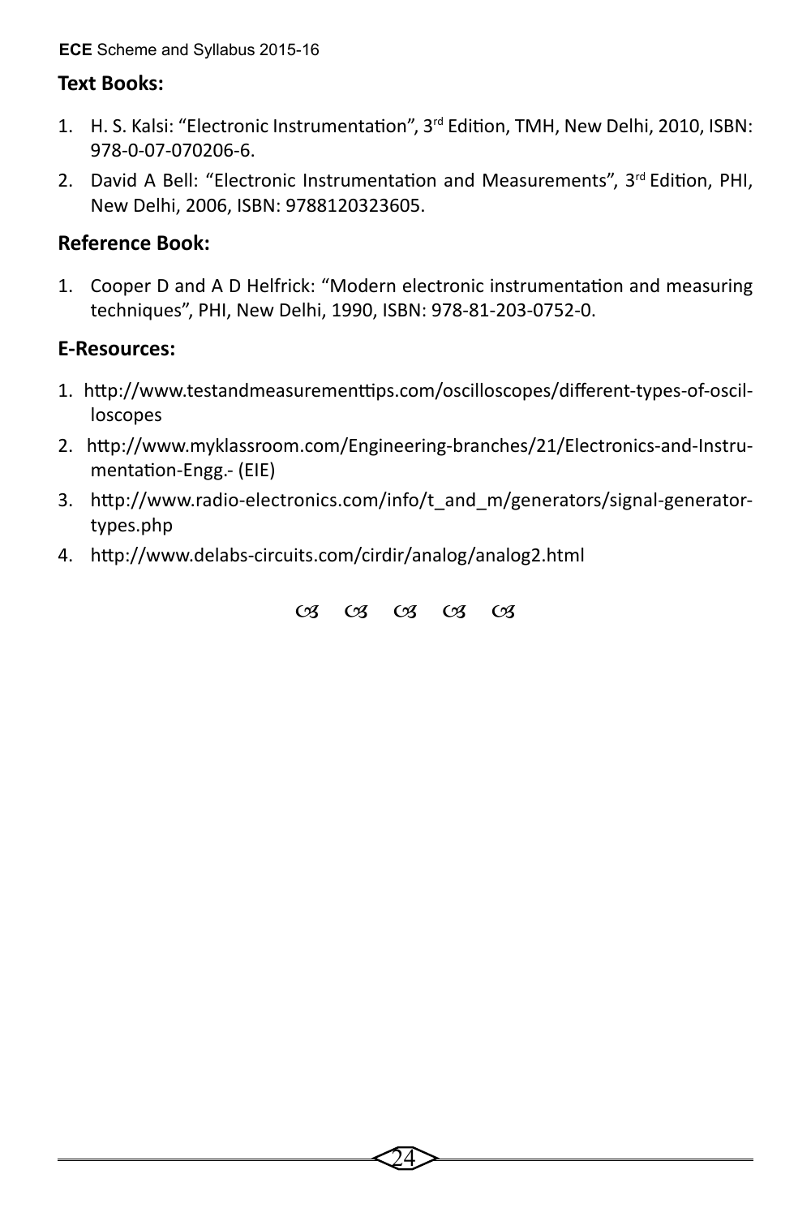## Text Books:

1. H. S. Kalsi: "Electronic Instrumentation", 3rd Edition, TMH, New Delhi, 2010, ISBN: 978-0-07-070206-6.
2. David A Bell: "Electronic Instrumentation and Measurements", 3rd Edition, PHI, New Delhi, 2006, ISBN: 9788120323605.

## Reference Book:

1. Cooper D and A D Helfrick: "Modern electronic instrumentation and measuring techniques", PHI, New Delhi, 1990, ISBN: 978-81-203-0752-0.

## E-Resources:

1. http://www.testandmeasurementtips.com/oscilloscopes/different-types-of-oscilloscopes
2. http://www.myklassroom.com/Engineering-branches/21/Electronics-and-Instrumentation-Engg.- (EIE)
3. http://www.radio-electronics.com/info/t_and_m/generators/signal-generator-types.php
4. http://www.delabs-circuits.com/cirdir/analog/analog2.html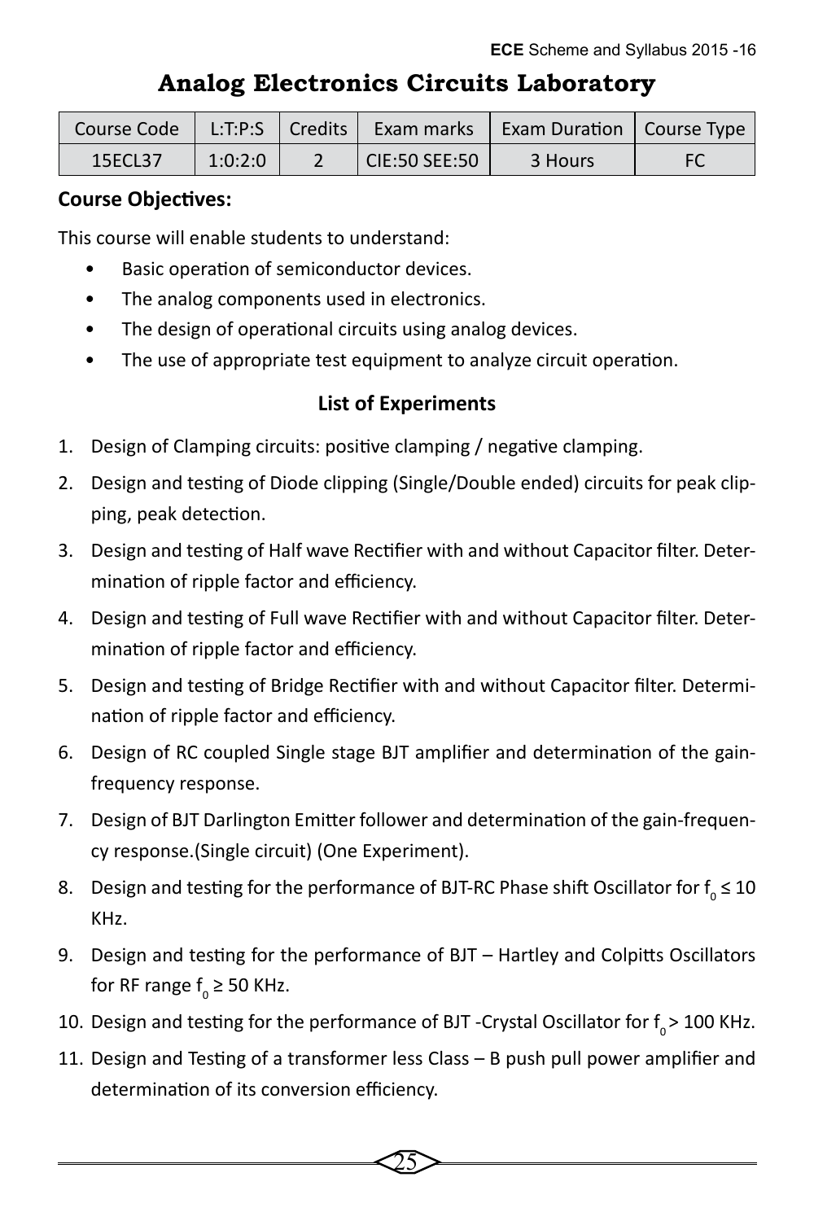# Analog Electronics Circuits Laboratory

| Course Code | L:T:P:S | Credits | Exam marks | Exam Duration | Course Type |
|---|---|---|---|---|---|
| 15ECL37 | 1:0:2:0 | 2 | CIE:50 SEE:50 | 3 Hours | FC |

**Course Objectives:**

This course will enable students to understand:

- Basic operation of semiconductor devices.
- The analog components used in electronics.
- The design of operational circuits using analog devices.
- The use of appropriate test equipment to analyze circuit operation.

**List of Experiments**

1. Design of Clamping circuits: positive clamping / negative clamping.
2. Design and testing of Diode clipping (Single/Double ended) circuits for peak clipping, peak detection.
3. Design and testing of Half wave Rectifier with and without Capacitor filter. Determination of ripple factor and efficiency.
4. Design and testing of Full wave Rectifier with and without Capacitor filter. Determination of ripple factor and efficiency.
5. Design and testing of Bridge Rectifier with and without Capacitor filter. Determination of ripple factor and efficiency.
6. Design of RC coupled Single stage BJT amplifier and determination of the gain-frequency response.
7. Design of BJT Darlington Emitter follower and determination of the gain-frequency response.(Single circuit) (One Experiment).
8. Design and testing for the performance of BJT-RC Phase shift Oscillator for $f_0 \leq 10$ KHz.
9. Design and testing for the performance of BJT – Hartley and Colpitts Oscillators for RF range $f_0 \geq 50$ KHz.
10. Design and testing for the performance of BJT -Crystal Oscillator for $f_0 > 100$ KHz.
11. Design and Testing of a transformer less Class – B push pull power amplifier and determination of its conversion efficiency.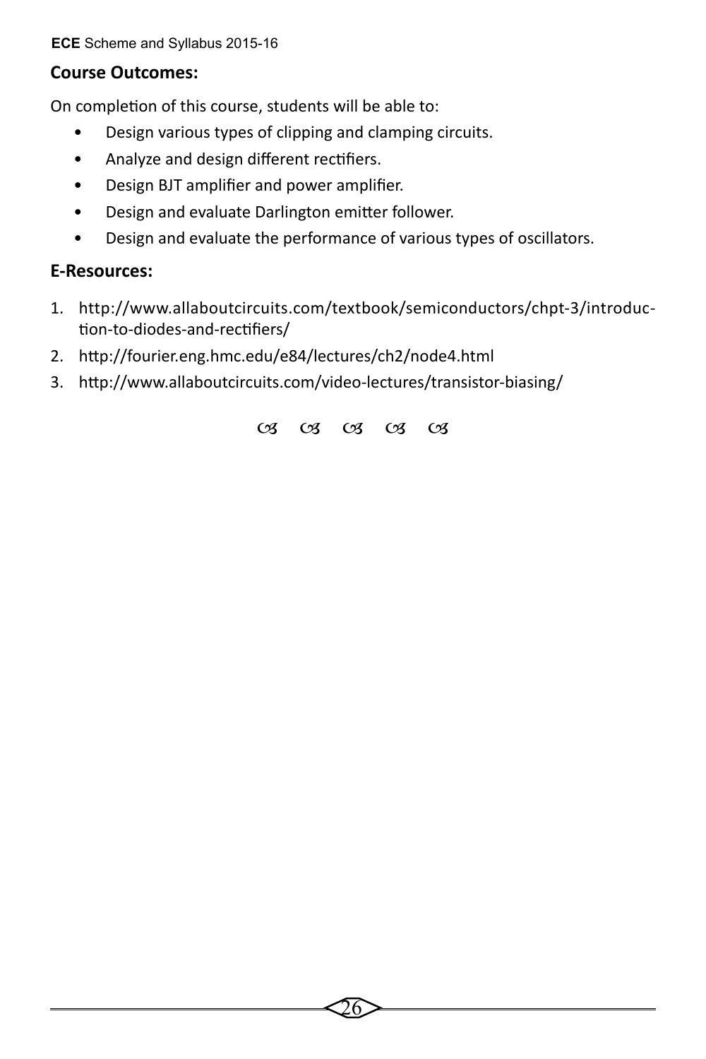## Course Outcomes:

On completion of this course, students will be able to:

- Design various types of clipping and clamping circuits.
- Analyze and design different rectifiers.
- Design BJT amplifier and power amplifier.
- Design and evaluate Darlington emitter follower.
- Design and evaluate the performance of various types of oscillators.

## E-Resources:

1. http://www.allaboutcircuits.com/textbook/semiconductors/chpt-3/introduction-to-diodes-and-rectifiers/
2. http://fourier.eng.hmc.edu/e84/lectures/ch2/node4.html
3. http://www.allaboutcircuits.com/video-lectures/transistor-biasing/

☙ ☙ ☙ ☙ ☙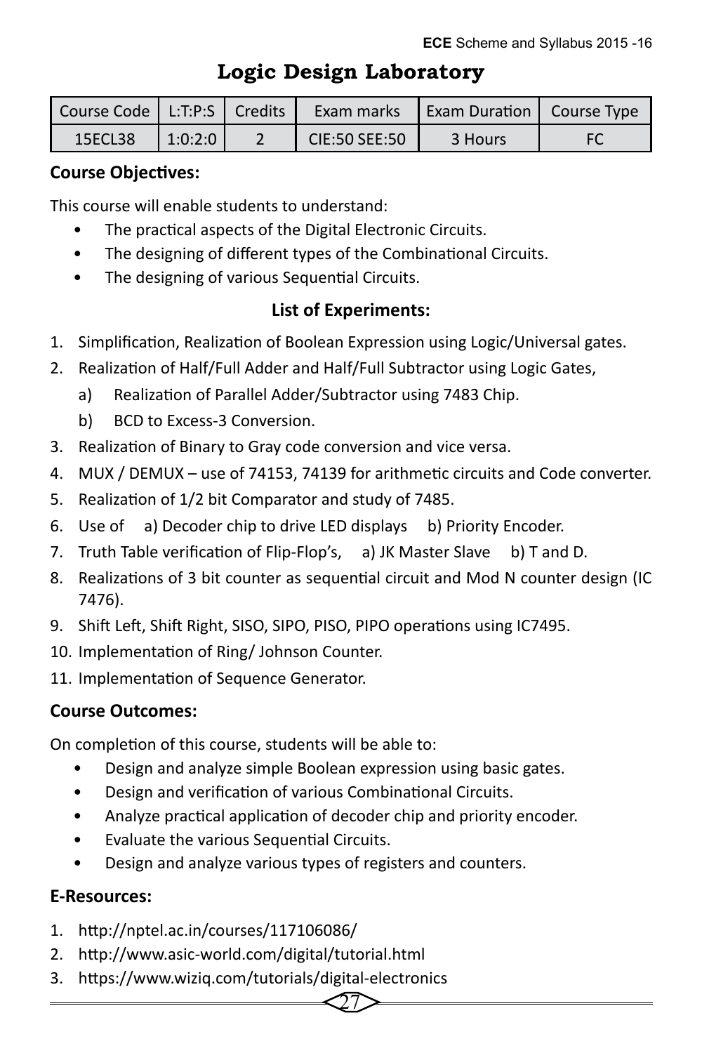# Logic Design Laboratory

| Course Code | L:T:P:S | Credits | Exam marks | Exam Duration | Course Type |
|---|---|---|---|---|---|
| 15ECL38 | 1:0:2:0 | 2 | CIE:50 SEE:50 | 3 Hours | FC |

**Course Objectives:**

This course will enable students to understand:

- The practical aspects of the Digital Electronic Circuits.
- The designing of different types of the Combinational Circuits.
- The designing of various Sequential Circuits.

**List of Experiments:**

1. Simplification, Realization of Boolean Expression using Logic/Universal gates.
2. Realization of Half/Full Adder and Half/Full Subtractor using Logic Gates,
   a) Realization of Parallel Adder/Subtractor using 7483 Chip.
   b) BCD to Excess-3 Conversion.
3. Realization of Binary to Gray code conversion and vice versa.
4. MUX / DEMUX – use of 74153, 74139 for arithmetic circuits and Code converter.
5. Realization of 1/2 bit Comparator and study of 7485.
6. Use of a) Decoder chip to drive LED displays b) Priority Encoder.
7. Truth Table verification of Flip-Flop's, a) JK Master Slave b) T and D.
8. Realizations of 3 bit counter as sequential circuit and Mod N counter design (IC 7476).
9. Shift Left, Shift Right, SISO, SIPO, PISO, PIPO operations using IC7495.
10. Implementation of Ring/ Johnson Counter.
11. Implementation of Sequence Generator.

**Course Outcomes:**

On completion of this course, students will be able to:

- Design and analyze simple Boolean expression using basic gates.
- Design and verification of various Combinational Circuits.
- Analyze practical application of decoder chip and priority encoder.
- Evaluate the various Sequential Circuits.
- Design and analyze various types of registers and counters.

**E-Resources:**

1. http://nptel.ac.in/courses/117106086/
2. http://www.asic-world.com/digital/tutorial.html
3. https://www.wiziq.com/tutorials/digital-electronics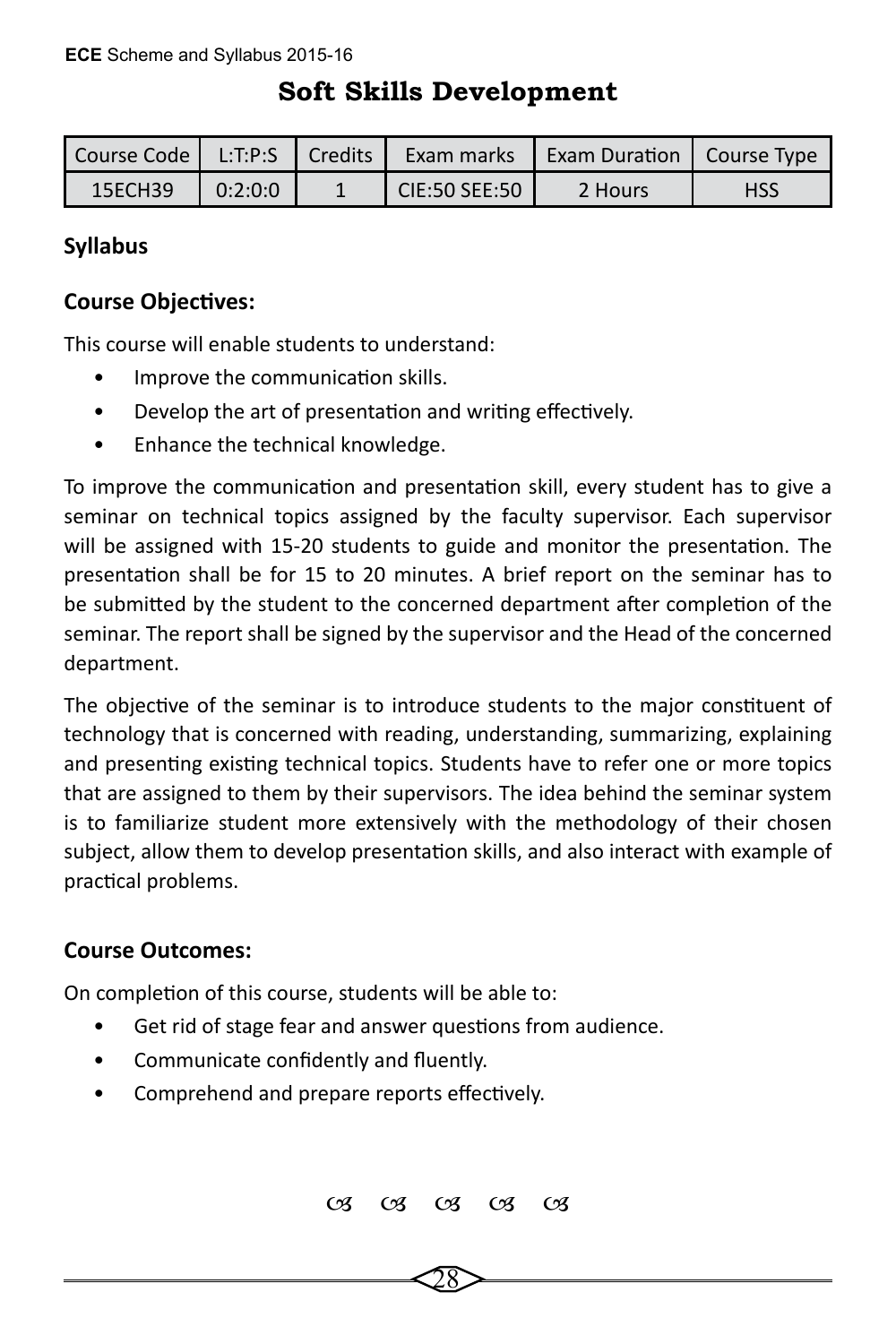# Soft Skills Development

| Course Code | L:T:P:S | Credits | Exam marks | Exam Duration | Course Type |
|---|---|---|---|---|---|
| 15ECH39 | 0:2:0:0 | 1 | CIE:50 SEE:50 | 2 Hours | HSS |

**Syllabus**

**Course Objectives:**

This course will enable students to understand:

- Improve the communication skills.
- Develop the art of presentation and writing effectively.
- Enhance the technical knowledge.

To improve the communication and presentation skill, every student has to give a seminar on technical topics assigned by the faculty supervisor. Each supervisor will be assigned with 15-20 students to guide and monitor the presentation. The presentation shall be for 15 to 20 minutes. A brief report on the seminar has to be submitted by the student to the concerned department after completion of the seminar. The report shall be signed by the supervisor and the Head of the concerned department.

The objective of the seminar is to introduce students to the major constituent of technology that is concerned with reading, understanding, summarizing, explaining and presenting existing technical topics. Students have to refer one or more topics that are assigned to them by their supervisors. The idea behind the seminar system is to familiarize student more extensively with the methodology of their chosen subject, allow them to develop presentation skills, and also interact with example of practical problems.

**Course Outcomes:**

On completion of this course, students will be able to:

- Get rid of stage fear and answer questions from audience.
- Communicate confidently and fluently.
- Comprehend and prepare reports effectively.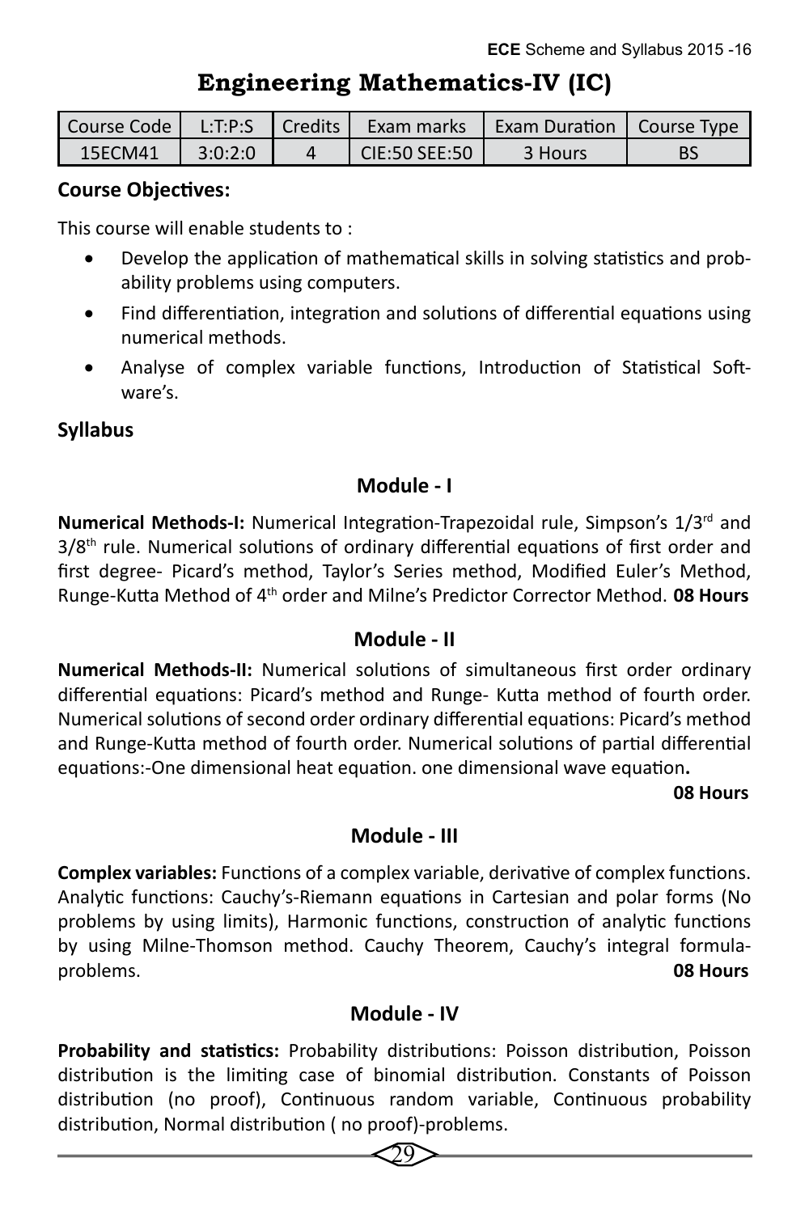# Engineering Mathematics-IV (IC)

| Course Code | L:T:P:S | Credits | Exam marks | Exam Duration | Course Type |
|---|---|---|---|---|---|
| 15ECM41 | 3:0:2:0 | 4 | CIE:50 SEE:50 | 3 Hours | BS |

**Course Objectives:**

This course will enable students to :

- Develop the application of mathematical skills in solving statistics and probability problems using computers.
- Find differentiation, integration and solutions of differential equations using numerical methods.
- Analyse of complex variable functions, Introduction of Statistical Software's.

**Syllabus**

### Module - I

**Numerical Methods-I:** Numerical Integration-Trapezoidal rule, Simpson's 1/3rd and 3/8th rule. Numerical solutions of ordinary differential equations of first order and first degree- Picard's method, Taylor's Series method, Modified Euler's Method, Runge-Kutta Method of 4th order and Milne's Predictor Corrector Method. **08 Hours**

### Module - II

**Numerical Methods-II:** Numerical solutions of simultaneous first order ordinary differential equations: Picard's method and Runge- Kutta method of fourth order. Numerical solutions of second order ordinary differential equations: Picard's method and Runge-Kutta method of fourth order. Numerical solutions of partial differential equations:-One dimensional heat equation. one dimensional wave equation**.**

**08 Hours**

### Module - III

**Complex variables:** Functions of a complex variable, derivative of complex functions. Analytic functions: Cauchy's-Riemann equations in Cartesian and polar forms (No problems by using limits), Harmonic functions, construction of analytic functions by using Milne-Thomson method. Cauchy Theorem, Cauchy's integral formula-problems. **08 Hours**

### Module - IV

**Probability and statistics:** Probability distributions: Poisson distribution, Poisson distribution is the limiting case of binomial distribution. Constants of Poisson distribution (no proof), Continuous random variable, Continuous probability distribution, Normal distribution ( no proof)-problems.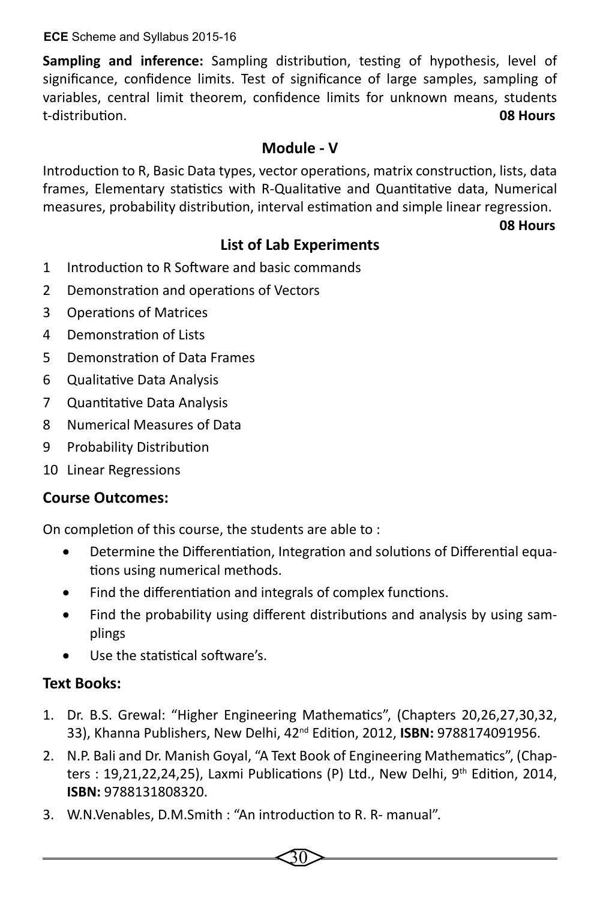**Sampling and inference:** Sampling distribution, testing of hypothesis, level of significance, confidence limits. Test of significance of large samples, sampling of variables, central limit theorem, confidence limits for unknown means, students t-distribution. **08 Hours**

## Module - V

Introduction to R, Basic Data types, vector operations, matrix construction, lists, data frames, Elementary statistics with R-Qualitative and Quantitative data, Numerical measures, probability distribution, interval estimation and simple linear regression.

**08 Hours**

## List of Lab Experiments

1. Introduction to R Software and basic commands
2. Demonstration and operations of Vectors
3. Operations of Matrices
4. Demonstration of Lists
5. Demonstration of Data Frames
6. Qualitative Data Analysis
7. Quantitative Data Analysis
8. Numerical Measures of Data
9. Probability Distribution
10. Linear Regressions

### Course Outcomes:

On completion of this course, the students are able to :

- Determine the Differentiation, Integration and solutions of Differential equations using numerical methods.
- Find the differentiation and integrals of complex functions.
- Find the probability using different distributions and analysis by using samplings
- Use the statistical software's.

### Text Books:

1. Dr. B.S. Grewal: "Higher Engineering Mathematics", (Chapters 20,26,27,30,32, 33), Khanna Publishers, New Delhi, 42nd Edition, 2012, **ISBN:** 9788174091956.
2. N.P. Bali and Dr. Manish Goyal, "A Text Book of Engineering Mathematics", (Chapters : 19,21,22,24,25), Laxmi Publications (P) Ltd., New Delhi, 9th Edition, 2014, **ISBN:** 9788131808320.
3. W.N.Venables, D.M.Smith : "An introduction to R. R- manual".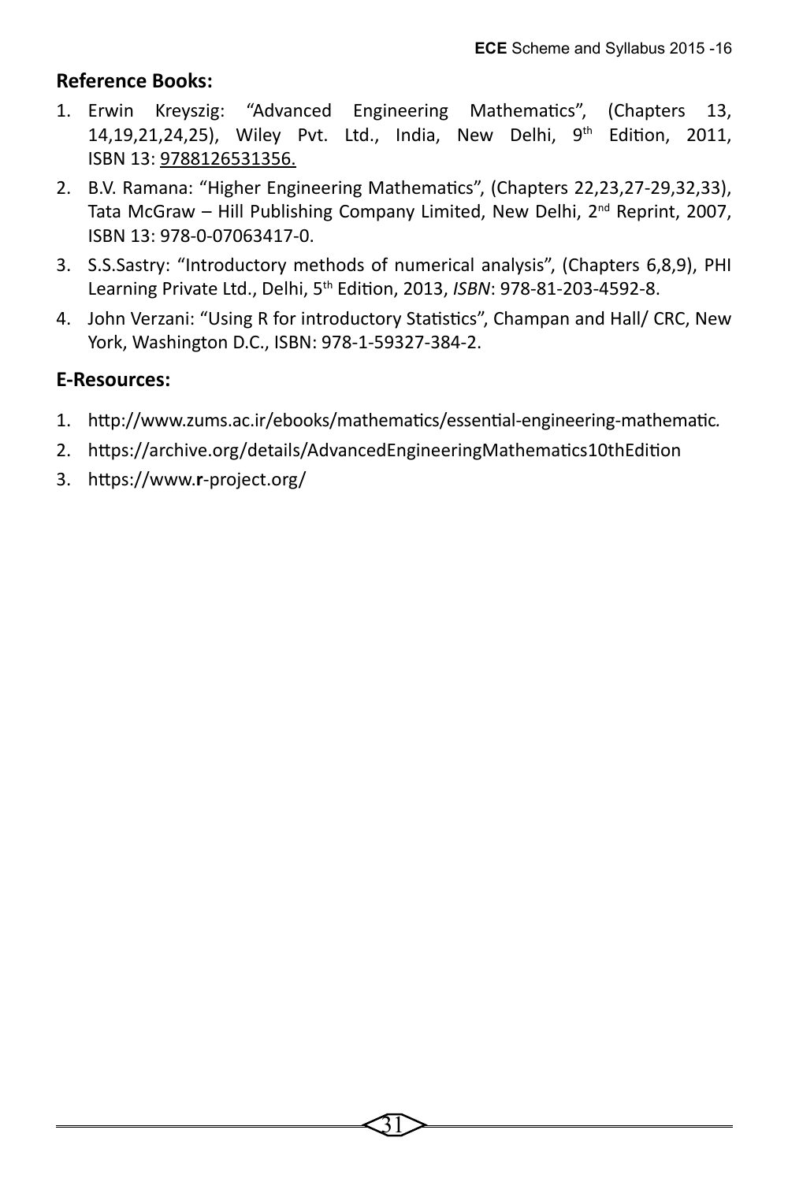**Reference Books:**

1. Erwin Kreyszig: "Advanced Engineering Mathematics", (Chapters 13, 14,19,21,24,25), Wiley Pvt. Ltd., India, New Delhi, 9th Edition, 2011, ISBN 13: 9788126531356.
2. B.V. Ramana: "Higher Engineering Mathematics", (Chapters 22,23,27-29,32,33), Tata McGraw – Hill Publishing Company Limited, New Delhi, 2nd Reprint, 2007, ISBN 13: 978-0-07063417-0.
3. S.S.Sastry: "Introductory methods of numerical analysis", (Chapters 6,8,9), PHI Learning Private Ltd., Delhi, 5th Edition, 2013, *ISBN*: 978-81-203-4592-8.
4. John Verzani: "Using R for introductory Statistics", Champan and Hall/ CRC, New York, Washington D.C., ISBN: 978-1-59327-384-2.

**E-Resources:**

1. http://www.zums.ac.ir/ebooks/mathematics/essential-engineering-mathematic.
2. https://archive.org/details/AdvancedEngineeringMathematics10thEdition
3. https://www.**r**-project.org/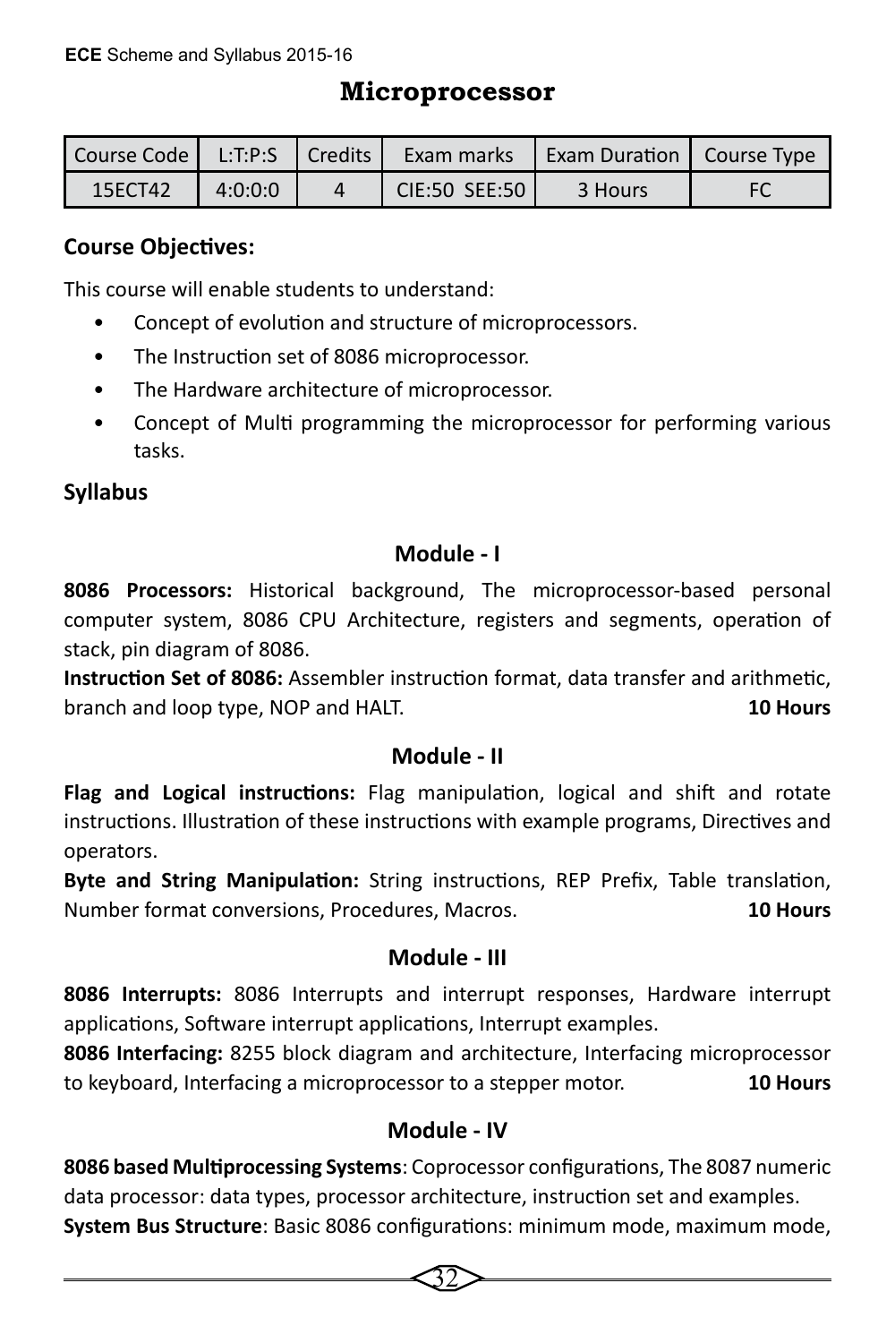# Microprocessor

| Course Code | L:T:P:S | Credits | Exam marks | Exam Duration | Course Type |
|---|---|---|---|---|---|
| 15ECT42 | 4:0:0:0 | 4 | CIE:50 SEE:50 | 3 Hours | FC |

**Course Objectives:**

This course will enable students to understand:

- Concept of evolution and structure of microprocessors.
- The Instruction set of 8086 microprocessor.
- The Hardware architecture of microprocessor.
- Concept of Multi programming the microprocessor for performing various tasks.

**Syllabus**

### Module - I

**8086 Processors:** Historical background, The microprocessor-based personal computer system, 8086 CPU Architecture, registers and segments, operation of stack, pin diagram of 8086.

**Instruction Set of 8086:** Assembler instruction format, data transfer and arithmetic, branch and loop type, NOP and HALT. **10 Hours**

### Module - II

**Flag and Logical instructions:** Flag manipulation, logical and shift and rotate instructions. Illustration of these instructions with example programs, Directives and operators.

**Byte and String Manipulation:** String instructions, REP Prefix, Table translation, Number format conversions, Procedures, Macros. **10 Hours**

### Module - III

**8086 Interrupts:** 8086 Interrupts and interrupt responses, Hardware interrupt applications, Software interrupt applications, Interrupt examples.

**8086 Interfacing:** 8255 block diagram and architecture, Interfacing microprocessor to keyboard, Interfacing a microprocessor to a stepper motor. **10 Hours**

### Module - IV

**8086 based Multiprocessing Systems**: Coprocessor configurations, The 8087 numeric data processor: data types, processor architecture, instruction set and examples.

**System Bus Structure**: Basic 8086 configurations: minimum mode, maximum mode,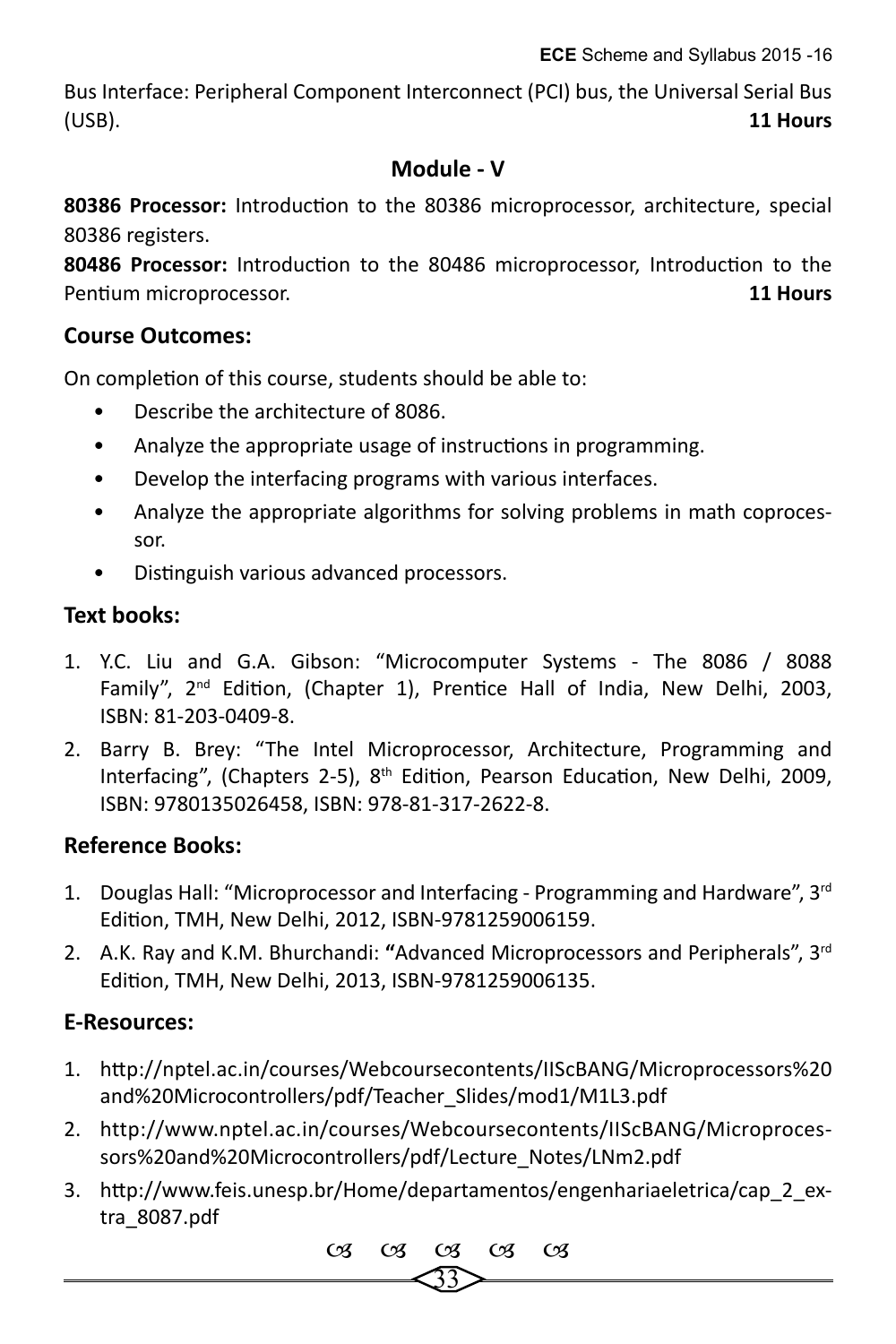Bus Interface: Peripheral Component Interconnect (PCI) bus, the Universal Serial Bus (USB). **11 Hours**

## Module - V

**80386 Processor:** Introduction to the 80386 microprocessor, architecture, special 80386 registers.

**80486 Processor:** Introduction to the 80486 microprocessor, Introduction to the Pentium microprocessor. **11 Hours**

### Course Outcomes:

On completion of this course, students should be able to:

- Describe the architecture of 8086.
- Analyze the appropriate usage of instructions in programming.
- Develop the interfacing programs with various interfaces.
- Analyze the appropriate algorithms for solving problems in math coprocessor.
- Distinguish various advanced processors.

### Text books:

1. Y.C. Liu and G.A. Gibson: "Microcomputer Systems - The 8086 / 8088 Family", 2nd Edition, (Chapter 1), Prentice Hall of India, New Delhi, 2003, ISBN: 81-203-0409-8.
2. Barry B. Brey: "The Intel Microprocessor, Architecture, Programming and Interfacing", (Chapters 2-5), 8th Edition, Pearson Education, New Delhi, 2009, ISBN: 9780135026458, ISBN: 978-81-317-2622-8.

### Reference Books:

1. Douglas Hall: "Microprocessor and Interfacing - Programming and Hardware", 3rd Edition, TMH, New Delhi, 2012, ISBN-9781259006159.
2. A.K. Ray and K.M. Bhurchandi: **"**Advanced Microprocessors and Peripherals", 3rd Edition, TMH, New Delhi, 2013, ISBN-9781259006135.

### E-Resources:

1. http://nptel.ac.in/courses/Webcoursecontents/IIScBANG/Microprocessors%20and%20Microcontrollers/pdf/Teacher_Slides/mod1/M1L3.pdf
2. http://www.nptel.ac.in/courses/Webcoursecontents/IIScBANG/Microprocessors%20and%20Microcontrollers/pdf/Lecture_Notes/LNm2.pdf
3. http://www.feis.unesp.br/Home/departamentos/engenhariaeletrica/cap_2_extra_8087.pdf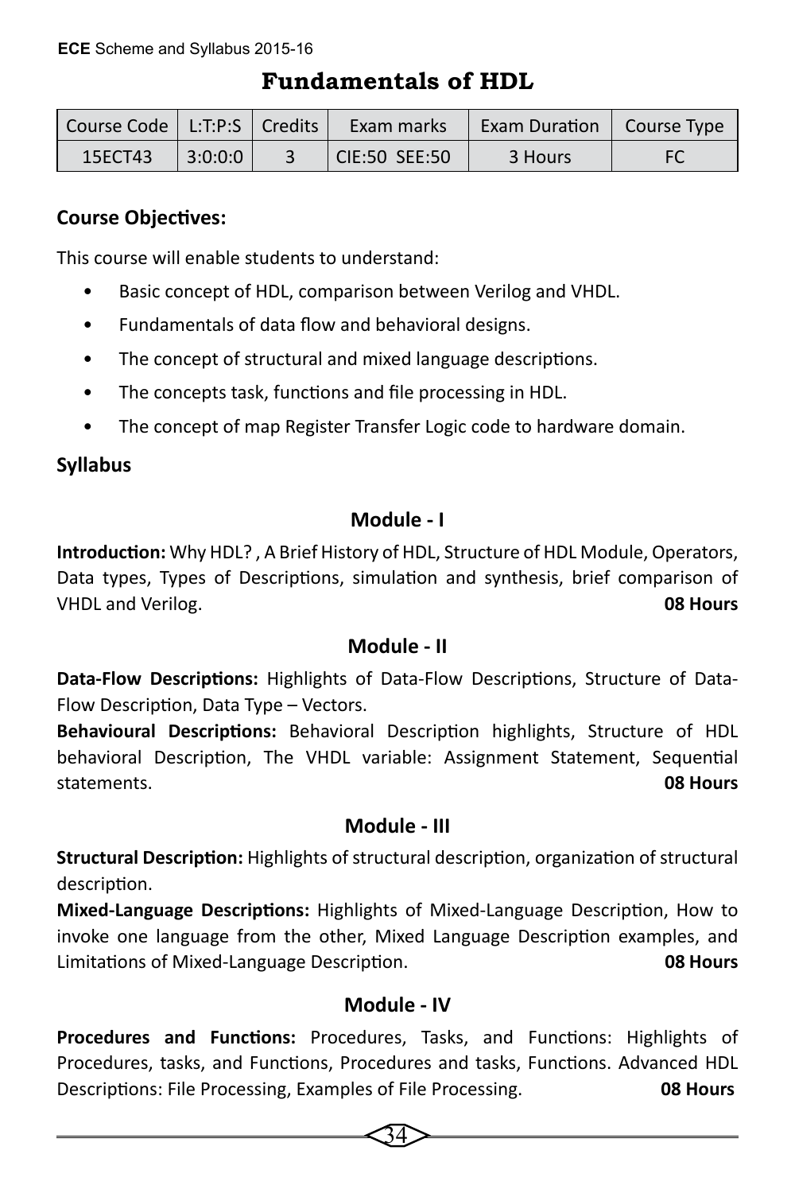# Fundamentals of HDL

| Course Code | L:T:P:S | Credits | Exam marks | Exam Duration | Course Type |
|---|---|---|---|---|---|
| 15ECT43 | 3:0:0:0 | 3 | CIE:50 SEE:50 | 3 Hours | FC |

**Course Objectives:**

This course will enable students to understand:

- Basic concept of HDL, comparison between Verilog and VHDL.
- Fundamentals of data flow and behavioral designs.
- The concept of structural and mixed language descriptions.
- The concepts task, functions and file processing in HDL.
- The concept of map Register Transfer Logic code to hardware domain.

**Syllabus**

### Module - I

**Introduction:** Why HDL? , A Brief History of HDL, Structure of HDL Module, Operators, Data types, Types of Descriptions, simulation and synthesis, brief comparison of VHDL and Verilog. **08 Hours**

### Module - II

**Data-Flow Descriptions:** Highlights of Data-Flow Descriptions, Structure of Data-Flow Description, Data Type – Vectors.

**Behavioural Descriptions:** Behavioral Description highlights, Structure of HDL behavioral Description, The VHDL variable: Assignment Statement, Sequential statements. **08 Hours**

### Module - III

**Structural Description:** Highlights of structural description, organization of structural description.

**Mixed-Language Descriptions:** Highlights of Mixed-Language Description, How to invoke one language from the other, Mixed Language Description examples, and Limitations of Mixed-Language Description. **08 Hours**

### Module - IV

**Procedures and Functions:** Procedures, Tasks, and Functions: Highlights of Procedures, tasks, and Functions, Procedures and tasks, Functions. Advanced HDL Descriptions: File Processing, Examples of File Processing. **08 Hours**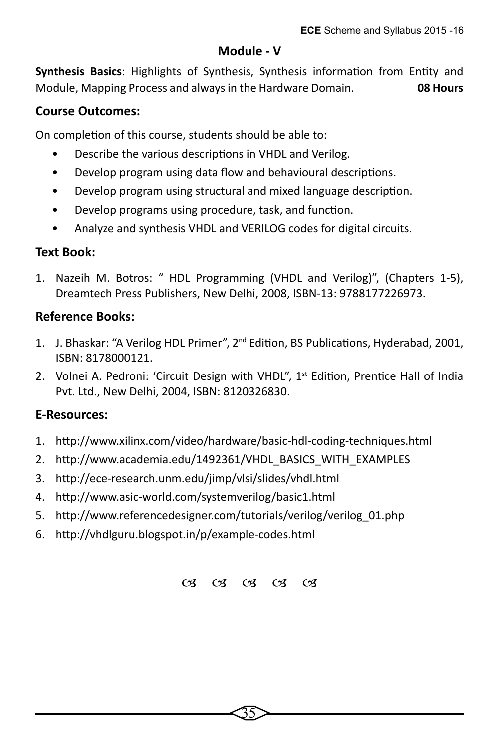## Module - V

**Synthesis Basics**: Highlights of Synthesis, Synthesis information from Entity and Module, Mapping Process and always in the Hardware Domain. **08 Hours**

### Course Outcomes:

On completion of this course, students should be able to:

- Describe the various descriptions in VHDL and Verilog.
- Develop program using data flow and behavioural descriptions.
- Develop program using structural and mixed language description.
- Develop programs using procedure, task, and function.
- Analyze and synthesis VHDL and VERILOG codes for digital circuits.

### Text Book:

1. Nazeih M. Botros: " HDL Programming (VHDL and Verilog)", (Chapters 1-5), Dreamtech Press Publishers, New Delhi, 2008, ISBN-13: 9788177226973.

### Reference Books:

1. J. Bhaskar: "A Verilog HDL Primer", 2nd Edition, BS Publications, Hyderabad, 2001, ISBN: 8178000121.
2. Volnei A. Pedroni: 'Circuit Design with VHDL", 1st Edition, Prentice Hall of India Pvt. Ltd., New Delhi, 2004, ISBN: 8120326830.

### E-Resources:

1. http://www.xilinx.com/video/hardware/basic-hdl-coding-techniques.html
2. http://www.academia.edu/1492361/VHDL_BASICS_WITH_EXAMPLES
3. http://ece-research.unm.edu/jimp/vlsi/slides/vhdl.html
4. http://www.asic-world.com/systemverilog/basic1.html
5. http://www.referencedesigner.com/tutorials/verilog/verilog_01.php
6. http://vhdlguru.blogspot.in/p/example-codes.html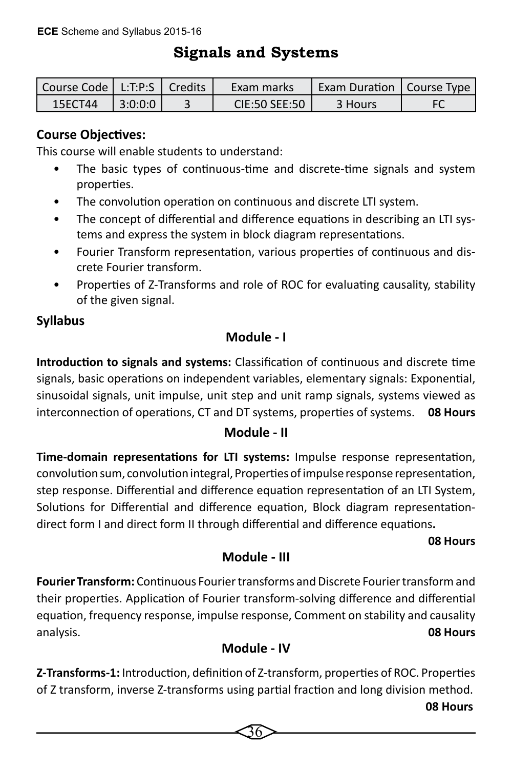# Signals and Systems

| Course Code | L:T:P:S | Credits | Exam marks | Exam Duration | Course Type |
|---|---|---|---|---|---|
| 15ECT44 | 3:0:0:0 | 3 | CIE:50 SEE:50 | 3 Hours | FC |

**Course Objectives:**

This course will enable students to understand:

- The basic types of continuous-time and discrete-time signals and system properties.
- The convolution operation on continuous and discrete LTI system.
- The concept of differential and difference equations in describing an LTI systems and express the system in block diagram representations.
- Fourier Transform representation, various properties of continuous and discrete Fourier transform.
- Properties of Z-Transforms and role of ROC for evaluating causality, stability of the given signal.

**Syllabus**

**Module - I**

**Introduction to signals and systems:** Classification of continuous and discrete time signals, basic operations on independent variables, elementary signals: Exponential, sinusoidal signals, unit impulse, unit step and unit ramp signals, systems viewed as interconnection of operations, CT and DT systems, properties of systems. **08 Hours**

**Module - II**

**Time-domain representations for LTI systems:** Impulse response representation, convolution sum, convolution integral, Properties of impulse response representation, step response. Differential and difference equation representation of an LTI System, Solutions for Differential and difference equation, Block diagram representation-direct form I and direct form II through differential and difference equations**.**

**08 Hours**

**Module - III**

**Fourier Transform:** Continuous Fourier transforms and Discrete Fourier transform and their properties. Application of Fourier transform-solving difference and differential equation, frequency response, impulse response, Comment on stability and causality analysis. **08 Hours**

**Module - IV**

**Z-Transforms-1:** Introduction, definition of Z-transform, properties of ROC. Properties of Z transform, inverse Z-transforms using partial fraction and long division method.

**08 Hours**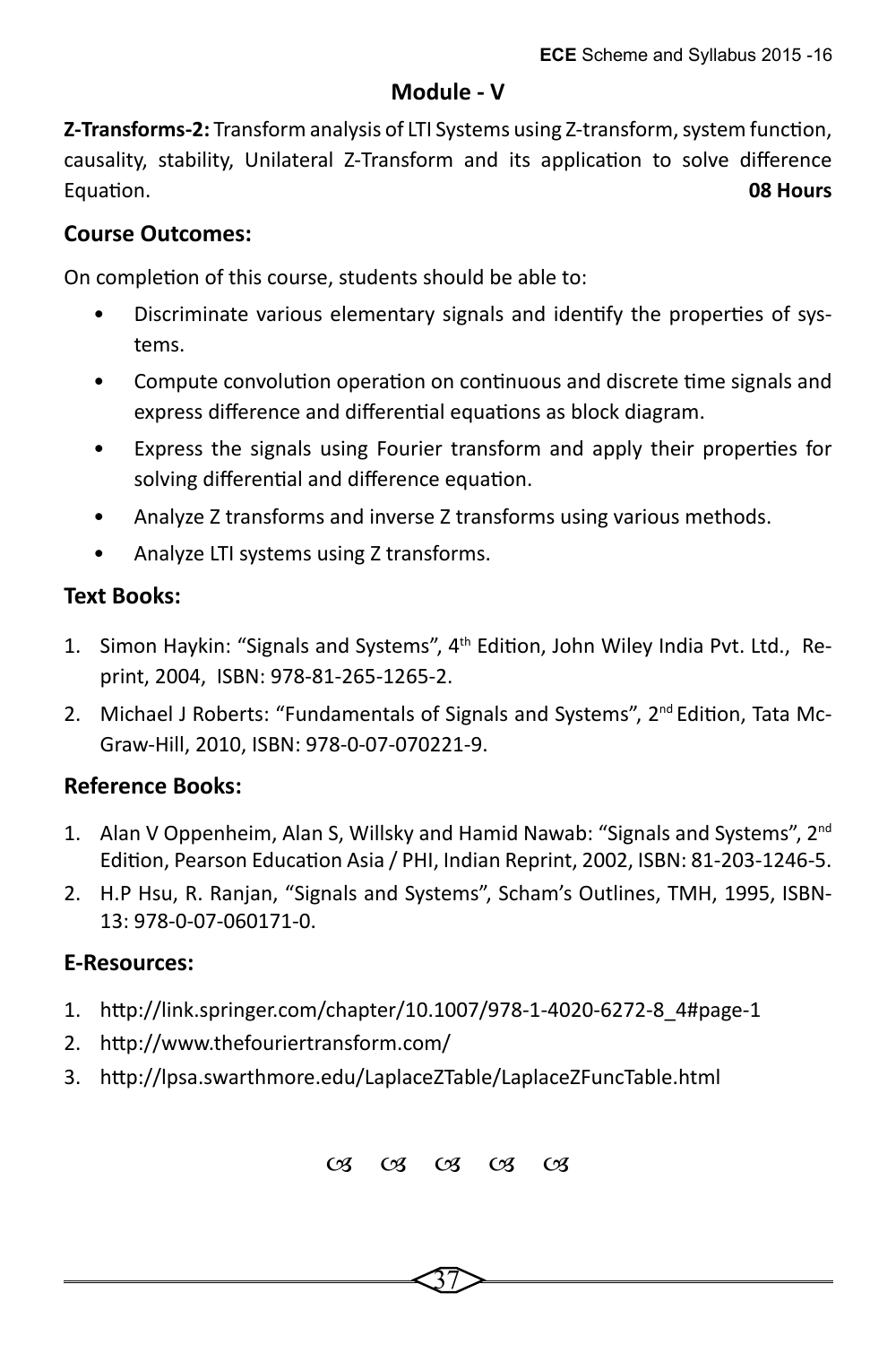## Module - V

**Z-Transforms-2:** Transform analysis of LTI Systems using Z-transform, system function, causality, stability, Unilateral Z-Transform and its application to solve difference Equation. **08 Hours**

### Course Outcomes:

On completion of this course, students should be able to:

- Discriminate various elementary signals and identify the properties of systems.
- Compute convolution operation on continuous and discrete time signals and express difference and differential equations as block diagram.
- Express the signals using Fourier transform and apply their properties for solving differential and difference equation.
- Analyze Z transforms and inverse Z transforms using various methods.
- Analyze LTI systems using Z transforms.

### Text Books:

1. Simon Haykin: "Signals and Systems", 4th Edition, John Wiley India Pvt. Ltd., Reprint, 2004, ISBN: 978-81-265-1265-2.
2. Michael J Roberts: "Fundamentals of Signals and Systems", 2nd Edition, Tata McGraw-Hill, 2010, ISBN: 978-0-07-070221-9.

### Reference Books:

1. Alan V Oppenheim, Alan S, Willsky and Hamid Nawab: "Signals and Systems", 2nd Edition, Pearson Education Asia / PHI, Indian Reprint, 2002, ISBN: 81-203-1246-5.
2. H.P Hsu, R. Ranjan, "Signals and Systems", Scham's Outlines, TMH, 1995, ISBN-13: 978-0-07-060171-0.

### E-Resources:

1. http://link.springer.com/chapter/10.1007/978-1-4020-6272-8_4#page-1
2. http://www.thefouriertransform.com/
3. http://lpsa.swarthmore.edu/LaplaceZTable/LaplaceZFuncTable.html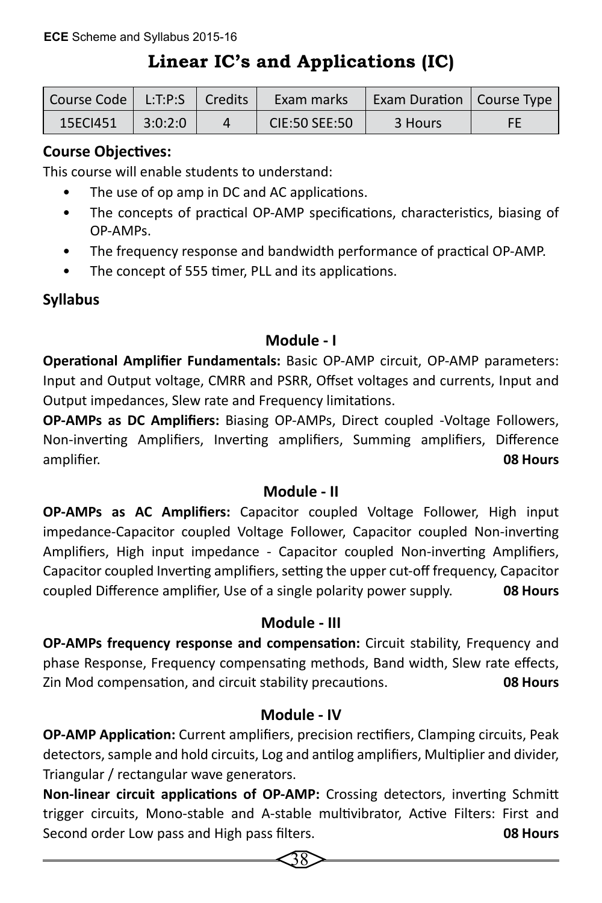# Linear IC's and Applications (IC)

| Course Code | L:T:P:S | Credits | Exam marks | Exam Duration | Course Type |
|---|---|---|---|---|---|
| 15ECI451 | 3:0:2:0 | 4 | CIE:50 SEE:50 | 3 Hours | FE |

**Course Objectives:**

This course will enable students to understand:

- The use of op amp in DC and AC applications.
- The concepts of practical OP-AMP specifications, characteristics, biasing of OP-AMPs.
- The frequency response and bandwidth performance of practical OP-AMP.
- The concept of 555 timer, PLL and its applications.

**Syllabus**

### Module - I

**Operational Amplifier Fundamentals:** Basic OP-AMP circuit, OP-AMP parameters: Input and Output voltage, CMRR and PSRR, Offset voltages and currents, Input and Output impedances, Slew rate and Frequency limitations.

**OP-AMPs as DC Amplifiers:** Biasing OP-AMPs, Direct coupled -Voltage Followers, Non-inverting Amplifiers, Inverting amplifiers, Summing amplifiers, Difference amplifier. **08 Hours**

### Module - II

**OP-AMPs as AC Amplifiers:** Capacitor coupled Voltage Follower, High input impedance-Capacitor coupled Voltage Follower, Capacitor coupled Non-inverting Amplifiers, High input impedance - Capacitor coupled Non-inverting Amplifiers, Capacitor coupled Inverting amplifiers, setting the upper cut-off frequency, Capacitor coupled Difference amplifier, Use of a single polarity power supply. **08 Hours**

### Module - III

**OP-AMPs frequency response and compensation:** Circuit stability, Frequency and phase Response, Frequency compensating methods, Band width, Slew rate effects, Zin Mod compensation, and circuit stability precautions. **08 Hours**

### Module - IV

**OP-AMP Application:** Current amplifiers, precision rectifiers, Clamping circuits, Peak detectors, sample and hold circuits, Log and antilog amplifiers, Multiplier and divider, Triangular / rectangular wave generators.

**Non-linear circuit applications of OP-AMP:** Crossing detectors, inverting Schmitt trigger circuits, Mono-stable and A-stable multivibrator, Active Filters: First and Second order Low pass and High pass filters. **08 Hours**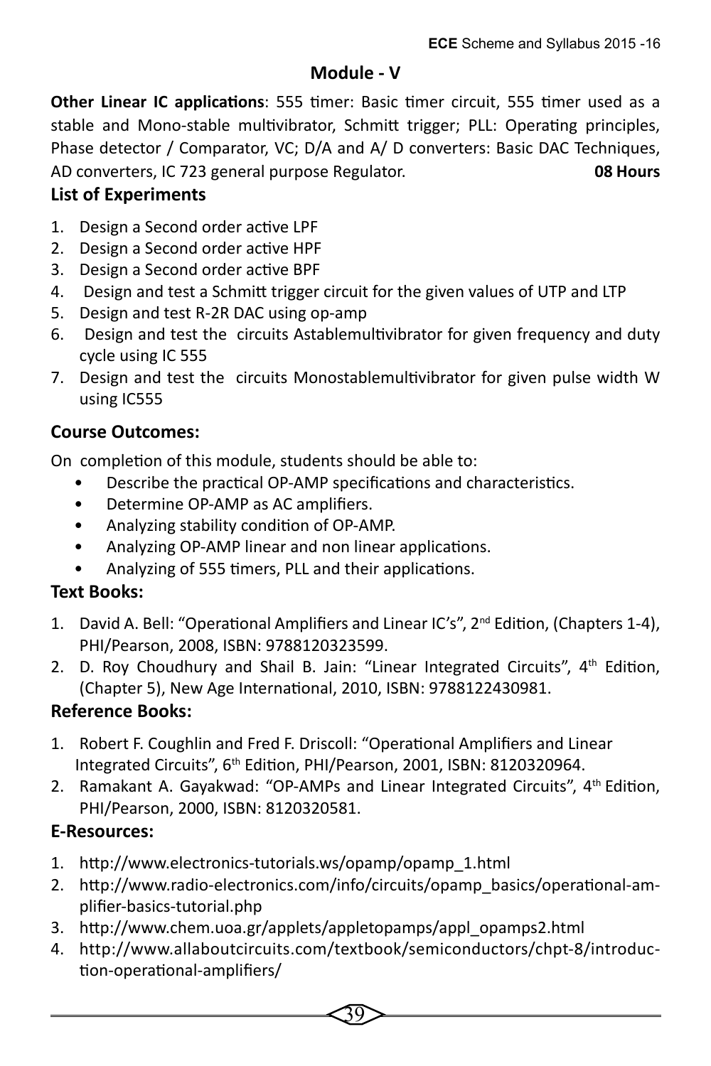## Module - V

**Other Linear IC applications**: 555 timer: Basic timer circuit, 555 timer used as a stable and Mono-stable multivibrator, Schmitt trigger; PLL: Operating principles, Phase detector / Comparator, VC; D/A and A/ D converters: Basic DAC Techniques, AD converters, IC 723 general purpose Regulator. **08 Hours**

### List of Experiments

1. Design a Second order active LPF
2. Design a Second order active HPF
3. Design a Second order active BPF
4. Design and test a Schmitt trigger circuit for the given values of UTP and LTP
5. Design and test R-2R DAC using op-amp
6. Design and test the circuits Astablemultivibrator for given frequency and duty cycle using IC 555
7. Design and test the circuits Monostablemultivibrator for given pulse width W using IC555

### Course Outcomes:

On completion of this module, students should be able to:

- Describe the practical OP-AMP specifications and characteristics.
- Determine OP-AMP as AC amplifiers.
- Analyzing stability condition of OP-AMP.
- Analyzing OP-AMP linear and non linear applications.
- Analyzing of 555 timers, PLL and their applications.

### Text Books:

1. David A. Bell: "Operational Amplifiers and Linear IC's", 2nd Edition, (Chapters 1-4), PHI/Pearson, 2008, ISBN: 9788120323599.
2. D. Roy Choudhury and Shail B. Jain: "Linear Integrated Circuits", 4th Edition, (Chapter 5), New Age International, 2010, ISBN: 9788122430981.

### Reference Books:

1. Robert F. Coughlin and Fred F. Driscoll: "Operational Amplifiers and Linear Integrated Circuits", 6th Edition, PHI/Pearson, 2001, ISBN: 8120320964.
2. Ramakant A. Gayakwad: "OP-AMPs and Linear Integrated Circuits", 4th Edition, PHI/Pearson, 2000, ISBN: 8120320581.

### E-Resources:

1. http://www.electronics-tutorials.ws/opamp/opamp_1.html
2. http://www.radio-electronics.com/info/circuits/opamp_basics/operational-amplifier-basics-tutorial.php
3. http://www.chem.uoa.gr/applets/appletopamps/appl_opamps2.html
4. http://www.allaboutcircuits.com/textbook/semiconductors/chpt-8/introduction-operational-amplifiers/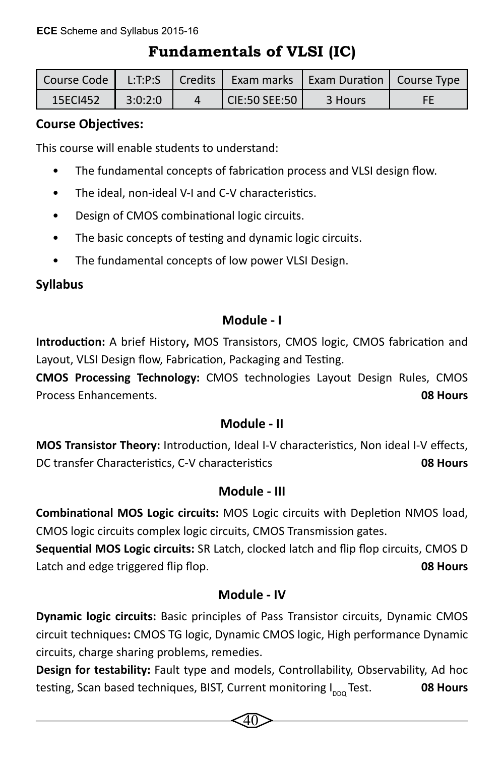# Fundamentals of VLSI (IC)

| Course Code | L:T:P:S | Credits | Exam marks | Exam Duration | Course Type |
|---|---|---|---|---|---|
| 15ECI452 | 3:0:2:0 | 4 | CIE:50 SEE:50 | 3 Hours | FE |

**Course Objectives:**

This course will enable students to understand:

- The fundamental concepts of fabrication process and VLSI design flow.
- The ideal, non-ideal V-I and C-V characteristics.
- Design of CMOS combinational logic circuits.
- The basic concepts of testing and dynamic logic circuits.
- The fundamental concepts of low power VLSI Design.

**Syllabus**

### Module - I

**Introduction:** A brief History**,** MOS Transistors, CMOS logic, CMOS fabrication and Layout, VLSI Design flow, Fabrication, Packaging and Testing.

**CMOS Processing Technology:** CMOS technologies Layout Design Rules, CMOS Process Enhancements. **08 Hours**

### Module - II

**MOS Transistor Theory:** Introduction, Ideal I-V characteristics, Non ideal I-V effects, DC transfer Characteristics, C-V characteristics **08 Hours**

### Module - III

**Combinational MOS Logic circuits:** MOS Logic circuits with Depletion NMOS load, CMOS logic circuits complex logic circuits, CMOS Transmission gates.

**Sequential MOS Logic circuits:** SR Latch, clocked latch and flip flop circuits, CMOS D Latch and edge triggered flip flop. **08 Hours**

### Module - IV

**Dynamic logic circuits:** Basic principles of Pass Transistor circuits, Dynamic CMOS circuit techniques**:** CMOS TG logic, Dynamic CMOS logic, High performance Dynamic circuits, charge sharing problems, remedies.

**Design for testability:** Fault type and models, Controllability, Observability, Ad hoc testing, Scan based techniques, BIST, Current monitoring $I_{DDQ}$ Test. **08 Hours**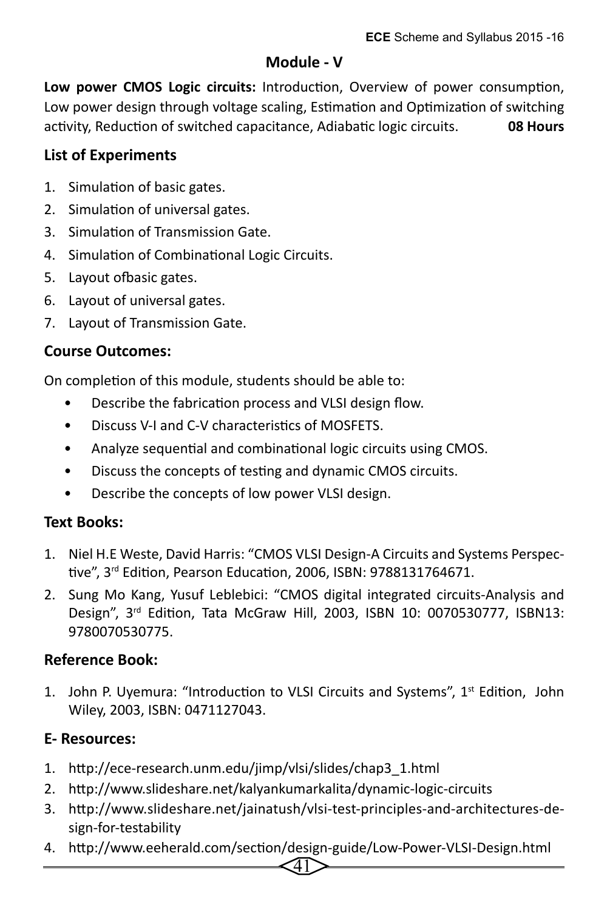## Module - V

**Low power CMOS Logic circuits:** Introduction, Overview of power consumption, Low power design through voltage scaling, Estimation and Optimization of switching activity, Reduction of switched capacitance, Adiabatic logic circuits. **08 Hours**

### List of Experiments

1. Simulation of basic gates.
2. Simulation of universal gates.
3. Simulation of Transmission Gate.
4. Simulation of Combinational Logic Circuits.
5. Layout ofbasic gates.
6. Layout of universal gates.
7. Layout of Transmission Gate.

### Course Outcomes:

On completion of this module, students should be able to:

- Describe the fabrication process and VLSI design flow.
- Discuss V-I and C-V characteristics of MOSFETS.
- Analyze sequential and combinational logic circuits using CMOS.
- Discuss the concepts of testing and dynamic CMOS circuits.
- Describe the concepts of low power VLSI design.

### Text Books:

1. Niel H.E Weste, David Harris: "CMOS VLSI Design-A Circuits and Systems Perspective", 3rd Edition, Pearson Education, 2006, ISBN: 9788131764671.
2. Sung Mo Kang, Yusuf Leblebici: "CMOS digital integrated circuits-Analysis and Design", 3rd Edition, Tata McGraw Hill, 2003, ISBN 10: 0070530777, ISBN13: 9780070530775.

### Reference Book:

1. John P. Uyemura: "Introduction to VLSI Circuits and Systems", 1st Edition, John Wiley, 2003, ISBN: 0471127043.

### E- Resources:

1. http://ece-research.unm.edu/jimp/vlsi/slides/chap3_1.html
2. http://www.slideshare.net/kalyankumarkalita/dynamic-logic-circuits
3. http://www.slideshare.net/jainatush/vlsi-test-principles-and-architectures-design-for-testability
4. http://www.eeherald.com/section/design-guide/Low-Power-VLSI-Design.html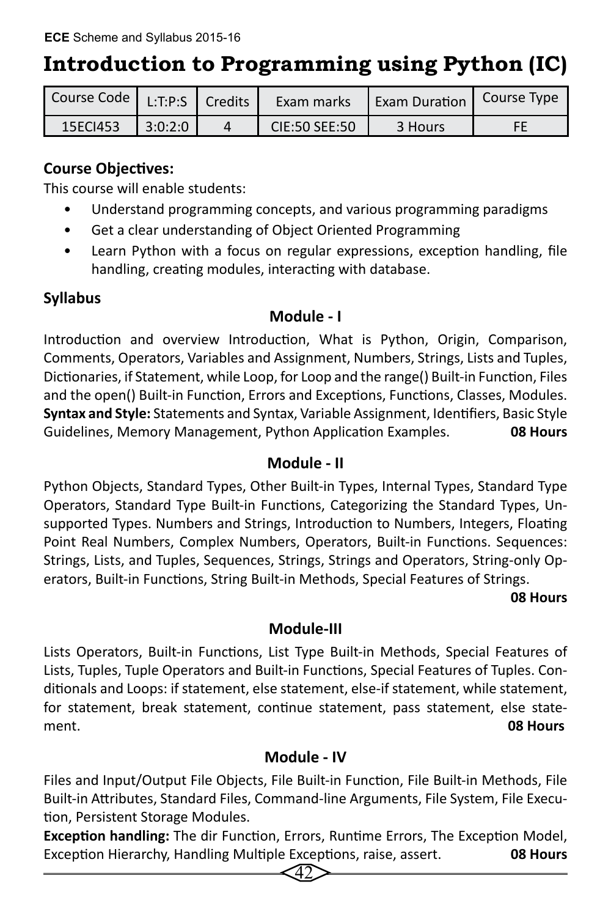# Introduction to Programming using Python (IC)

| Course Code | L:T:P:S | Credits | Exam marks | Exam Duration | Course Type |
|---|---|---|---|---|---|
| 15ECI453 | 3:0:2:0 | 4 | CIE:50 SEE:50 | 3 Hours | FE |

**Course Objectives:**

This course will enable students:

- Understand programming concepts, and various programming paradigms
- Get a clear understanding of Object Oriented Programming
- Learn Python with a focus on regular expressions, exception handling, file handling, creating modules, interacting with database.

**Syllabus**

**Module - I**

Introduction and overview Introduction, What is Python, Origin, Comparison, Comments, Operators, Variables and Assignment, Numbers, Strings, Lists and Tuples, Dictionaries, if Statement, while Loop, for Loop and the range() Built-in Function, Files and the open() Built-in Function, Errors and Exceptions, Functions, Classes, Modules. **Syntax and Style:** Statements and Syntax, Variable Assignment, Identifiers, Basic Style Guidelines, Memory Management, Python Application Examples. **08 Hours**

**Module - II**

Python Objects, Standard Types, Other Built-in Types, Internal Types, Standard Type Operators, Standard Type Built-in Functions, Categorizing the Standard Types, Unsupported Types. Numbers and Strings, Introduction to Numbers, Integers, Floating Point Real Numbers, Complex Numbers, Operators, Built-in Functions. Sequences: Strings, Lists, and Tuples, Sequences, Strings, Strings and Operators, String-only Operators, Built-in Functions, String Built-in Methods, Special Features of Strings.

**08 Hours**

**Module-III**

Lists Operators, Built-in Functions, List Type Built-in Methods, Special Features of Lists, Tuples, Tuple Operators and Built-in Functions, Special Features of Tuples. Conditionals and Loops: if statement, else statement, else-if statement, while statement, for statement, break statement, continue statement, pass statement, else statement. **08 Hours**

**Module - IV**

Files and Input/Output File Objects, File Built-in Function, File Built-in Methods, File Built-in Attributes, Standard Files, Command-line Arguments, File System, File Execution, Persistent Storage Modules.

**Exception handling:** The dir Function, Errors, Runtime Errors, The Exception Model, Exception Hierarchy, Handling Multiple Exceptions, raise, assert. **08 Hours**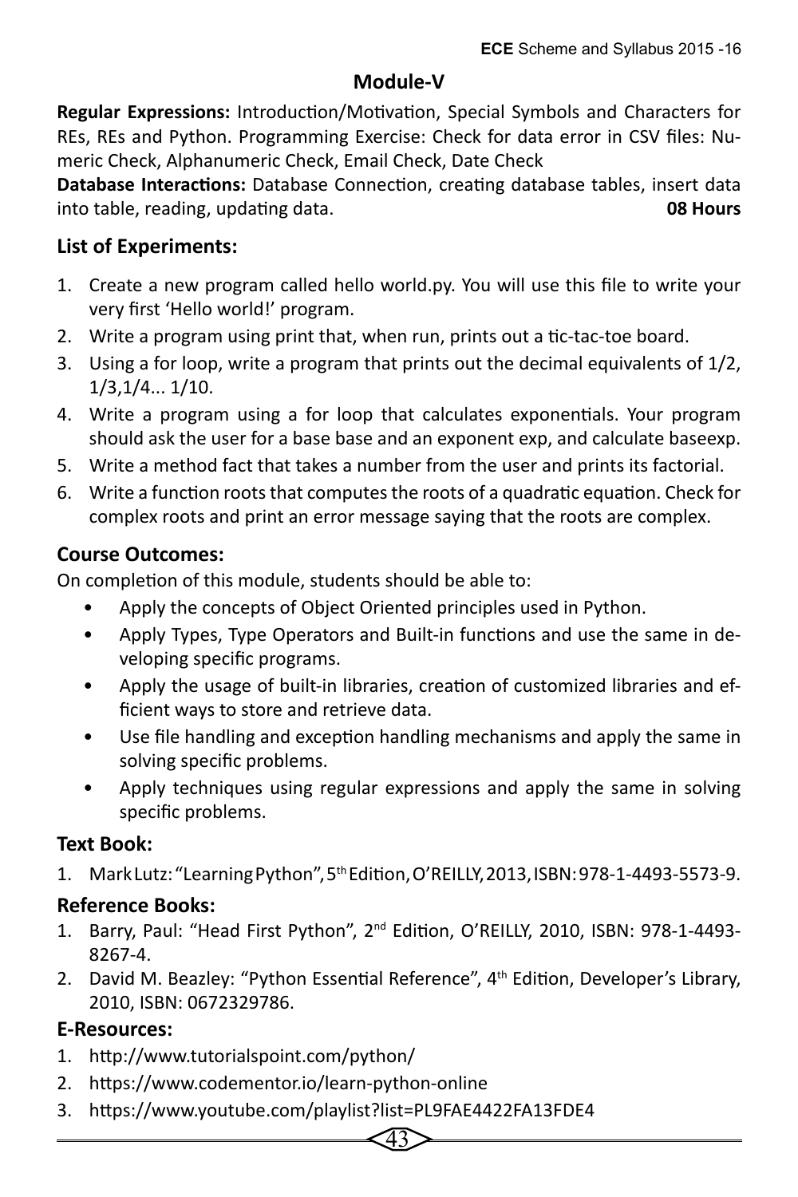## Module-V

**Regular Expressions:** Introduction/Motivation, Special Symbols and Characters for REs, REs and Python. Programming Exercise: Check for data error in CSV files: Numeric Check, Alphanumeric Check, Email Check, Date Check

**Database Interactions:** Database Connection, creating database tables, insert data into table, reading, updating data. **08 Hours**

### List of Experiments:

1. Create a new program called hello world.py. You will use this file to write your very first 'Hello world!' program.
2. Write a program using print that, when run, prints out a tic-tac-toe board.
3. Using a for loop, write a program that prints out the decimal equivalents of 1/2, 1/3,1/4... 1/10.
4. Write a program using a for loop that calculates exponentials. Your program should ask the user for a base base and an exponent exp, and calculate baseexp.
5. Write a method fact that takes a number from the user and prints its factorial.
6. Write a function roots that computes the roots of a quadratic equation. Check for complex roots and print an error message saying that the roots are complex.

### Course Outcomes:

On completion of this module, students should be able to:

- Apply the concepts of Object Oriented principles used in Python.
- Apply Types, Type Operators and Built-in functions and use the same in developing specific programs.
- Apply the usage of built-in libraries, creation of customized libraries and efficient ways to store and retrieve data.
- Use file handling and exception handling mechanisms and apply the same in solving specific problems.
- Apply techniques using regular expressions and apply the same in solving specific problems.

### Text Book:

1. Mark Lutz: "Learning Python", 5th Edition, O'REILLY, 2013, ISBN: 978-1-4493-5573-9.

### Reference Books:

1. Barry, Paul: "Head First Python", 2nd Edition, O'REILLY, 2010, ISBN: 978-1-4493-8267-4.
2. David M. Beazley: "Python Essential Reference", 4th Edition, Developer's Library, 2010, ISBN: 0672329786.

### E-Resources:

1. http://www.tutorialspoint.com/python/
2. https://www.codementor.io/learn-python-online
3. https://www.youtube.com/playlist?list=PL9FAE4422FA13FDE4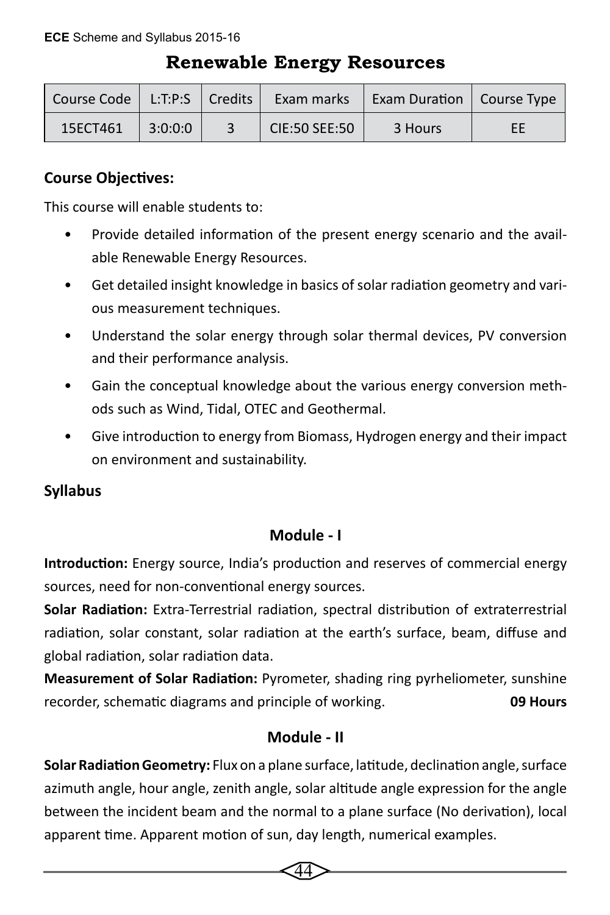# Renewable Energy Resources

| Course Code | L:T:P:S | Credits | Exam marks | Exam Duration | Course Type |
|---|---|---|---|---|---|
| 15ECT461 | 3:0:0:0 | 3 | CIE:50 SEE:50 | 3 Hours | EE |

**Course Objectives:**

This course will enable students to:

- Provide detailed information of the present energy scenario and the available Renewable Energy Resources.
- Get detailed insight knowledge in basics of solar radiation geometry and various measurement techniques.
- Understand the solar energy through solar thermal devices, PV conversion and their performance analysis.
- Gain the conceptual knowledge about the various energy conversion methods such as Wind, Tidal, OTEC and Geothermal.
- Give introduction to energy from Biomass, Hydrogen energy and their impact on environment and sustainability.

**Syllabus**

### Module - I

**Introduction:** Energy source, India's production and reserves of commercial energy sources, need for non-conventional energy sources.

**Solar Radiation:** Extra-Terrestrial radiation, spectral distribution of extraterrestrial radiation, solar constant, solar radiation at the earth's surface, beam, diffuse and global radiation, solar radiation data.

**Measurement of Solar Radiation:** Pyrometer, shading ring pyrheliometer, sunshine recorder, schematic diagrams and principle of working. **09 Hours**

### Module - II

**Solar Radiation Geometry:** Flux on a plane surface, latitude, declination angle, surface azimuth angle, hour angle, zenith angle, solar altitude angle expression for the angle between the incident beam and the normal to a plane surface (No derivation), local apparent time. Apparent motion of sun, day length, numerical examples.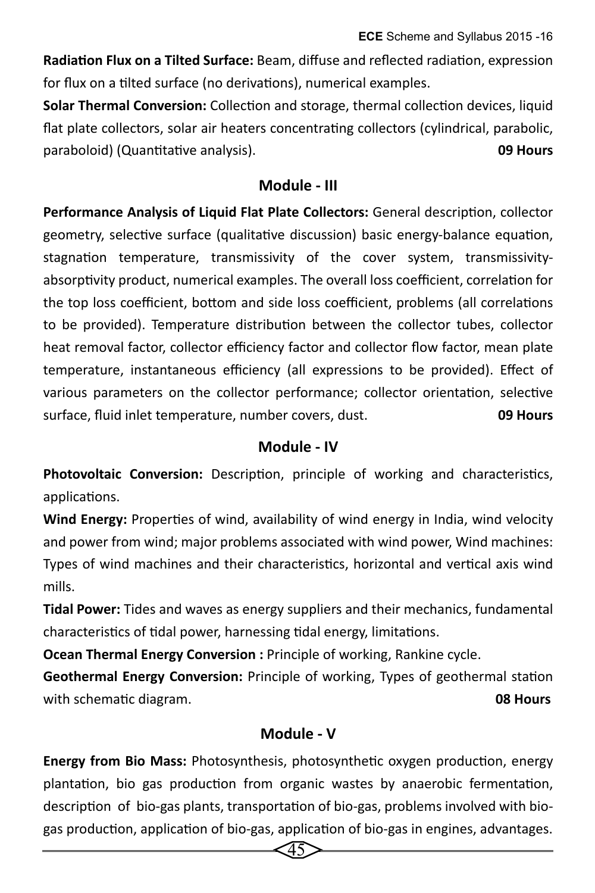**Radiation Flux on a Tilted Surface:** Beam, diffuse and reflected radiation, expression for flux on a tilted surface (no derivations), numerical examples.

**Solar Thermal Conversion:** Collection and storage, thermal collection devices, liquid flat plate collectors, solar air heaters concentrating collectors (cylindrical, parabolic, paraboloid) (Quantitative analysis). **09 Hours**

## Module - III

**Performance Analysis of Liquid Flat Plate Collectors:** General description, collector geometry, selective surface (qualitative discussion) basic energy-balance equation, stagnation temperature, transmissivity of the cover system, transmissivity-absorptivity product, numerical examples. The overall loss coefficient, correlation for the top loss coefficient, bottom and side loss coefficient, problems (all correlations to be provided). Temperature distribution between the collector tubes, collector heat removal factor, collector efficiency factor and collector flow factor, mean plate temperature, instantaneous efficiency (all expressions to be provided). Effect of various parameters on the collector performance; collector orientation, selective surface, fluid inlet temperature, number covers, dust. **09 Hours**

## Module - IV

**Photovoltaic Conversion:** Description, principle of working and characteristics, applications.

**Wind Energy:** Properties of wind, availability of wind energy in India, wind velocity and power from wind; major problems associated with wind power, Wind machines: Types of wind machines and their characteristics, horizontal and vertical axis wind mills.

**Tidal Power:** Tides and waves as energy suppliers and their mechanics, fundamental characteristics of tidal power, harnessing tidal energy, limitations.

**Ocean Thermal Energy Conversion :** Principle of working, Rankine cycle.

**Geothermal Energy Conversion:** Principle of working, Types of geothermal station with schematic diagram. **08 Hours**

## Module - V

**Energy from Bio Mass:** Photosynthesis, photosynthetic oxygen production, energy plantation, bio gas production from organic wastes by anaerobic fermentation, description of bio-gas plants, transportation of bio-gas, problems involved with bio-gas production, application of bio-gas, application of bio-gas in engines, advantages.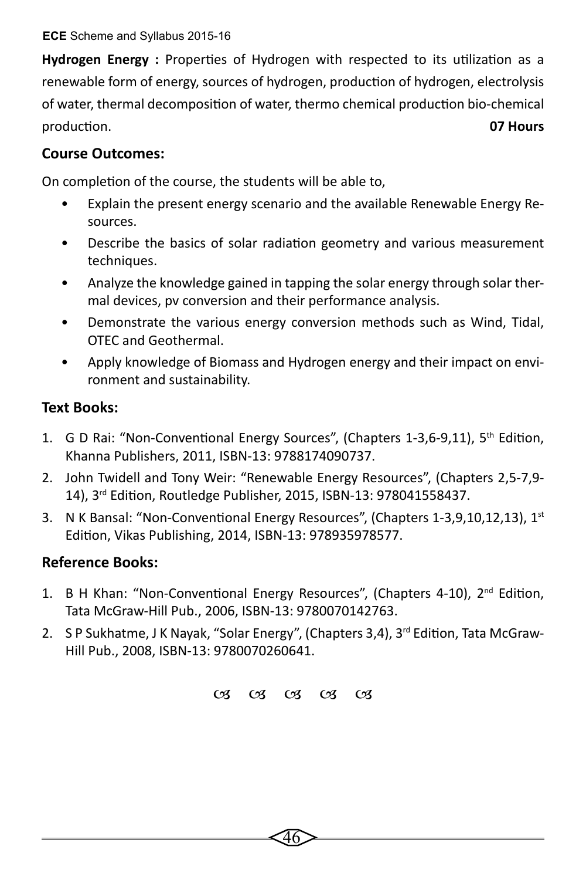**Hydrogen Energy :** Properties of Hydrogen with respected to its utilization as a renewable form of energy, sources of hydrogen, production of hydrogen, electrolysis of water, thermal decomposition of water, thermo chemical production bio-chemical production. **07 Hours**

## Course Outcomes:

On completion of the course, the students will be able to,

- Explain the present energy scenario and the available Renewable Energy Resources.
- Describe the basics of solar radiation geometry and various measurement techniques.
- Analyze the knowledge gained in tapping the solar energy through solar thermal devices, pv conversion and their performance analysis.
- Demonstrate the various energy conversion methods such as Wind, Tidal, OTEC and Geothermal.
- Apply knowledge of Biomass and Hydrogen energy and their impact on environment and sustainability.

## Text Books:

1. G D Rai: "Non-Conventional Energy Sources", (Chapters 1-3,6-9,11), 5th Edition, Khanna Publishers, 2011, ISBN-13: 9788174090737.
2. John Twidell and Tony Weir: "Renewable Energy Resources", (Chapters 2,5-7,9-14), 3rd Edition, Routledge Publisher, 2015, ISBN-13: 978041558437.
3. N K Bansal: "Non-Conventional Energy Resources", (Chapters 1-3,9,10,12,13), 1st Edition, Vikas Publishing, 2014, ISBN-13: 978935978577.

## Reference Books:

1. B H Khan: "Non-Conventional Energy Resources", (Chapters 4-10), 2nd Edition, Tata McGraw-Hill Pub., 2006, ISBN-13: 9780070142763.
2. S P Sukhatme, J K Nayak, "Solar Energy", (Chapters 3,4), 3rd Edition, Tata McGraw-Hill Pub., 2008, ISBN-13: 9780070260641.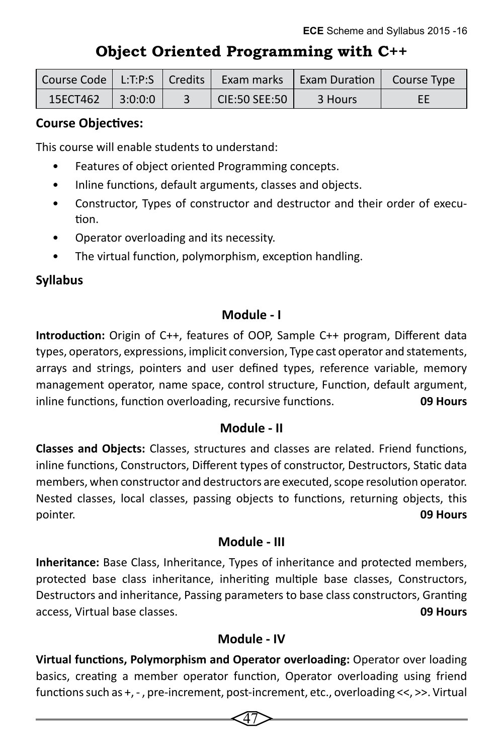# Object Oriented Programming with C++

| Course Code | L:T:P:S | Credits | Exam marks | Exam Duration | Course Type |
|---|---|---|---|---|---|
| 15ECT462 | 3:0:0:0 | 3 | CIE:50 SEE:50 | 3 Hours | EE |

**Course Objectives:**

This course will enable students to understand:

- Features of object oriented Programming concepts.
- Inline functions, default arguments, classes and objects.
- Constructor, Types of constructor and destructor and their order of execution.
- Operator overloading and its necessity.
- The virtual function, polymorphism, exception handling.

**Syllabus**

### Module - I

**Introduction:** Origin of C++, features of OOP, Sample C++ program, Different data types, operators, expressions, implicit conversion, Type cast operator and statements, arrays and strings, pointers and user defined types, reference variable, memory management operator, name space, control structure, Function, default argument, inline functions, function overloading, recursive functions. **09 Hours**

### Module - II

**Classes and Objects:** Classes, structures and classes are related. Friend functions, inline functions, Constructors, Different types of constructor, Destructors, Static data members, when constructor and destructors are executed, scope resolution operator. Nested classes, local classes, passing objects to functions, returning objects, this pointer. **09 Hours**

### Module - III

**Inheritance:** Base Class, Inheritance, Types of inheritance and protected members, protected base class inheritance, inheriting multiple base classes, Constructors, Destructors and inheritance, Passing parameters to base class constructors, Granting access, Virtual base classes. **09 Hours**

### Module - IV

**Virtual functions, Polymorphism and Operator overloading:** Operator over loading basics, creating a member operator function, Operator overloading using friend functions such as +, - , pre-increment, post-increment, etc., overloading <<, >>. Virtual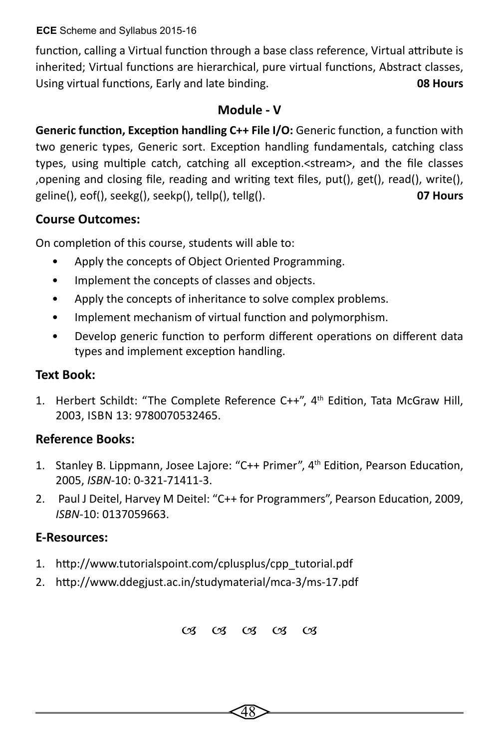function, calling a Virtual function through a base class reference, Virtual attribute is inherited; Virtual functions are hierarchical, pure virtual functions, Abstract classes, Using virtual functions, Early and late binding. **08 Hours**

## Module - V

**Generic function, Exception handling C++ File I/O:** Generic function, a function with two generic types, Generic sort. Exception handling fundamentals, catching class types, using multiple catch, catching all exception.<stream>, and the file classes ,opening and closing file, reading and writing text files, put(), get(), read(), write(), geline(), eof(), seekg(), seekp(), tellp(), tellg(). **07 Hours**

### Course Outcomes:

On completion of this course, students will able to:

- Apply the concepts of Object Oriented Programming.
- Implement the concepts of classes and objects.
- Apply the concepts of inheritance to solve complex problems.
- Implement mechanism of virtual function and polymorphism.
- Develop generic function to perform different operations on different data types and implement exception handling.

### Text Book:

1. Herbert Schildt: "The Complete Reference C++", 4th Edition, Tata McGraw Hill, 2003, ISBN 13: 9780070532465.

### Reference Books:

1. Stanley B. Lippmann, Josee Lajore: "C++ Primer", 4th Edition, Pearson Education, 2005, *ISBN*-10: 0-321-71411-3.
2. Paul J Deitel, Harvey M Deitel: "C++ for Programmers", Pearson Education, 2009, *ISBN*-10: 0137059663.

### E-Resources:

1. http://www.tutorialspoint.com/cplusplus/cpp_tutorial.pdf
2. http://www.ddegjust.ac.in/studymaterial/mca-3/ms-17.pdf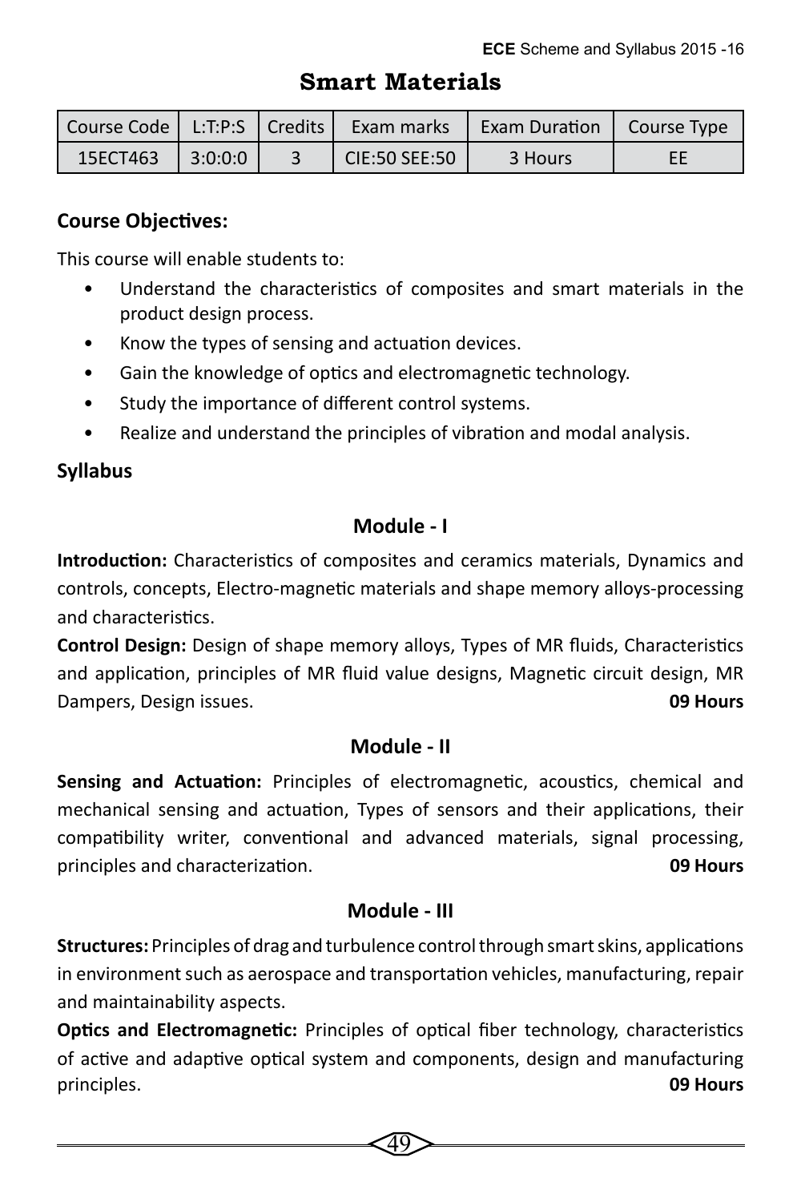# Smart Materials

| Course Code | L:T:P:S | Credits | Exam marks | Exam Duration | Course Type |
|---|---|---|---|---|---|
| 15ECT463 | 3:0:0:0 | 3 | CIE:50 SEE:50 | 3 Hours | EE |

**Course Objectives:**

This course will enable students to:

- Understand the characteristics of composites and smart materials in the product design process.
- Know the types of sensing and actuation devices.
- Gain the knowledge of optics and electromagnetic technology.
- Study the importance of different control systems.
- Realize and understand the principles of vibration and modal analysis.

**Syllabus**

### Module - I

**Introduction:** Characteristics of composites and ceramics materials, Dynamics and controls, concepts, Electro-magnetic materials and shape memory alloys-processing and characteristics.

**Control Design:** Design of shape memory alloys, Types of MR fluids, Characteristics and application, principles of MR fluid value designs, Magnetic circuit design, MR Dampers, Design issues. **09 Hours**

### Module - II

**Sensing and Actuation:** Principles of electromagnetic, acoustics, chemical and mechanical sensing and actuation, Types of sensors and their applications, their compatibility writer, conventional and advanced materials, signal processing, principles and characterization. **09 Hours**

### Module - III

**Structures:** Principles of drag and turbulence control through smart skins, applications in environment such as aerospace and transportation vehicles, manufacturing, repair and maintainability aspects.

**Optics and Electromagnetic:** Principles of optical fiber technology, characteristics of active and adaptive optical system and components, design and manufacturing principles. **09 Hours**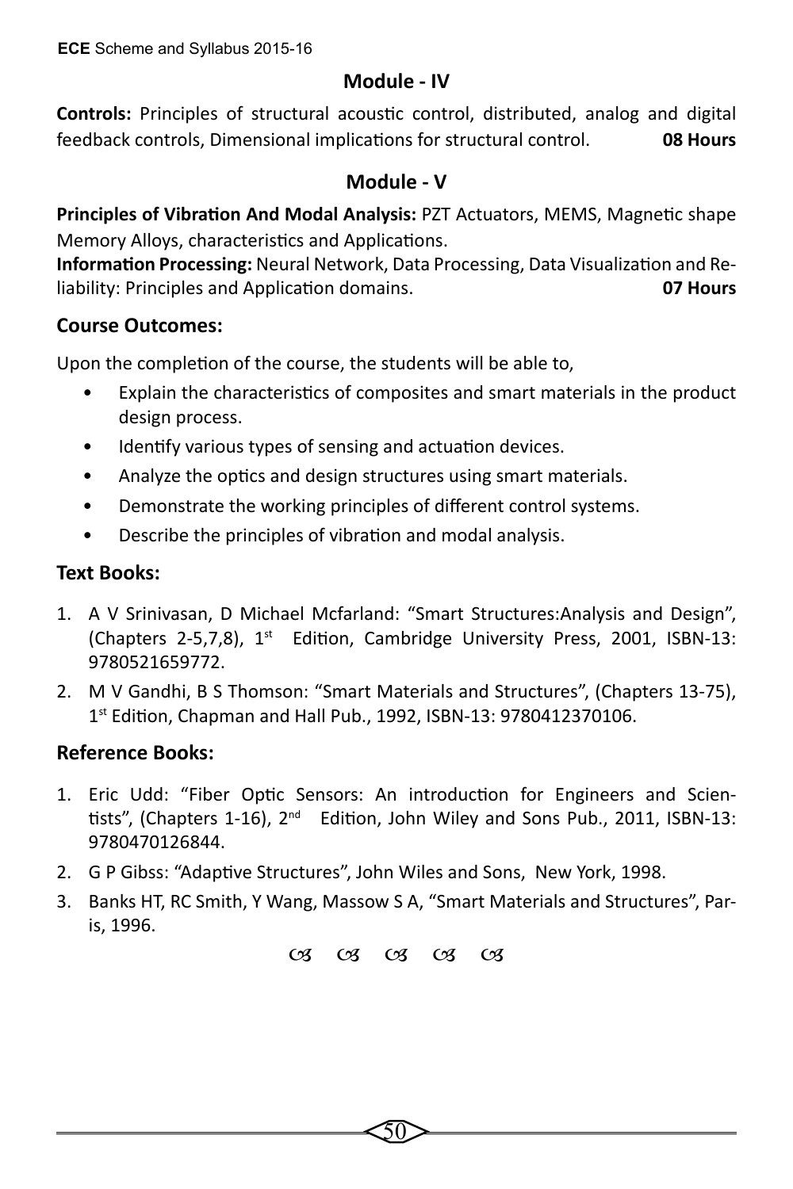## Module - IV

**Controls:** Principles of structural acoustic control, distributed, analog and digital feedback controls, Dimensional implications for structural control. **08 Hours**

## Module - V

**Principles of Vibration And Modal Analysis:** PZT Actuators, MEMS, Magnetic shape Memory Alloys, characteristics and Applications.

**Information Processing:** Neural Network, Data Processing, Data Visualization and Reliability: Principles and Application domains. **07 Hours**

### Course Outcomes:

Upon the completion of the course, the students will be able to,

- Explain the characteristics of composites and smart materials in the product design process.
- Identify various types of sensing and actuation devices.
- Analyze the optics and design structures using smart materials.
- Demonstrate the working principles of different control systems.
- Describe the principles of vibration and modal analysis.

### Text Books:

1. A V Srinivasan, D Michael Mcfarland: "Smart Structures:Analysis and Design", (Chapters 2-5,7,8), 1st Edition, Cambridge University Press, 2001, ISBN-13: 9780521659772.
2. M V Gandhi, B S Thomson: "Smart Materials and Structures", (Chapters 13-75), 1st Edition, Chapman and Hall Pub., 1992, ISBN-13: 9780412370106.

### Reference Books:

1. Eric Udd: "Fiber Optic Sensors: An introduction for Engineers and Scientists", (Chapters 1-16), 2nd Edition, John Wiley and Sons Pub., 2011, ISBN-13: 9780470126844.
2. G P Gibss: "Adaptive Structures", John Wiles and Sons, New York, 1998.
3. Banks HT, RC Smith, Y Wang, Massow S A, "Smart Materials and Structures", Paris, 1996.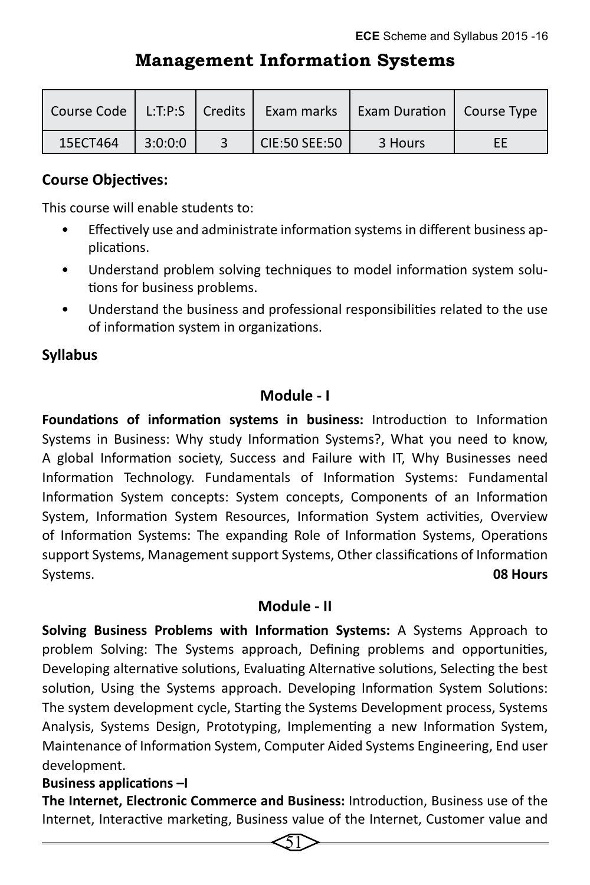# Management Information Systems

| Course Code | L:T:P:S | Credits | Exam marks | Exam Duration | Course Type |
| --- | --- | --- | --- | --- | --- |
| 15ECT464 | 3:0:0:0 | 3 | CIE:50 SEE:50 | 3 Hours | EE |

**Course Objectives:**

This course will enable students to:

- Effectively use and administrate information systems in different business applications.
- Understand problem solving techniques to model information system solutions for business problems.
- Understand the business and professional responsibilities related to the use of information system in organizations.

**Syllabus**

**Module - I**

**Foundations of information systems in business:** Introduction to Information Systems in Business: Why study Information Systems?, What you need to know, A global Information society, Success and Failure with IT, Why Businesses need Information Technology. Fundamentals of Information Systems: Fundamental Information System concepts: System concepts, Components of an Information System, Information System Resources, Information System activities, Overview of Information Systems: The expanding Role of Information Systems, Operations support Systems, Management support Systems, Other classifications of Information Systems. **08 Hours**

**Module - II**

**Solving Business Problems with Information Systems:** A Systems Approach to problem Solving: The Systems approach, Defining problems and opportunities, Developing alternative solutions, Evaluating Alternative solutions, Selecting the best solution, Using the Systems approach. Developing Information System Solutions: The system development cycle, Starting the Systems Development process, Systems Analysis, Systems Design, Prototyping, Implementing a new Information System, Maintenance of Information System, Computer Aided Systems Engineering, End user development.

**Business applications –I**

**The Internet, Electronic Commerce and Business:** Introduction, Business use of the Internet, Interactive marketing, Business value of the Internet, Customer value and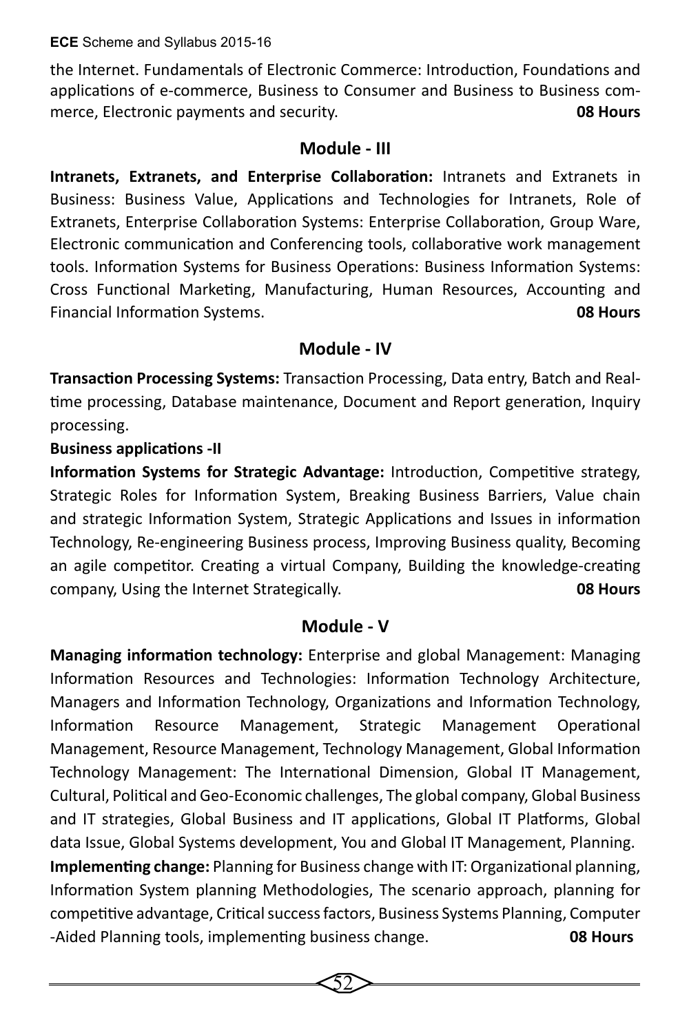the Internet. Fundamentals of Electronic Commerce: Introduction, Foundations and applications of e-commerce, Business to Consumer and Business to Business commerce, Electronic payments and security. **08 Hours**

## Module - III

**Intranets, Extranets, and Enterprise Collaboration:** Intranets and Extranets in Business: Business Value, Applications and Technologies for Intranets, Role of Extranets, Enterprise Collaboration Systems: Enterprise Collaboration, Group Ware, Electronic communication and Conferencing tools, collaborative work management tools. Information Systems for Business Operations: Business Information Systems: Cross Functional Marketing, Manufacturing, Human Resources, Accounting and Financial Information Systems. **08 Hours**

## Module - IV

**Transaction Processing Systems:** Transaction Processing, Data entry, Batch and Real-time processing, Database maintenance, Document and Report generation, Inquiry processing.

**Business applications -II**

**Information Systems for Strategic Advantage:** Introduction, Competitive strategy, Strategic Roles for Information System, Breaking Business Barriers, Value chain and strategic Information System, Strategic Applications and Issues in information Technology, Re-engineering Business process, Improving Business quality, Becoming an agile competitor. Creating a virtual Company, Building the knowledge-creating company, Using the Internet Strategically. **08 Hours**

## Module - V

**Managing information technology:** Enterprise and global Management: Managing Information Resources and Technologies: Information Technology Architecture, Managers and Information Technology, Organizations and Information Technology, Information Resource Management, Strategic Management Operational Management, Resource Management, Technology Management, Global Information Technology Management: The International Dimension, Global IT Management, Cultural, Political and Geo-Economic challenges, The global company, Global Business and IT strategies, Global Business and IT applications, Global IT Platforms, Global data Issue, Global Systems development, You and Global IT Management, Planning.

**Implementing change:** Planning for Business change with IT: Organizational planning, Information System planning Methodologies, The scenario approach, planning for competitive advantage, Critical success factors, Business Systems Planning, Computer -Aided Planning tools, implementing business change. **08 Hours**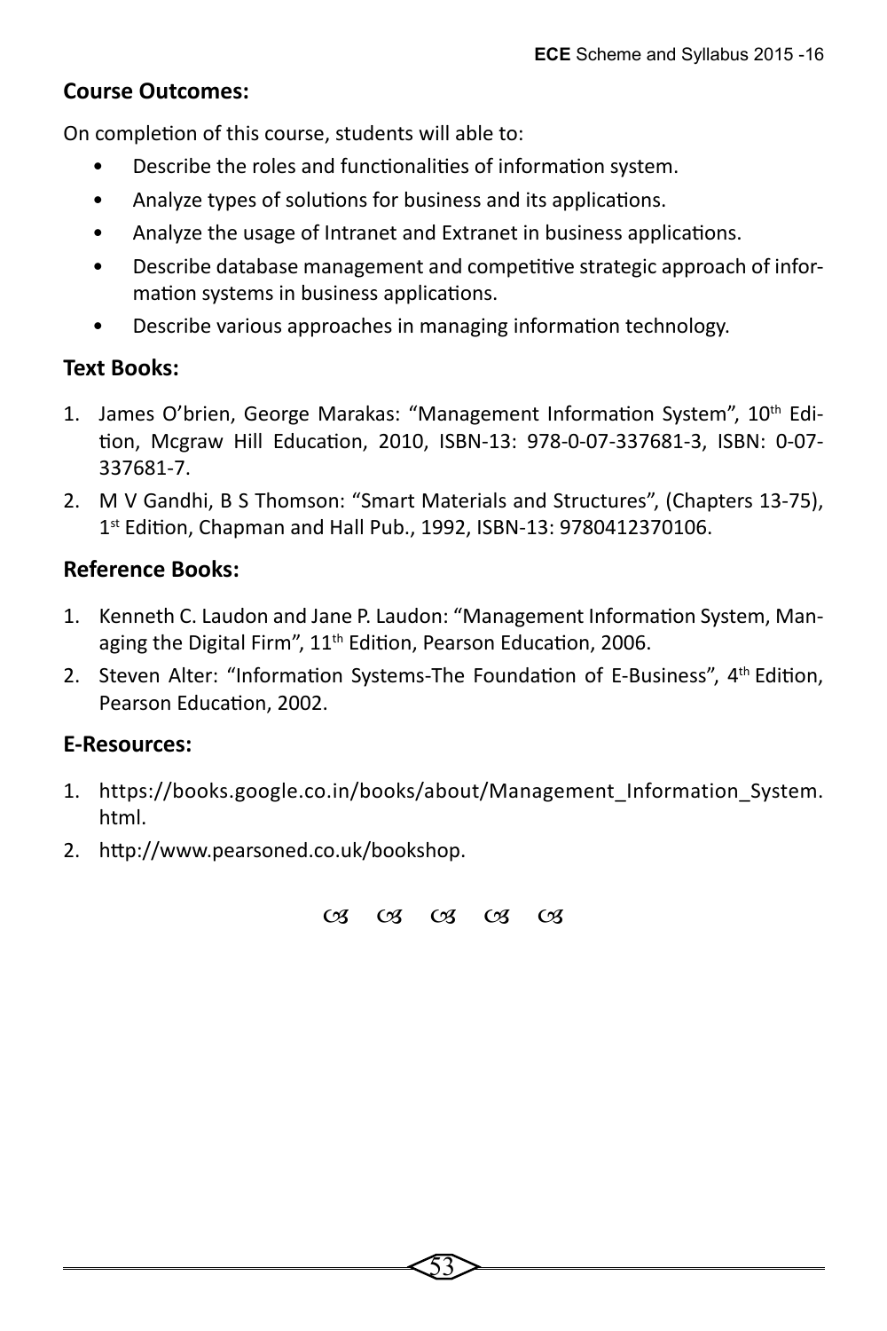### Course Outcomes:

On completion of this course, students will able to:

- Describe the roles and functionalities of information system.
- Analyze types of solutions for business and its applications.
- Analyze the usage of Intranet and Extranet in business applications.
- Describe database management and competitive strategic approach of information systems in business applications.
- Describe various approaches in managing information technology.

### Text Books:

1. James O'brien, George Marakas: "Management Information System", 10th Edition, Mcgraw Hill Education, 2010, ISBN-13: 978-0-07-337681-3, ISBN: 0-07-337681-7.
2. M V Gandhi, B S Thomson: "Smart Materials and Structures", (Chapters 13-75), 1st Edition, Chapman and Hall Pub., 1992, ISBN-13: 9780412370106.

### Reference Books:

1. Kenneth C. Laudon and Jane P. Laudon: "Management Information System, Managing the Digital Firm", 11th Edition, Pearson Education, 2006.
2. Steven Alter: "Information Systems-The Foundation of E-Business", 4th Edition, Pearson Education, 2002.

### E-Resources:

1. https://books.google.co.in/books/about/Management_Information_System.html.
2. http://www.pearsoned.co.uk/bookshop.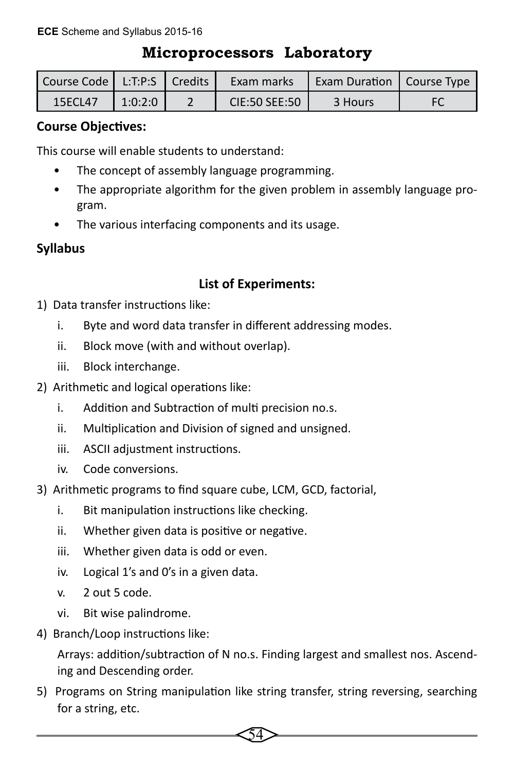# Microprocessors Laboratory

| Course Code | L:T:P:S | Credits | Exam marks | Exam Duration | Course Type |
|---|---|---|---|---|---|
| 15ECL47 | 1:0:2:0 | 2 | CIE:50 SEE:50 | 3 Hours | FC |

**Course Objectives:**

This course will enable students to understand:

- The concept of assembly language programming.
- The appropriate algorithm for the given problem in assembly language program.
- The various interfacing components and its usage.

**Syllabus**

**List of Experiments:**

1) Data transfer instructions like:
   1. Byte and word data transfer in different addressing modes.
   2. Block move (with and without overlap).
   3. Block interchange.
2) Arithmetic and logical operations like:
   1. Addition and Subtraction of multi precision no.s.
   2. Multiplication and Division of signed and unsigned.
   3. ASCII adjustment instructions.
   4. Code conversions.
3) Arithmetic programs to find square cube, LCM, GCD, factorial,
   1. Bit manipulation instructions like checking.
   2. Whether given data is positive or negative.
   3. Whether given data is odd or even.
   4. Logical 1's and 0's in a given data.
   5. 2 out 5 code.
   6. Bit wise palindrome.
4) Branch/Loop instructions like:

   Arrays: addition/subtraction of N no.s. Finding largest and smallest nos. Ascending and Descending order.
5) Programs on String manipulation like string transfer, string reversing, searching for a string, etc.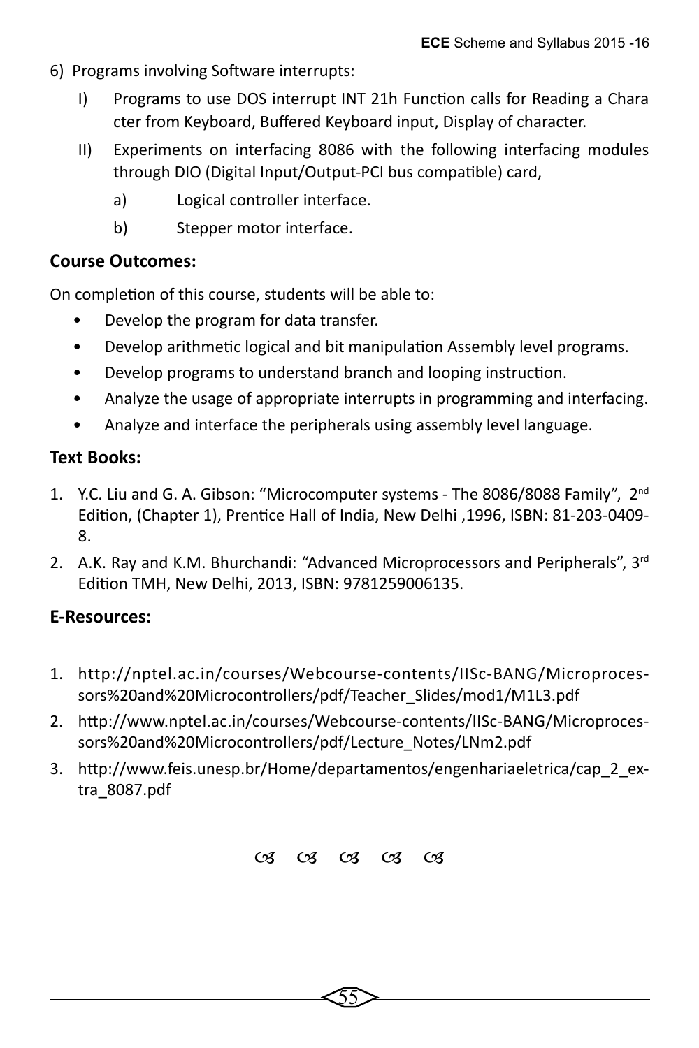6) Programs involving Software interrupts:

   I) Programs to use DOS interrupt INT 21h Function calls for Reading a Chara cter from Keyboard, Buffered Keyboard input, Display of character.

   II) Experiments on interfacing 8086 with the following interfacing modules through DIO (Digital Input/Output-PCI bus compatible) card,

      a) Logical controller interface.

      b) Stepper motor interface.

**Course Outcomes:**

On completion of this course, students will be able to:

- Develop the program for data transfer.
- Develop arithmetic logical and bit manipulation Assembly level programs.
- Develop programs to understand branch and looping instruction.
- Analyze the usage of appropriate interrupts in programming and interfacing.
- Analyze and interface the peripherals using assembly level language.

**Text Books:**

1. Y.C. Liu and G. A. Gibson: "Microcomputer systems - The 8086/8088 Family", 2nd Edition, (Chapter 1), Prentice Hall of India, New Delhi ,1996, ISBN: 81-203-0409-8.
2. A.K. Ray and K.M. Bhurchandi: "Advanced Microprocessors and Peripherals", 3rd Edition TMH, New Delhi, 2013, ISBN: 9781259006135.

**E-Resources:**

1. http://nptel.ac.in/courses/Webcourse-contents/IISc-BANG/Microprocessors%20and%20Microcontrollers/pdf/Teacher_Slides/mod1/M1L3.pdf
2. http://www.nptel.ac.in/courses/Webcourse-contents/IISc-BANG/Microprocessors%20and%20Microcontrollers/pdf/Lecture_Notes/LNm2.pdf
3. http://www.feis.unesp.br/Home/departamentos/engenhariaeletrica/cap_2_extra_8087.pdf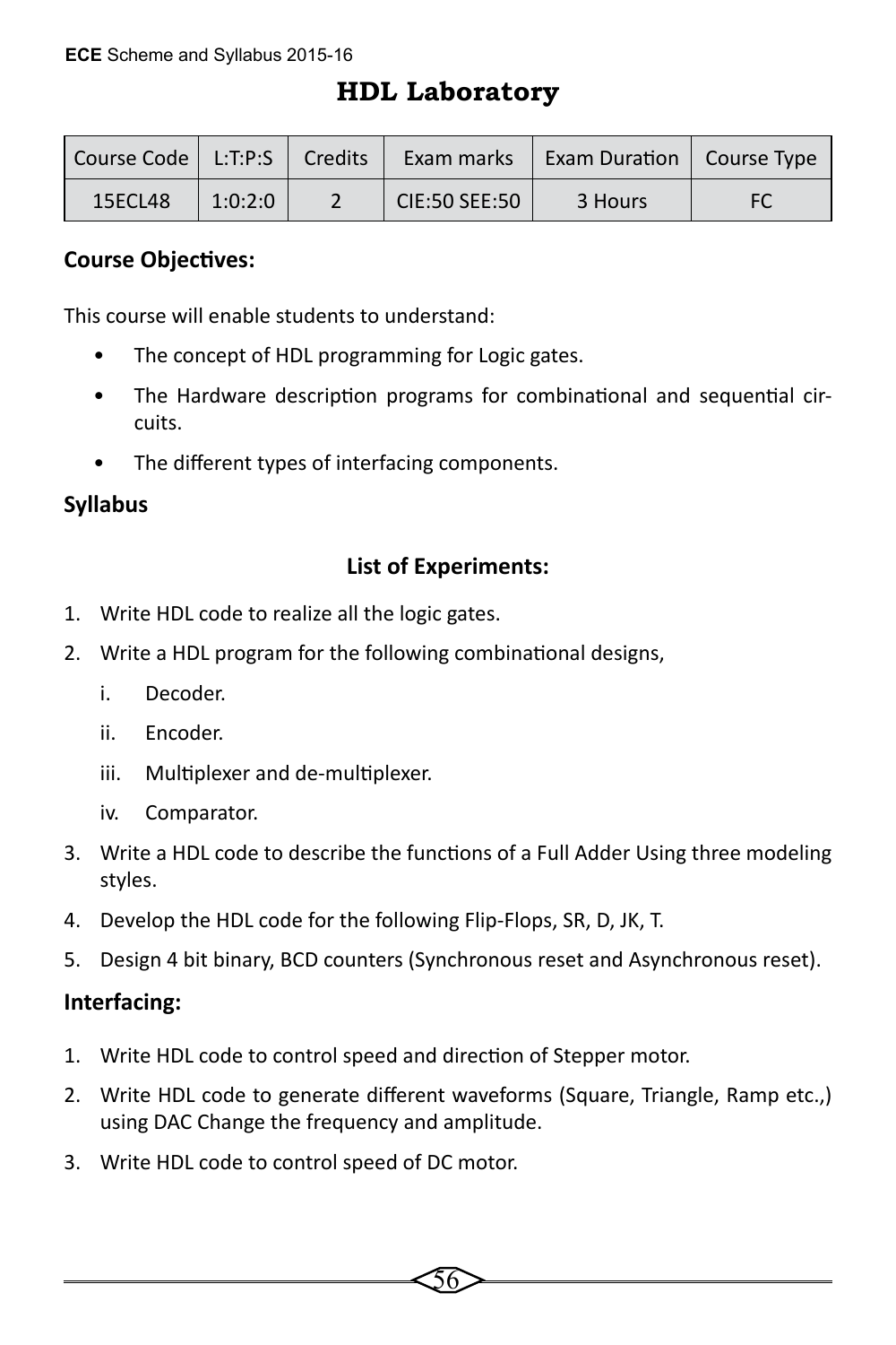# HDL Laboratory

| Course Code | L:T:P:S | Credits | Exam marks | Exam Duration | Course Type |
|---|---|---|---|---|---|
| 15ECL48 | 1:0:2:0 | 2 | CIE:50 SEE:50 | 3 Hours | FC |

**Course Objectives:**

This course will enable students to understand:

- The concept of HDL programming for Logic gates.
- The Hardware description programs for combinational and sequential circuits.
- The different types of interfacing components.

**Syllabus**

**List of Experiments:**

1. Write HDL code to realize all the logic gates.
2. Write a HDL program for the following combinational designs,
   1. Decoder.
   2. Encoder.
   3. Multiplexer and de-multiplexer.
   4. Comparator.
3. Write a HDL code to describe the functions of a Full Adder Using three modeling styles.
4. Develop the HDL code for the following Flip-Flops, SR, D, JK, T.
5. Design 4 bit binary, BCD counters (Synchronous reset and Asynchronous reset).

**Interfacing:**

1. Write HDL code to control speed and direction of Stepper motor.
2. Write HDL code to generate different waveforms (Square, Triangle, Ramp etc.,) using DAC Change the frequency and amplitude.
3. Write HDL code to control speed of DC motor.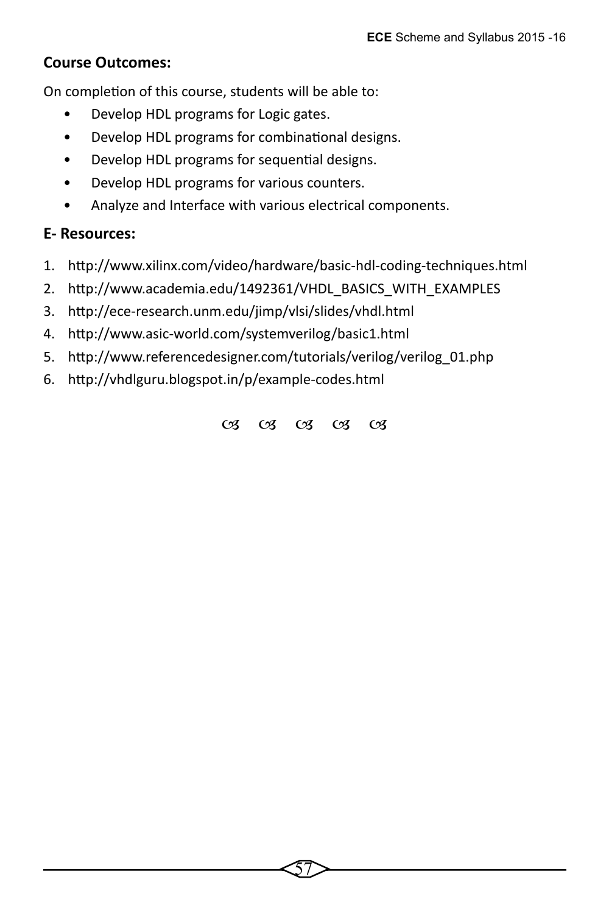## Course Outcomes:

On completion of this course, students will be able to:

- Develop HDL programs for Logic gates.
- Develop HDL programs for combinational designs.
- Develop HDL programs for sequential designs.
- Develop HDL programs for various counters.
- Analyze and Interface with various electrical components.

## E- Resources:

1. http://www.xilinx.com/video/hardware/basic-hdl-coding-techniques.html
2. http://www.academia.edu/1492361/VHDL_BASICS_WITH_EXAMPLES
3. http://ece-research.unm.edu/jimp/vlsi/slides/vhdl.html
4. http://www.asic-world.com/systemverilog/basic1.html
5. http://www.referencedesigner.com/tutorials/verilog/verilog_01.php
6. http://vhdlguru.blogspot.in/p/example-codes.html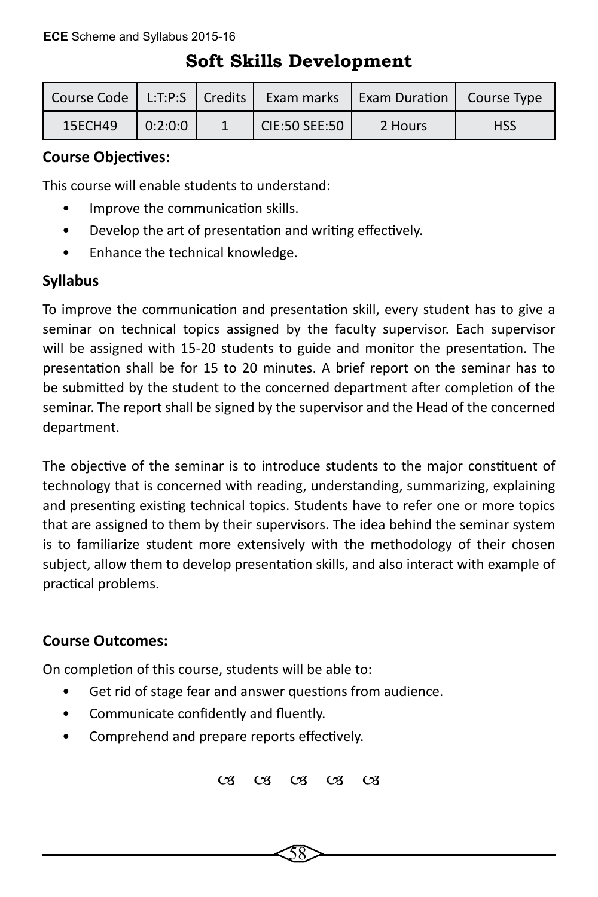# Soft Skills Development

| Course Code | L:T:P:S | Credits | Exam marks | Exam Duration | Course Type |
|---|---|---|---|---|---|
| 15ECH49 | 0:2:0:0 | 1 | CIE:50 SEE:50 | 2 Hours | HSS |

**Course Objectives:**

This course will enable students to understand:

- Improve the communication skills.
- Develop the art of presentation and writing effectively.
- Enhance the technical knowledge.

## Syllabus

To improve the communication and presentation skill, every student has to give a seminar on technical topics assigned by the faculty supervisor. Each supervisor will be assigned with 15-20 students to guide and monitor the presentation. The presentation shall be for 15 to 20 minutes. A brief report on the seminar has to be submitted by the student to the concerned department after completion of the seminar. The report shall be signed by the supervisor and the Head of the concerned department.

The objective of the seminar is to introduce students to the major constituent of technology that is concerned with reading, understanding, summarizing, explaining and presenting existing technical topics. Students have to refer one or more topics that are assigned to them by their supervisors. The idea behind the seminar system is to familiarize student more extensively with the methodology of their chosen subject, allow them to develop presentation skills, and also interact with example of practical problems.

**Course Outcomes:**

On completion of this course, students will be able to:

- Get rid of stage fear and answer questions from audience.
- Communicate confidently and fluently.
- Comprehend and prepare reports effectively.